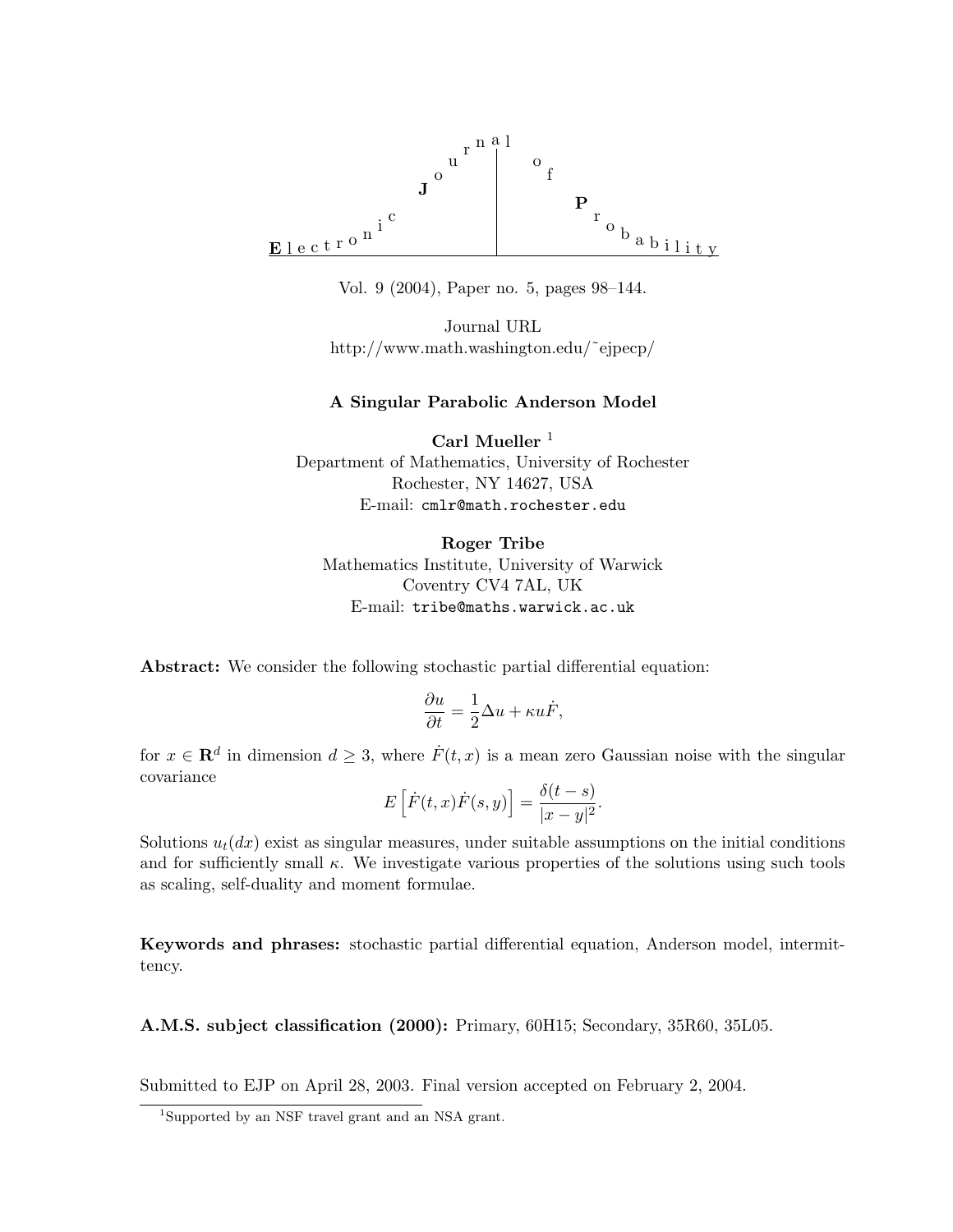**Electronic Journal of Probability**

Vol. 9 (2004), Paper no. 5, pages 98–144.

Journal URL
http://www.math.washington.edu/~ejpecp/

# A Singular Parabolic Anderson Model

**Carl Mueller** [1]
Department of Mathematics, University of Rochester
Rochester, NY 14627, USA
E-mail: cmlr@math.rochester.edu

**Roger Tribe**
Mathematics Institute, University of Warwick
Coventry CV4 7AL, UK
E-mail: tribe@maths.warwick.ac.uk

**Abstract:** We consider the following stochastic partial differential equation:

$$\frac{\partial u}{\partial t} = \frac{1}{2}\Delta u + \kappa u \dot{F},$$

for $x \in \mathbf{R}^d$ in dimension $d \geq 3$, where $\dot{F}(t,x)$ is a mean zero Gaussian noise with the singular covariance

$$E\left[\dot{F}(t,x)\dot{F}(s,y)\right] = \frac{\delta(t-s)}{|x-y|^2}.$$

Solutions $u_t(dx)$ exist as singular measures, under suitable assumptions on the initial conditions and for sufficiently small $\kappa$. We investigate various properties of the solutions using such tools as scaling, self-duality and moment formulae.

**Keywords and phrases:** stochastic partial differential equation, Anderson model, intermittency.

**A.M.S. subject classification (2000):** Primary, 60H15; Secondary, 35R60, 35L05.

Submitted to EJP on April 28, 2003. Final version accepted on February 2, 2004.

[1] Supported by an NSF travel grant and an NSA grant.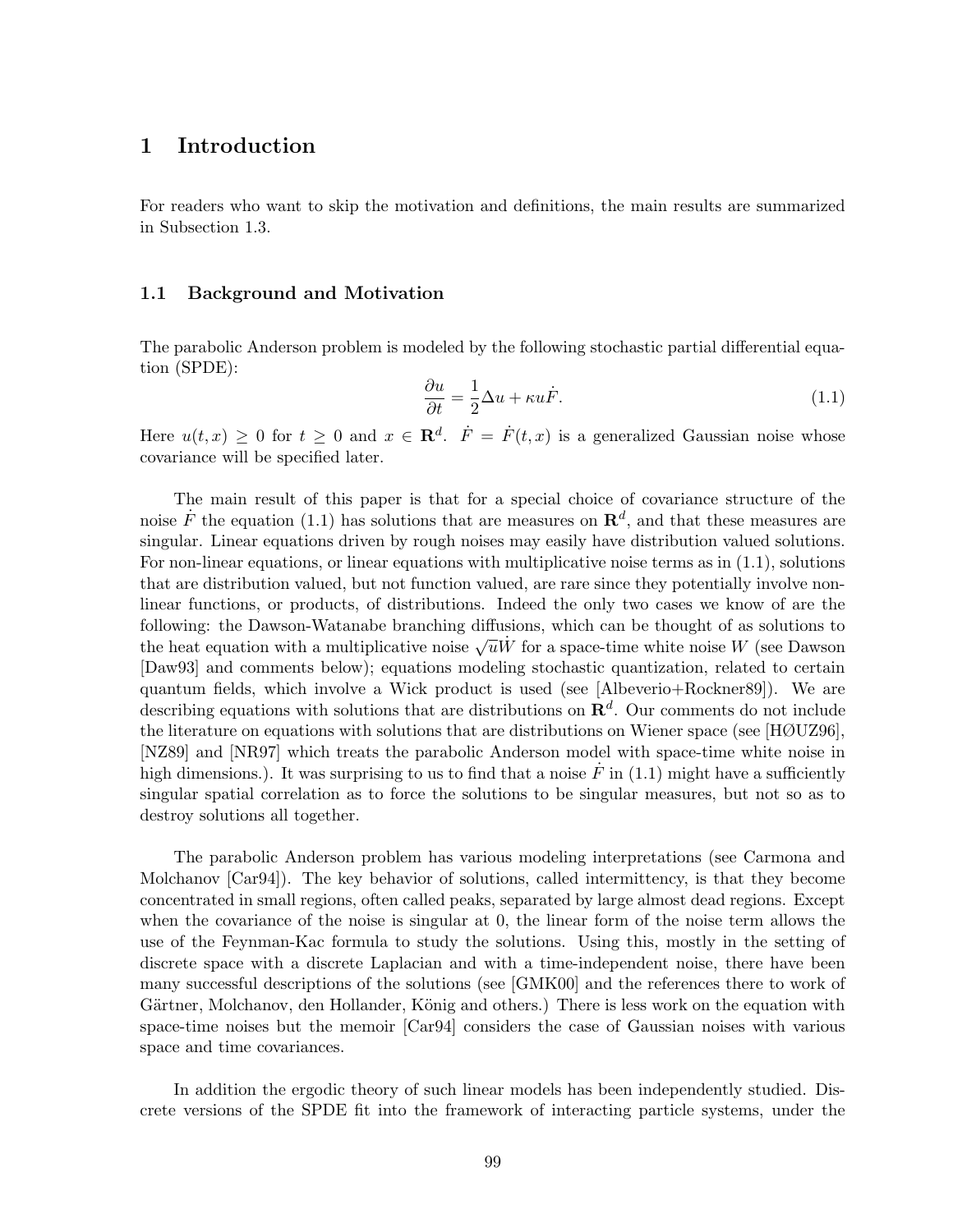# 1 Introduction

For readers who want to skip the motivation and definitions, the main results are summarized in Subsection 1.3.

## 1.1 Background and Motivation

The parabolic Anderson problem is modeled by the following stochastic partial differential equation (SPDE):

$$\frac{\partial u}{\partial t} = \frac{1}{2}\Delta u + \kappa u \dot{F}. \tag{1.1}$$

Here $u(t,x) \geq 0$ for $t \geq 0$ and $x \in \mathbf{R}^d$. $\dot{F} = \dot{F}(t,x)$ is a generalized Gaussian noise whose covariance will be specified later.

The main result of this paper is that for a special choice of covariance structure of the noise $\dot{F}$ the equation (1.1) has solutions that are measures on $\mathbf{R}^d$, and that these measures are singular. Linear equations driven by rough noises may easily have distribution valued solutions. For non-linear equations, or linear equations with multiplicative noise terms as in (1.1), solutions that are distribution valued, but not function valued, are rare since they potentially involve non-linear functions, or products, of distributions. Indeed the only two cases we know of are the following: the Dawson-Watanabe branching diffusions, which can be thought of as solutions to the heat equation with a multiplicative noise $\sqrt{u}\dot{W}$ for a space-time white noise $W$ (see Dawson [Daw93] and comments below); equations modeling stochastic quantization, related to certain quantum fields, which involve a Wick product is used (see [Albeverio+Rockner89]). We are describing equations with solutions that are distributions on $\mathbf{R}^d$. Our comments do not include the literature on equations with solutions that are distributions on Wiener space (see [HØUZ96], [NZ89] and [NR97] which treats the parabolic Anderson model with space-time white noise in high dimensions.). It was surprising to us to find that a noise $\dot{F}$ in (1.1) might have a sufficiently singular spatial correlation as to force the solutions to be singular measures, but not so as to destroy solutions all together.

The parabolic Anderson problem has various modeling interpretations (see Carmona and Molchanov [Car94]). The key behavior of solutions, called intermittency, is that they become concentrated in small regions, often called peaks, separated by large almost dead regions. Except when the covariance of the noise is singular at 0, the linear form of the noise term allows the use of the Feynman-Kac formula to study the solutions. Using this, mostly in the setting of discrete space with a discrete Laplacian and with a time-independent noise, there have been many successful descriptions of the solutions (see [GMK00] and the references there to work of Gärtner, Molchanov, den Hollander, König and others.) There is less work on the equation with space-time noises but the memoir [Car94] considers the case of Gaussian noises with various space and time covariances.

In addition the ergodic theory of such linear models has been independently studied. Discrete versions of the SPDE fit into the framework of interacting particle systems, under the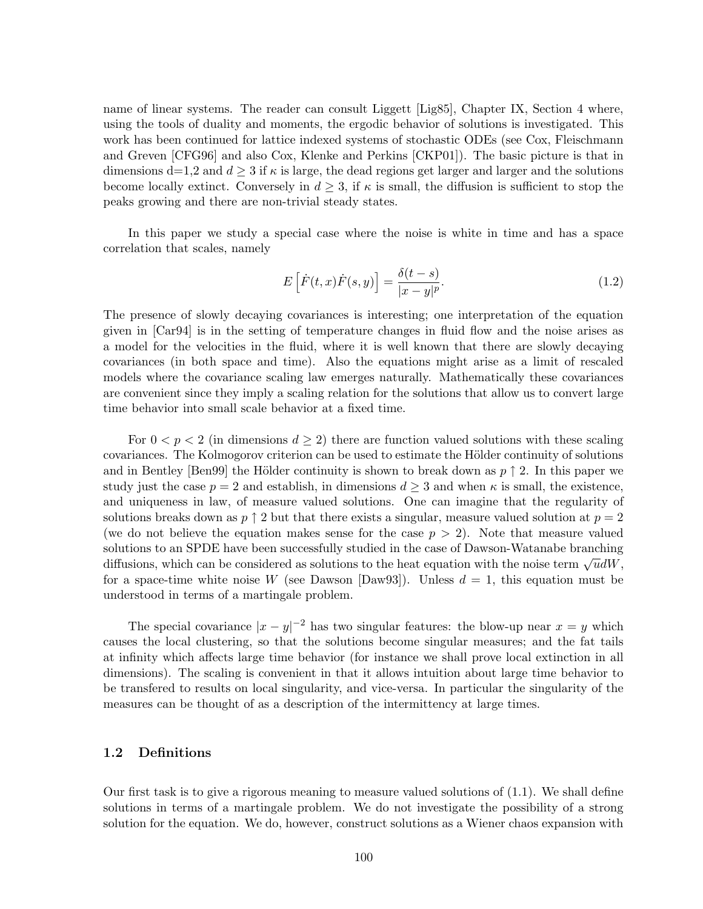name of linear systems. The reader can consult Liggett [Lig85], Chapter IX, Section 4 where, using the tools of duality and moments, the ergodic behavior of solutions is investigated. This work has been continued for lattice indexed systems of stochastic ODEs (see Cox, Fleischmann and Greven [CFG96] and also Cox, Klenke and Perkins [CKP01]). The basic picture is that in dimensions d=1,2 and $d \geq 3$ if $\kappa$ is large, the dead regions get larger and larger and the solutions become locally extinct. Conversely in $d \geq 3$, if $\kappa$ is small, the diffusion is sufficient to stop the peaks growing and there are non-trivial steady states.

In this paper we study a special case where the noise is white in time and has a space correlation that scales, namely

$$E\left[\dot{F}(t,x)\dot{F}(s,y)\right] = \frac{\delta(t-s)}{|x-y|^p}. \tag{1.2}$$

The presence of slowly decaying covariances is interesting; one interpretation of the equation given in [Car94] is in the setting of temperature changes in fluid flow and the noise arises as a model for the velocities in the fluid, where it is well known that there are slowly decaying covariances (in both space and time). Also the equations might arise as a limit of rescaled models where the covariance scaling law emerges naturally. Mathematically these covariances are convenient since they imply a scaling relation for the solutions that allow us to convert large time behavior into small scale behavior at a fixed time.

For $0 < p < 2$ (in dimensions $d \geq 2$) there are function valued solutions with these scaling covariances. The Kolmogorov criterion can be used to estimate the Hölder continuity of solutions and in Bentley [Ben99] the Hölder continuity is shown to break down as $p \uparrow 2$. In this paper we study just the case $p = 2$ and establish, in dimensions $d \geq 3$ and when $\kappa$ is small, the existence, and uniqueness in law, of measure valued solutions. One can imagine that the regularity of solutions breaks down as $p \uparrow 2$ but that there exists a singular, measure valued solution at $p = 2$ (we do not believe the equation makes sense for the case $p > 2$). Note that measure valued solutions to an SPDE have been successfully studied in the case of Dawson-Watanabe branching diffusions, which can be considered as solutions to the heat equation with the noise term $\sqrt{u}dW$, for a space-time white noise $W$ (see Dawson [Daw93]). Unless $d = 1$, this equation must be understood in terms of a martingale problem.

The special covariance $|x-y|^{-2}$ has two singular features: the blow-up near $x = y$ which causes the local clustering, so that the solutions become singular measures; and the fat tails at infinity which affects large time behavior (for instance we shall prove local extinction in all dimensions). The scaling is convenient in that it allows intuition about large time behavior to be transfered to results on local singularity, and vice-versa. In particular the singularity of the measures can be thought of as a description of the intermittency at large times.

### 1.2 Definitions

Our first task is to give a rigorous meaning to measure valued solutions of (1.1). We shall define solutions in terms of a martingale problem. We do not investigate the possibility of a strong solution for the equation. We do, however, construct solutions as a Wiener chaos expansion with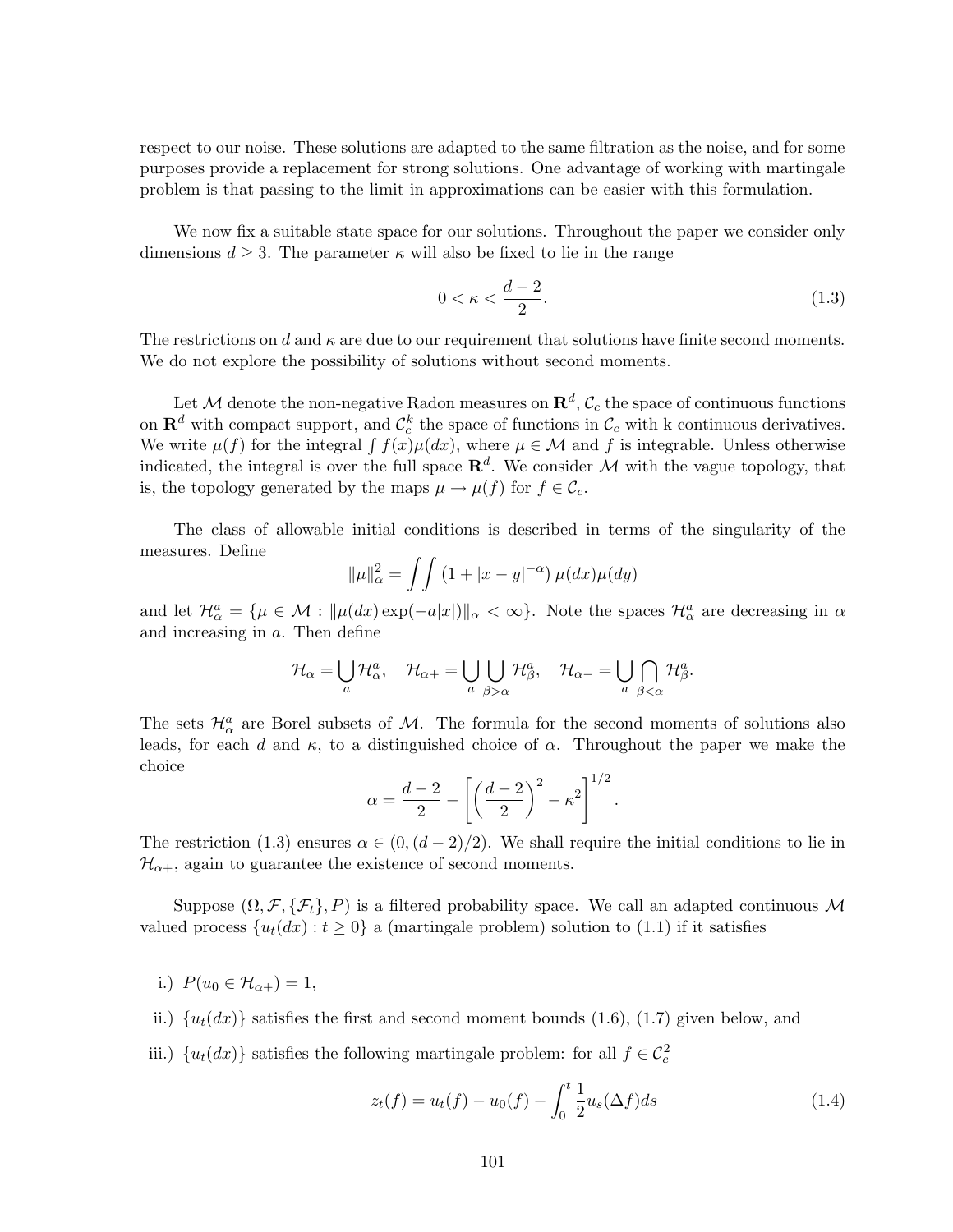respect to our noise. These solutions are adapted to the same filtration as the noise, and for some purposes provide a replacement for strong solutions. One advantage of working with martingale problem is that passing to the limit in approximations can be easier with this formulation.

We now fix a suitable state space for our solutions. Throughout the paper we consider only dimensions $d \geq 3$. The parameter $\kappa$ will also be fixed to lie in the range

$$0 < \kappa < \frac{d-2}{2}. \tag{1.3}$$

The restrictions on $d$ and $\kappa$ are due to our requirement that solutions have finite second moments. We do not explore the possibility of solutions without second moments.

Let $\mathcal{M}$ denote the non-negative Radon measures on $\mathbf{R}^d$, $\mathcal{C}_c$ the space of continuous functions on $\mathbf{R}^d$ with compact support, and $\mathcal{C}_c^k$ the space of functions in $\mathcal{C}_c$ with k continuous derivatives. We write $\mu(f)$ for the integral $\int f(x)\mu(dx)$, where $\mu \in \mathcal{M}$ and $f$ is integrable. Unless otherwise indicated, the integral is over the full space $\mathbf{R}^d$. We consider $\mathcal{M}$ with the vague topology, that is, the topology generated by the maps $\mu \to \mu(f)$ for $f \in \mathcal{C}_c$.

The class of allowable initial conditions is described in terms of the singularity of the measures. Define

$$\|\mu\|_\alpha^2 = \int\int \left(1 + |x-y|^{-\alpha}\right) \mu(dx)\mu(dy)$$

and let $\mathcal{H}_\alpha^a = \{\mu \in \mathcal{M} : \|\mu(dx)\exp(-a|x|)\|_\alpha < \infty\}$. Note the spaces $\mathcal{H}_\alpha^a$ are decreasing in $\alpha$ and increasing in $a$. Then define

$$\mathcal{H}_\alpha = \bigcup_a \mathcal{H}_\alpha^a, \quad \mathcal{H}_{\alpha+} = \bigcup_a \bigcup_{\beta > \alpha} \mathcal{H}_\beta^a, \quad \mathcal{H}_{\alpha-} = \bigcup_a \bigcap_{\beta < \alpha} \mathcal{H}_\beta^a.$$

The sets $\mathcal{H}_\alpha^a$ are Borel subsets of $\mathcal{M}$. The formula for the second moments of solutions also leads, for each $d$ and $\kappa$, to a distinguished choice of $\alpha$. Throughout the paper we make the choice

$$\alpha = \frac{d-2}{2} - \left[\left(\frac{d-2}{2}\right)^2 - \kappa^2\right]^{1/2}.$$

The restriction (1.3) ensures $\alpha \in (0, (d-2)/2)$. We shall require the initial conditions to lie in $\mathcal{H}_{\alpha+}$, again to guarantee the existence of second moments.

Suppose $(\Omega, \mathcal{F}, \{\mathcal{F}_t\}, P)$ is a filtered probability space. We call an adapted continuous $\mathcal{M}$ valued process $\{u_t(dx) : t \geq 0\}$ a (martingale problem) solution to (1.1) if it satisfies

i.) $P(u_0 \in \mathcal{H}_{\alpha+}) = 1$,

ii.) $\{u_t(dx)\}$ satisfies the first and second moment bounds (1.6), (1.7) given below, and

iii.) $\{u_t(dx)\}$ satisfies the following martingale problem: for all $f \in \mathcal{C}_c^2$

$$z_t(f) = u_t(f) - u_0(f) - \int_0^t \frac{1}{2} u_s(\Delta f) ds \tag{1.4}$$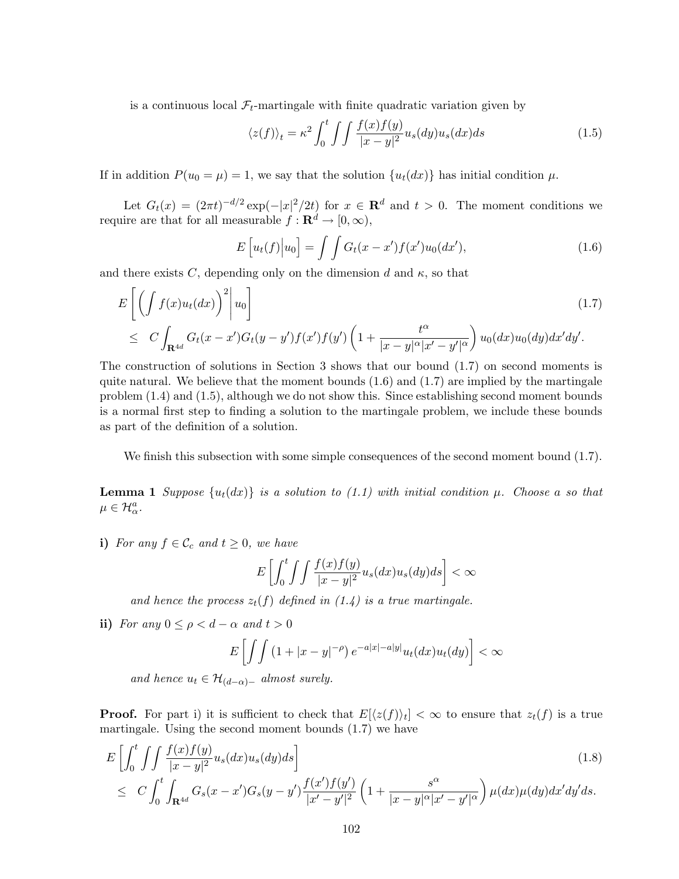is a continuous local $\mathcal{F}_t$-martingale with finite quadratic variation given by

$$\langle z(f) \rangle_t = \kappa^2 \int_0^t \int \int \frac{f(x)f(y)}{|x-y|^2} u_s(dy) u_s(dx) ds \tag{1.5}$$

If in addition $P(u_0 = \mu) = 1$, we say that the solution $\{u_t(dx)\}$ has initial condition $\mu$.

Let $G_t(x) = (2\pi t)^{-d/2} \exp(-|x|^2/2t)$ for $x \in \mathbf{R}^d$ and $t > 0$. The moment conditions we require are that for all measurable $f : \mathbf{R}^d \to [0, \infty)$,

$$E\left[ u_t(f) \middle| u_0 \right] = \int \int G_t(x - x') f(x') u_0(dx'), \tag{1.6}$$

and there exists $C$, depending only on the dimension $d$ and $\kappa$, so that

$$\begin{aligned} & E\left[ \left( \int f(x) u_t(dx) \right)^2 \middle| u_0 \right] \\ \leq \;& C \int_{\mathbf{R}^{4d}} G_t(x-x') G_t(y-y') f(x') f(y') \left( 1 + \frac{t^\alpha}{|x-y|^\alpha |x'-y'|^\alpha} \right) u_0(dx) u_0(dy) dx' dy'. \end{aligned} \tag{1.7}$$

The construction of solutions in Section 3 shows that our bound (1.7) on second moments is quite natural. We believe that the moment bounds (1.6) and (1.7) are implied by the martingale problem (1.4) and (1.5), although we do not show this. Since establishing second moment bounds is a normal first step to finding a solution to the martingale problem, we include these bounds as part of the definition of a solution.

We finish this subsection with some simple consequences of the second moment bound (1.7).

**Lemma 1** *Suppose $\{u_t(dx)\}$ is a solution to (1.1) with initial condition $\mu$. Choose $a$ so that $\mu \in \mathcal{H}^a_\alpha$.*

**i)** *For any $f \in \mathcal{C}_c$ and $t \geq 0$, we have*

$$E\left[ \int_0^t \int \int \frac{f(x)f(y)}{|x-y|^2} u_s(dx) u_s(dy) ds \right] < \infty$$

*and hence the process $z_t(f)$ defined in (1.4) is a true martingale.*

**ii)** *For any $0 \leq \rho < d - \alpha$ and $t > 0$*

$$E\left[ \int \int \left( 1 + |x-y|^{-\rho} \right) e^{-a|x| - a|y|} u_t(dx) u_t(dy) \right] < \infty$$

*and hence $u_t \in \mathcal{H}_{(d-\alpha)-}$ almost surely.*

**Proof.** For part i) it is sufficient to check that $E[\langle z(f) \rangle_t] < \infty$ to ensure that $z_t(f)$ is a true martingale. Using the second moment bounds (1.7) we have

$$\begin{aligned} & E\left[ \int_0^t \int \int \frac{f(x)f(y)}{|x-y|^2} u_s(dx) u_s(dy) ds \right] \\ \leq \;& C \int_0^t \int_{\mathbf{R}^{4d}} G_s(x-x') G_s(y-y') \frac{f(x')f(y')}{|x'-y'|^2} \left( 1 + \frac{s^\alpha}{|x-y|^\alpha |x'-y'|^\alpha} \right) \mu(dx) \mu(dy) dx' dy' ds. \end{aligned} \tag{1.8}$$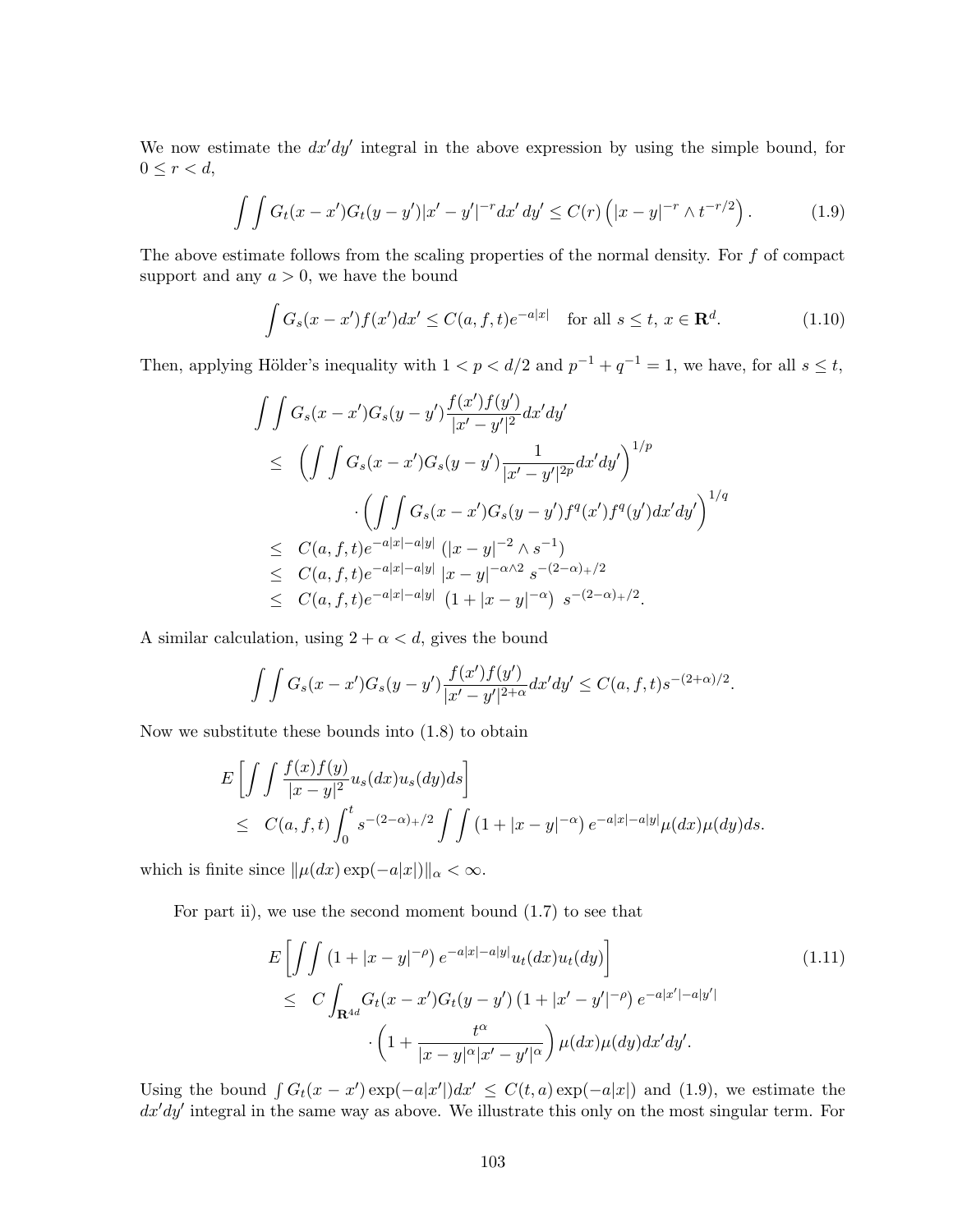We now estimate the $dx'dy'$ integral in the above expression by using the simple bound, for $0 \le r < d$,

$$\int\int G_t(x-x')G_t(y-y')|x'-y'|^{-r}dx'\,dy' \le C(r)\left(|x-y|^{-r} \wedge t^{-r/2}\right). \tag{1.9}$$

The above estimate follows from the scaling properties of the normal density. For $f$ of compact support and any $a > 0$, we have the bound

$$\int G_s(x-x')f(x')dx' \le C(a,f,t)e^{-a|x|} \quad \text{for all } s \le t,\ x \in \mathbf{R}^d. \tag{1.10}$$

Then, applying Hölder's inequality with $1 < p < d/2$ and $p^{-1} + q^{-1} = 1$, we have, for all $s \le t$,

$$\begin{aligned}
&\int\int G_s(x-x')G_s(y-y')\frac{f(x')f(y')}{|x'-y'|^2}dx'dy' \\
&\le \left(\int\int G_s(x-x')G_s(y-y')\frac{1}{|x'-y'|^{2p}}dx'dy'\right)^{1/p} \\
&\qquad \cdot \left(\int\int G_s(x-x')G_s(y-y')f^q(x')f^q(y')dx'dy'\right)^{1/q} \\
&\le C(a,f,t)e^{-a|x|-a|y|}\left(|x-y|^{-2} \wedge s^{-1}\right) \\
&\le C(a,f,t)e^{-a|x|-a|y|}\,|x-y|^{-\alpha\wedge 2}\,s^{-(2-\alpha)_+/2} \\
&\le C(a,f,t)e^{-a|x|-a|y|}\left(1+|x-y|^{-\alpha}\right)\,s^{-(2-\alpha)_+/2}.
\end{aligned}$$

A similar calculation, using $2+\alpha < d$, gives the bound

$$\int\int G_s(x-x')G_s(y-y')\frac{f(x')f(y')}{|x'-y'|^{2+\alpha}}dx'dy' \le C(a,f,t)s^{-(2+\alpha)/2}.$$

Now we substitute these bounds into (1.8) to obtain

$$\begin{aligned}
&E\left[\int\int \frac{f(x)f(y)}{|x-y|^2}u_s(dx)u_s(dy)ds\right] \\
&\le C(a,f,t)\int_0^t s^{-(2-\alpha)_+/2}\int\int\left(1+|x-y|^{-\alpha}\right)e^{-a|x|-a|y|}\mu(dx)\mu(dy)ds.
\end{aligned}$$

which is finite since $\|\mu(dx)\exp(-a|x|)\|_\alpha < \infty$.

For part ii), we use the second moment bound (1.7) to see that

$$\begin{aligned}
&E\left[\int\int\left(1+|x-y|^{-\rho}\right)e^{-a|x|-a|y|}u_t(dx)u_t(dy)\right] \\
&\le C\int_{\mathbf{R}^{4d}} G_t(x-x')G_t(y-y')\left(1+|x'-y'|^{-\rho}\right)e^{-a|x'|-a|y'|} \\
&\qquad \cdot\left(1+\frac{t^\alpha}{|x-y|^\alpha|x'-y'|^\alpha}\right)\mu(dx)\mu(dy)dx'dy'.
\end{aligned} \tag{1.11}$$

Using the bound $\int G_t(x-x')\exp(-a|x'|)dx' \le C(t,a)\exp(-a|x|)$ and (1.9), we estimate the $dx'dy'$ integral in the same way as above. We illustrate this only on the most singular term. For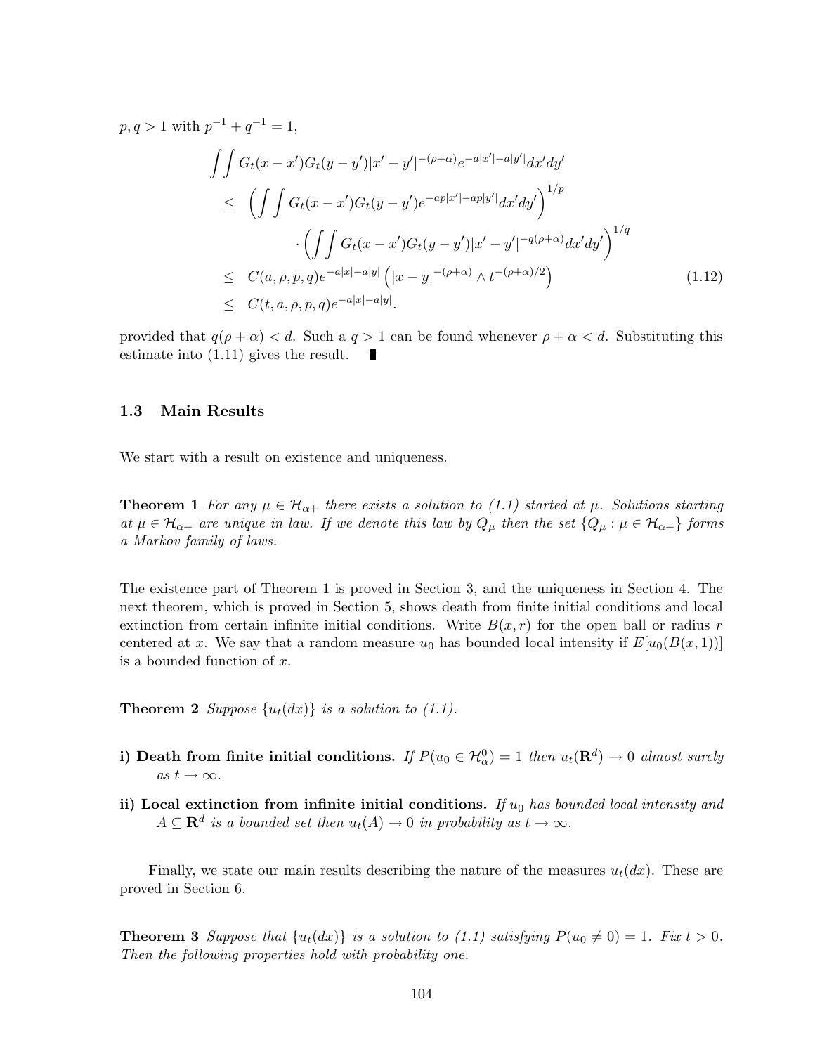$p, q > 1$ with $p^{-1} + q^{-1} = 1$,

$$
\begin{aligned}
& \int\int G_t(x-x')G_t(y-y')|x'-y'|^{-(\rho+\alpha)} e^{-a|x'|-a|y'|} dx'dy' \\
& \leq \left( \int\int G_t(x-x')G_t(y-y') e^{-ap|x'|-ap|y'|} dx'dy' \right)^{1/p} \\
& \qquad \cdot \left( \int\int G_t(x-x')G_t(y-y')|x'-y'|^{-q(\rho+\alpha)} dx'dy' \right)^{1/q} \\
& \leq C(a,\rho,p,q) e^{-a|x|-a|y|} \left( |x-y|^{-(\rho+\alpha)} \wedge t^{-(\rho+\alpha)/2} \right) \\
& \leq C(t,a,\rho,p,q) e^{-a|x|-a|y|}.
\end{aligned}
\tag{1.12}
$$

provided that $q(\rho+\alpha) < d$. Such a $q > 1$ can be found whenever $\rho + \alpha < d$. Substituting this estimate into (1.11) gives the result. ∎

### 1.3 Main Results

We start with a result on existence and uniqueness.

**Theorem 1** *For any $\mu \in \mathcal{H}_{\alpha+}$ there exists a solution to (1.1) started at $\mu$. Solutions starting at $\mu \in \mathcal{H}_{\alpha+}$ are unique in law. If we denote this law by $Q_\mu$ then the set $\{Q_\mu : \mu \in \mathcal{H}_{\alpha+}\}$ forms a Markov family of laws.*

The existence part of Theorem 1 is proved in Section 3, and the uniqueness in Section 4. The next theorem, which is proved in Section 5, shows death from finite initial conditions and local extinction from certain infinite initial conditions. Write $B(x,r)$ for the open ball or radius $r$ centered at $x$. We say that a random measure $u_0$ has bounded local intensity if $E[u_0(B(x,1))]$ is a bounded function of $x$.

**Theorem 2** *Suppose $\{u_t(dx)\}$ is a solution to (1.1).*

**i) Death from finite initial conditions.** *If $P(u_0 \in \mathcal{H}^0_\alpha) = 1$ then $u_t(\mathbf{R}^d) \to 0$ almost surely as $t \to \infty$.*

**ii) Local extinction from infinite initial conditions.** *If $u_0$ has bounded local intensity and $A \subseteq \mathbf{R}^d$ is a bounded set then $u_t(A) \to 0$ in probability as $t \to \infty$.*

Finally, we state our main results describing the nature of the measures $u_t(dx)$. These are proved in Section 6.

**Theorem 3** *Suppose that $\{u_t(dx)\}$ is a solution to (1.1) satisfying $P(u_0 \neq 0) = 1$. Fix $t > 0$. Then the following properties hold with probability one.*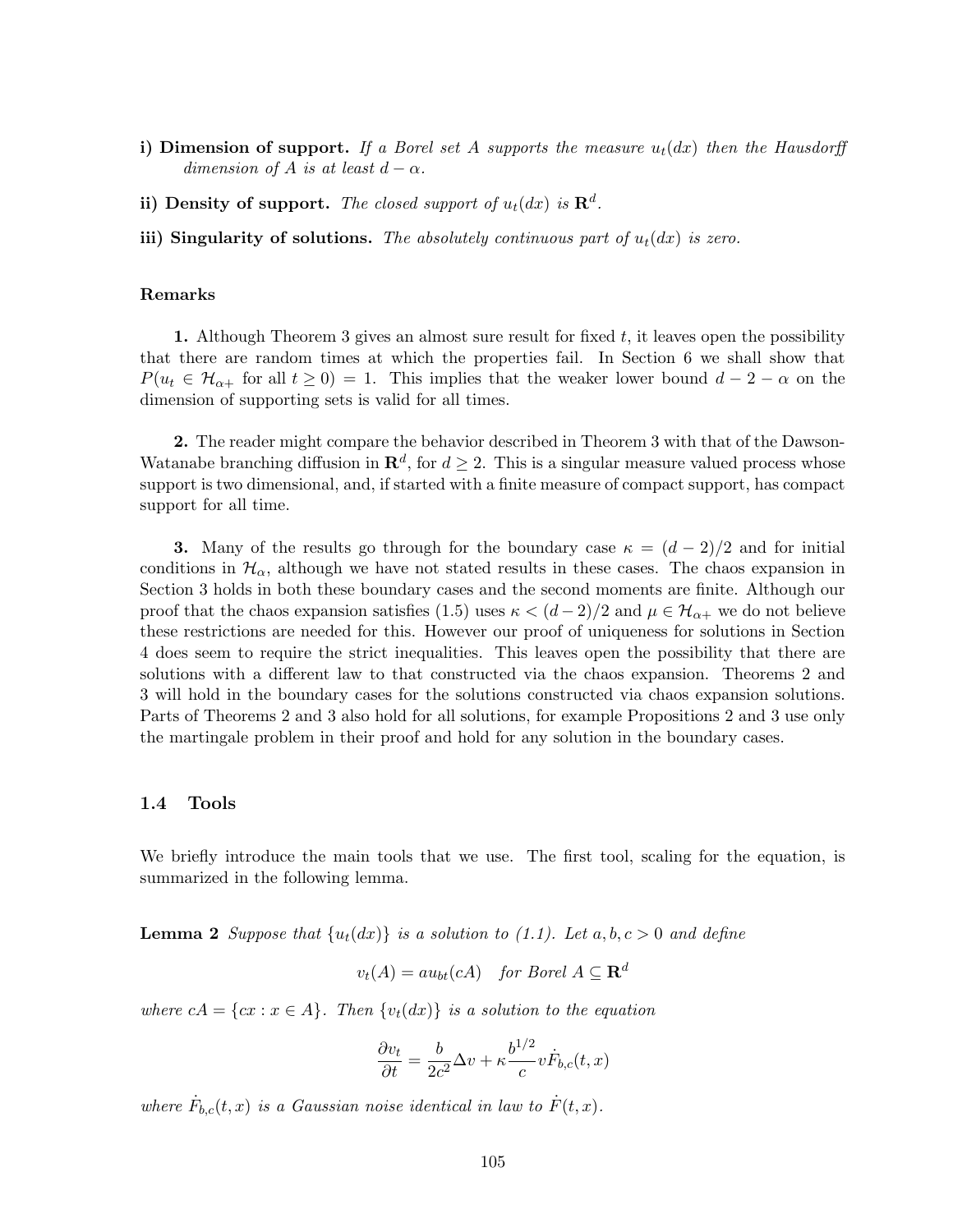**i) Dimension of support.** *If a Borel set $A$ supports the measure $u_t(dx)$ then the Hausdorff dimension of $A$ is at least $d - \alpha$.*

**ii) Density of support.** *The closed support of $u_t(dx)$ is $\mathbf{R}^d$.*

**iii) Singularity of solutions.** *The absolutely continuous part of $u_t(dx)$ is zero.*

#### Remarks

**1.** Although Theorem 3 gives an almost sure result for fixed $t$, it leaves open the possibility that there are random times at which the properties fail. In Section 6 we shall show that $P(u_t \in \mathcal{H}_{\alpha+} \text{ for all } t \geq 0) = 1$. This implies that the weaker lower bound $d - 2 - \alpha$ on the dimension of supporting sets is valid for all times.

**2.** The reader might compare the behavior described in Theorem 3 with that of the Dawson-Watanabe branching diffusion in $\mathbf{R}^d$, for $d \geq 2$. This is a singular measure valued process whose support is two dimensional, and, if started with a finite measure of compact support, has compact support for all time.

**3.** Many of the results go through for the boundary case $\kappa = (d-2)/2$ and for initial conditions in $\mathcal{H}_\alpha$, although we have not stated results in these cases. The chaos expansion in Section 3 holds in both these boundary cases and the second moments are finite. Although our proof that the chaos expansion satisfies (1.5) uses $\kappa < (d-2)/2$ and $\mu \in \mathcal{H}_{\alpha+}$ we do not believe these restrictions are needed for this. However our proof of uniqueness for solutions in Section 4 does seem to require the strict inequalities. This leaves open the possibility that there are solutions with a different law to that constructed via the chaos expansion. Theorems 2 and 3 will hold in the boundary cases for the solutions constructed via chaos expansion solutions. Parts of Theorems 2 and 3 also hold for all solutions, for example Propositions 2 and 3 use only the martingale problem in their proof and hold for any solution in the boundary cases.

### 1.4 Tools

We briefly introduce the main tools that we use. The first tool, scaling for the equation, is summarized in the following lemma.

**Lemma 2** *Suppose that $\{u_t(dx)\}$ is a solution to (1.1). Let $a, b, c > 0$ and define*

$$v_t(A) = a u_{bt}(cA) \quad \textit{for Borel } A \subseteq \mathbf{R}^d$$

*where $cA = \{cx : x \in A\}$. Then $\{v_t(dx)\}$ is a solution to the equation*

$$\frac{\partial v_t}{\partial t} = \frac{b}{2c^2} \Delta v + \kappa \frac{b^{1/2}}{c} v \dot{F}_{b,c}(t,x)$$

*where $\dot{F}_{b,c}(t,x)$ is a Gaussian noise identical in law to $\dot{F}(t,x)$.*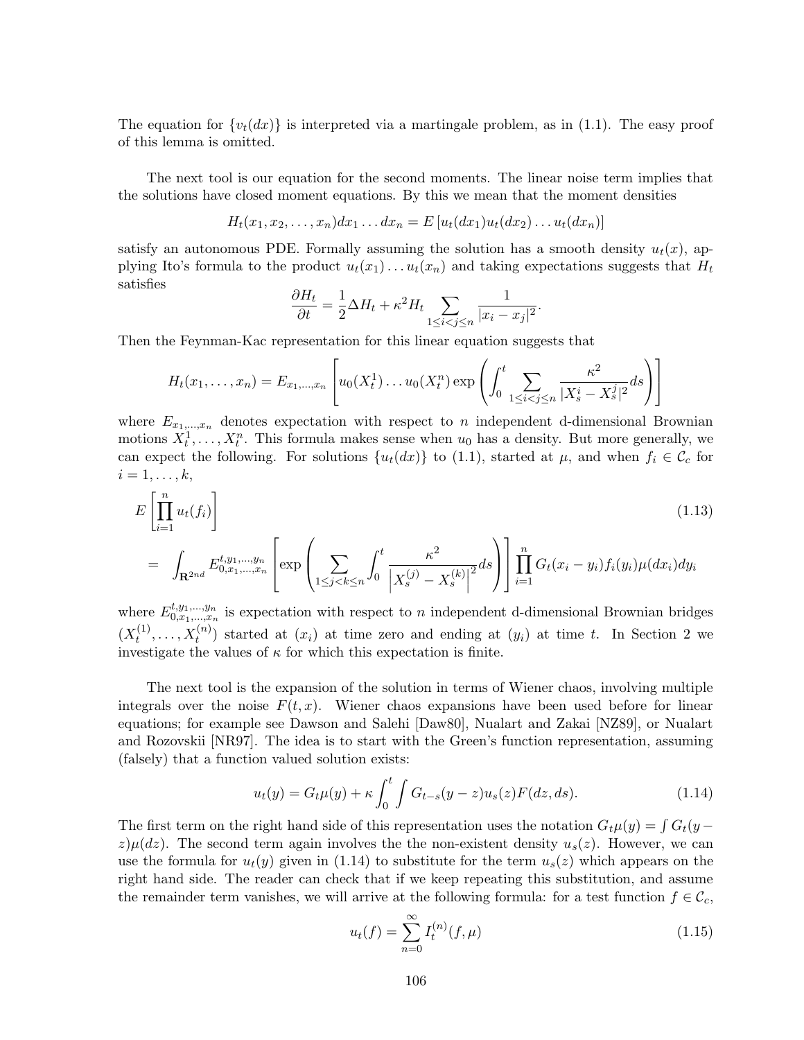The equation for $\{v_t(dx)\}$ is interpreted via a martingale problem, as in (1.1). The easy proof of this lemma is omitted.

The next tool is our equation for the second moments. The linear noise term implies that the solutions have closed moment equations. By this we mean that the moment densities

$$H_t(x_1, x_2, \ldots, x_n)dx_1 \ldots dx_n = E\left[u_t(dx_1)u_t(dx_2)\ldots u_t(dx_n)\right]$$

satisfy an autonomous PDE. Formally assuming the solution has a smooth density $u_t(x)$, applying Ito's formula to the product $u_t(x_1)\ldots u_t(x_n)$ and taking expectations suggests that $H_t$ satisfies

$$\frac{\partial H_t}{\partial t} = \frac{1}{2}\Delta H_t + \kappa^2 H_t \sum_{1\le i<j\le n} \frac{1}{|x_i - x_j|^2}.$$

Then the Feynman-Kac representation for this linear equation suggests that

$$H_t(x_1, \ldots, x_n) = E_{x_1,\ldots,x_n}\left[u_0(X_t^1)\ldots u_0(X_t^n)\exp\left(\int_0^t \sum_{1\le i<j\le n} \frac{\kappa^2}{|X_s^i - X_s^j|^2}ds\right)\right]$$

where $E_{x_1,\ldots,x_n}$ denotes expectation with respect to $n$ independent d-dimensional Brownian motions $X_t^1, \ldots, X_t^n$. This formula makes sense when $u_0$ has a density. But more generally, we can expect the following. For solutions $\{u_t(dx)\}$ to (1.1), started at $\mu$, and when $f_i \in \mathcal{C}_c$ for $i = 1, \ldots, k$,

$$\begin{aligned} & E\left[\prod_{i=1}^n u_t(f_i)\right] && (1.13)\\ = & \int_{\mathbf{R}^{2nd}} E_{0,x_1,\ldots,x_n}^{t,y_1,\ldots,y_n}\left[\exp\left(\sum_{1\le j<k\le n}\int_0^t \frac{\kappa^2}{\left|X_s^{(j)} - X_s^{(k)}\right|^2}ds\right)\right]\prod_{i=1}^n G_t(x_i - y_i)f_i(y_i)\mu(dx_i)dy_i \end{aligned}$$

where $E_{0,x_1,\ldots,x_n}^{t,y_1,\ldots,y_n}$ is expectation with respect to $n$ independent d-dimensional Brownian bridges $(X_t^{(1)}, \ldots, X_t^{(n)})$ started at $(x_i)$ at time zero and ending at $(y_i)$ at time $t$. In Section 2 we investigate the values of $\kappa$ for which this expectation is finite.

The next tool is the expansion of the solution in terms of Wiener chaos, involving multiple integrals over the noise $F(t, x)$. Wiener chaos expansions have been used before for linear equations; for example see Dawson and Salehi [Daw80], Nualart and Zakai [NZ89], or Nualart and Rozovskii [NR97]. The idea is to start with the Green's function representation, assuming (falsely) that a function valued solution exists:

$$u_t(y) = G_t\mu(y) + \kappa\int_0^t\int G_{t-s}(y-z)u_s(z)F(dz, ds). \tag{1.14}$$

The first term on the right hand side of this representation uses the notation $G_t\mu(y) = \int G_t(y - z)\mu(dz)$. The second term again involves the the non-existent density $u_s(z)$. However, we can use the formula for $u_t(y)$ given in (1.14) to substitute for the term $u_s(z)$ which appears on the right hand side. The reader can check that if we keep repeating this substitution, and assume the remainder term vanishes, we will arrive at the following formula: for a test function $f \in \mathcal{C}_c$,

$$u_t(f) = \sum_{n=0}^{\infty} I_t^{(n)}(f, \mu) \tag{1.15}$$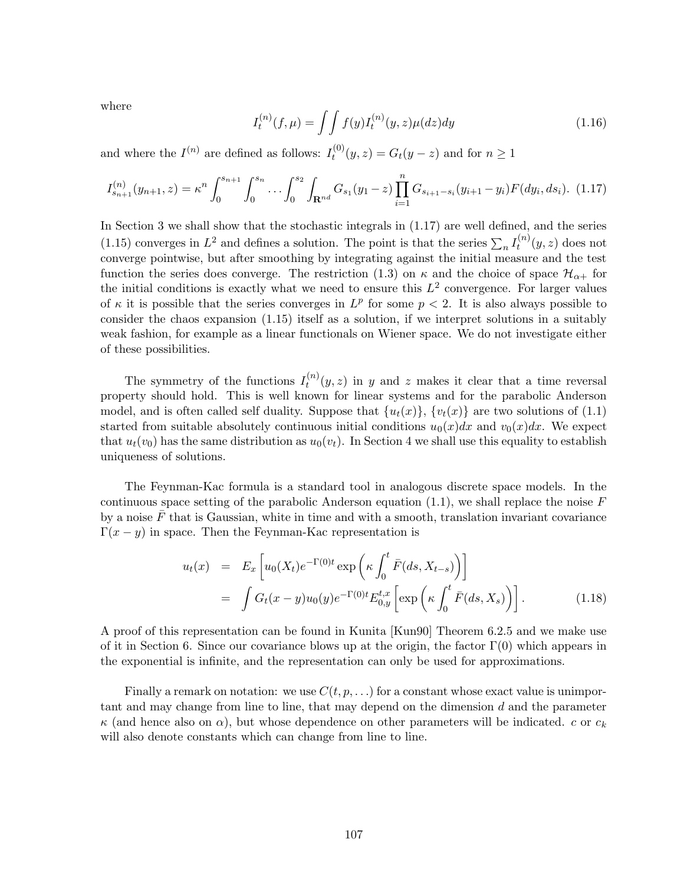where

$$I_t^{(n)}(f,\mu) = \int\int f(y) I_t^{(n)}(y,z)\mu(dz)dy \tag{1.16}$$

and where the $I^{(n)}$ are defined as follows: $I_t^{(0)}(y,z) = G_t(y-z)$ and for $n \geq 1$

$$I_{s_{n+1}}^{(n)}(y_{n+1},z) = \kappa^n \int_0^{s_{n+1}} \int_0^{s_n} \dots \int_0^{s_2} \int_{\mathbf{R}^{nd}} G_{s_1}(y_1 - z) \prod_{i=1}^n G_{s_{i+1}-s_i}(y_{i+1}-y_i) F(dy_i, ds_i). \tag{1.17}$$

In Section 3 we shall show that the stochastic integrals in (1.17) are well defined, and the series (1.15) converges in $L^2$ and defines a solution. The point is that the series $\sum_n I_t^{(n)}(y,z)$ does not converge pointwise, but after smoothing by integrating against the initial measure and the test function the series does converge. The restriction (1.3) on $\kappa$ and the choice of space $\mathcal{H}_{\alpha+}$ for the initial conditions is exactly what we need to ensure this $L^2$ convergence. For larger values of $\kappa$ it is possible that the series converges in $L^p$ for some $p < 2$. It is also always possible to consider the chaos expansion (1.15) itself as a solution, if we interpret solutions in a suitably weak fashion, for example as a linear functionals on Wiener space. We do not investigate either of these possibilities.

The symmetry of the functions $I_t^{(n)}(y,z)$ in $y$ and $z$ makes it clear that a time reversal property should hold. This is well known for linear systems and for the parabolic Anderson model, and is often called self duality. Suppose that $\{u_t(x)\}$, $\{v_t(x)\}$ are two solutions of (1.1) started from suitable absolutely continuous initial conditions $u_0(x)dx$ and $v_0(x)dx$. We expect that $u_t(v_0)$ has the same distribution as $u_0(v_t)$. In Section 4 we shall use this equality to establish uniqueness of solutions.

The Feynman-Kac formula is a standard tool in analogous discrete space models. In the continuous space setting of the parabolic Anderson equation (1.1), we shall replace the noise $F$ by a noise $\bar{F}$ that is Gaussian, white in time and with a smooth, translation invariant covariance $\Gamma(x-y)$ in space. Then the Feynman-Kac representation is

$$\begin{aligned} u_t(x) &= E_x\left[u_0(X_t)e^{-\Gamma(0)t}\exp\left(\kappa\int_0^t \bar{F}(ds, X_{t-s})\right)\right] \\ &= \int G_t(x-y)u_0(y)e^{-\Gamma(0)t}E_{0,y}^{t,x}\left[\exp\left(\kappa\int_0^t \bar{F}(ds,X_s)\right)\right]. \end{aligned} \tag{1.18}$$

A proof of this representation can be found in Kunita [Kun90] Theorem 6.2.5 and we make use of it in Section 6. Since our covariance blows up at the origin, the factor $\Gamma(0)$ which appears in the exponential is infinite, and the representation can only be used for approximations.

Finally a remark on notation: we use $C(t,p,\ldots)$ for a constant whose exact value is unimportant and may change from line to line, that may depend on the dimension $d$ and the parameter $\kappa$ (and hence also on $\alpha$), but whose dependence on other parameters will be indicated. $c$ or $c_k$ will also denote constants which can change from line to line.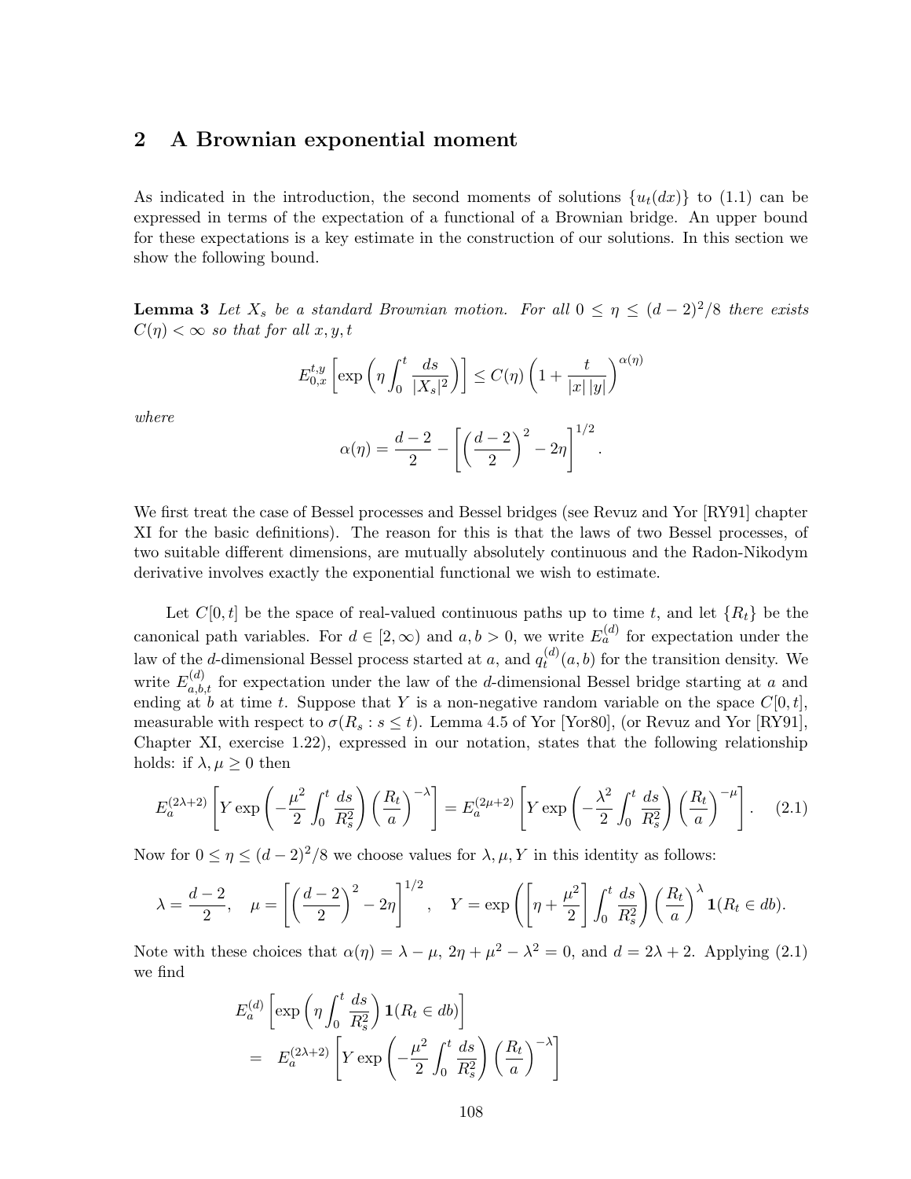## 2 A Brownian exponential moment

As indicated in the introduction, the second moments of solutions $\{u_t(dx)\}$ to (1.1) can be expressed in terms of the expectation of a functional of a Brownian bridge. An upper bound for these expectations is a key estimate in the construction of our solutions. In this section we show the following bound.

**Lemma 3** *Let $X_s$ be a standard Brownian motion. For all $0 \leq \eta \leq (d-2)^2/8$ there exists $C(\eta) < \infty$ so that for all $x, y, t$*

$$E_{0,x}^{t,y}\left[\exp\left(\eta \int_0^t \frac{ds}{|X_s|^2}\right)\right] \leq C(\eta)\left(1 + \frac{t}{|x|\,|y|}\right)^{\alpha(\eta)}$$

*where*

$$\alpha(\eta) = \frac{d-2}{2} - \left[\left(\frac{d-2}{2}\right)^2 - 2\eta\right]^{1/2}.$$

We first treat the case of Bessel processes and Bessel bridges (see Revuz and Yor [RY91] chapter XI for the basic definitions). The reason for this is that the laws of two Bessel processes, of two suitable different dimensions, are mutually absolutely continuous and the Radon-Nikodym derivative involves exactly the exponential functional we wish to estimate.

Let $C[0,t]$ be the space of real-valued continuous paths up to time $t$, and let $\{R_t\}$ be the canonical path variables. For $d \in [2, \infty)$ and $a, b > 0$, we write $E_a^{(d)}$ for expectation under the law of the $d$-dimensional Bessel process started at $a$, and $q_t^{(d)}(a,b)$ for the transition density. We write $E_{a,b,t}^{(d)}$ for expectation under the law of the $d$-dimensional Bessel bridge starting at $a$ and ending at $b$ at time $t$. Suppose that $Y$ is a non-negative random variable on the space $C[0,t]$, measurable with respect to $\sigma(R_s : s \leq t)$. Lemma 4.5 of Yor [Yor80], (or Revuz and Yor [RY91], Chapter XI, exercise 1.22), expressed in our notation, states that the following relationship holds: if $\lambda, \mu \geq 0$ then

$$E_a^{(2\lambda+2)}\left[Y \exp\left(-\frac{\mu^2}{2}\int_0^t \frac{ds}{R_s^2}\right)\left(\frac{R_t}{a}\right)^{-\lambda}\right] = E_a^{(2\mu+2)}\left[Y \exp\left(-\frac{\lambda^2}{2}\int_0^t \frac{ds}{R_s^2}\right)\left(\frac{R_t}{a}\right)^{-\mu}\right]. \quad (2.1)$$

Now for $0 \leq \eta \leq (d-2)^2/8$ we choose values for $\lambda, \mu, Y$ in this identity as follows:

$$\lambda = \frac{d-2}{2}, \quad \mu = \left[\left(\frac{d-2}{2}\right)^2 - 2\eta\right]^{1/2}, \quad Y = \exp\left(\left[\eta + \frac{\mu^2}{2}\right]\int_0^t \frac{ds}{R_s^2}\right)\left(\frac{R_t}{a}\right)^{\lambda}\mathbf{1}(R_t \in db).$$

Note with these choices that $\alpha(\eta) = \lambda - \mu$, $2\eta + \mu^2 - \lambda^2 = 0$, and $d = 2\lambda + 2$. Applying (2.1) we find

$$\begin{aligned}
&E_a^{(d)}\left[\exp\left(\eta\int_0^t \frac{ds}{R_s^2}\right)\mathbf{1}(R_t \in db)\right] \\
&= \; E_a^{(2\lambda+2)}\left[Y \exp\left(-\frac{\mu^2}{2}\int_0^t \frac{ds}{R_s^2}\right)\left(\frac{R_t}{a}\right)^{-\lambda}\right]
\end{aligned}$$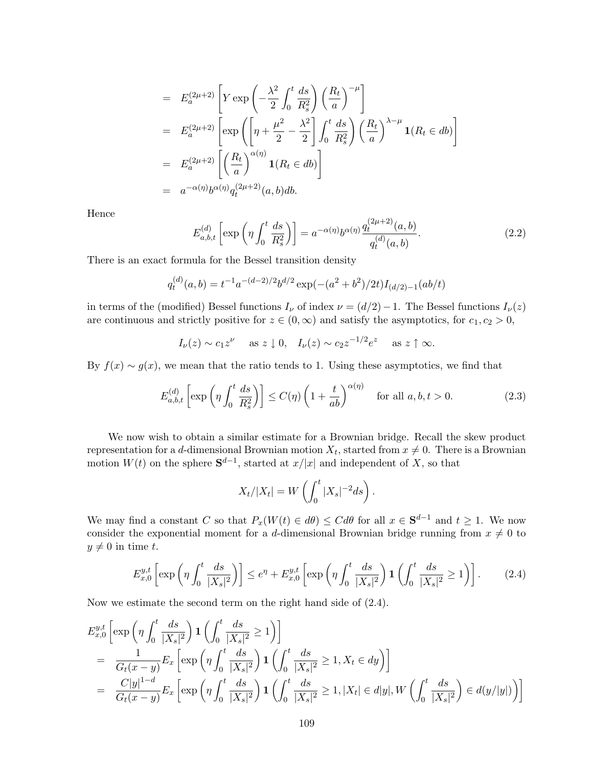$$
\begin{aligned}
&= E_a^{(2\mu+2)}\left[Y \exp\left(-\frac{\lambda^2}{2}\int_0^t \frac{ds}{R_s^2}\right)\left(\frac{R_t}{a}\right)^{-\mu}\right] \\
&= E_a^{(2\mu+2)}\left[\exp\left(\left[\eta+\frac{\mu^2}{2}-\frac{\lambda^2}{2}\right]\int_0^t \frac{ds}{R_s^2}\right)\left(\frac{R_t}{a}\right)^{\lambda-\mu}\mathbf{1}(R_t\in db)\right] \\
&= E_a^{(2\mu+2)}\left[\left(\frac{R_t}{a}\right)^{\alpha(\eta)}\mathbf{1}(R_t\in db)\right] \\
&= a^{-\alpha(\eta)}b^{\alpha(\eta)}q_t^{(2\mu+2)}(a,b)db.
\end{aligned}
$$

Hence

$$
E_{a,b,t}^{(d)}\left[\exp\left(\eta\int_0^t \frac{ds}{R_s^2}\right)\right] = a^{-\alpha(\eta)}b^{\alpha(\eta)}\frac{q_t^{(2\mu+2)}(a,b)}{q_t^{(d)}(a,b)}. \tag{2.2}
$$

There is an exact formula for the Bessel transition density

$$
q_t^{(d)}(a,b) = t^{-1}a^{-(d-2)/2}b^{d/2}\exp(-(a^2+b^2)/2t)I_{(d/2)-1}(ab/t)
$$

in terms of the (modified) Bessel functions $I_\nu$ of index $\nu = (d/2)-1$. The Bessel functions $I_\nu(z)$ are continuous and strictly positive for $z\in(0,\infty)$ and satisfy the asymptotics, for $c_1, c_2 > 0$,

$$
I_\nu(z) \sim c_1 z^\nu \quad \text{as } z\downarrow 0, \quad I_\nu(z)\sim c_2 z^{-1/2}e^z \quad \text{as } z\uparrow\infty.
$$

By $f(x)\sim g(x)$, we mean that the ratio tends to 1. Using these asymptotics, we find that

$$
E_{a,b,t}^{(d)}\left[\exp\left(\eta\int_0^t \frac{ds}{R_s^2}\right)\right] \le C(\eta)\left(1+\frac{t}{ab}\right)^{\alpha(\eta)} \quad \text{for all } a,b,t>0. \tag{2.3}
$$

We now wish to obtain a similar estimate for a Brownian bridge. Recall the skew product representation for a $d$-dimensional Brownian motion $X_t$, started from $x\neq 0$. There is a Brownian motion $W(t)$ on the sphere $\mathbf{S}^{d-1}$, started at $x/|x|$ and independent of $X$, so that

$$
X_t/|X_t| = W\left(\int_0^t |X_s|^{-2}ds\right).
$$

We may find a constant $C$ so that $P_x(W(t)\in d\theta)\le Cd\theta$ for all $x\in\mathbf{S}^{d-1}$ and $t\ge 1$. We now consider the exponential moment for a $d$-dimensional Brownian bridge running from $x\neq 0$ to $y\neq 0$ in time $t$.

$$
E_{x,0}^{y,t}\left[\exp\left(\eta\int_0^t\frac{ds}{|X_s|^2}\right)\right] \le e^\eta + E_{x,0}^{y,t}\left[\exp\left(\eta\int_0^t\frac{ds}{|X_s|^2}\right)\mathbf{1}\left(\int_0^t\frac{ds}{|X_s|^2}\ge 1\right)\right]. \tag{2.4}
$$

Now we estimate the second term on the right hand side of (2.4).

$$
\begin{aligned}
&E_{x,0}^{y,t}\left[\exp\left(\eta\int_0^t\frac{ds}{|X_s|^2}\right)\mathbf{1}\left(\int_0^t\frac{ds}{|X_s|^2}\ge 1\right)\right] \\
&= \frac{1}{G_t(x-y)}E_x\left[\exp\left(\eta\int_0^t\frac{ds}{|X_s|^2}\right)\mathbf{1}\left(\int_0^t\frac{ds}{|X_s|^2}\ge 1, X_t\in dy\right)\right] \\
&= \frac{C|y|^{1-d}}{G_t(x-y)}E_x\left[\exp\left(\eta\int_0^t\frac{ds}{|X_s|^2}\right)\mathbf{1}\left(\int_0^t\frac{ds}{|X_s|^2}\ge 1, |X_t|\in d|y|, W\left(\int_0^t\frac{ds}{|X_s|^2}\right)\in d(y/|y|)\right)\right]
\end{aligned}
$$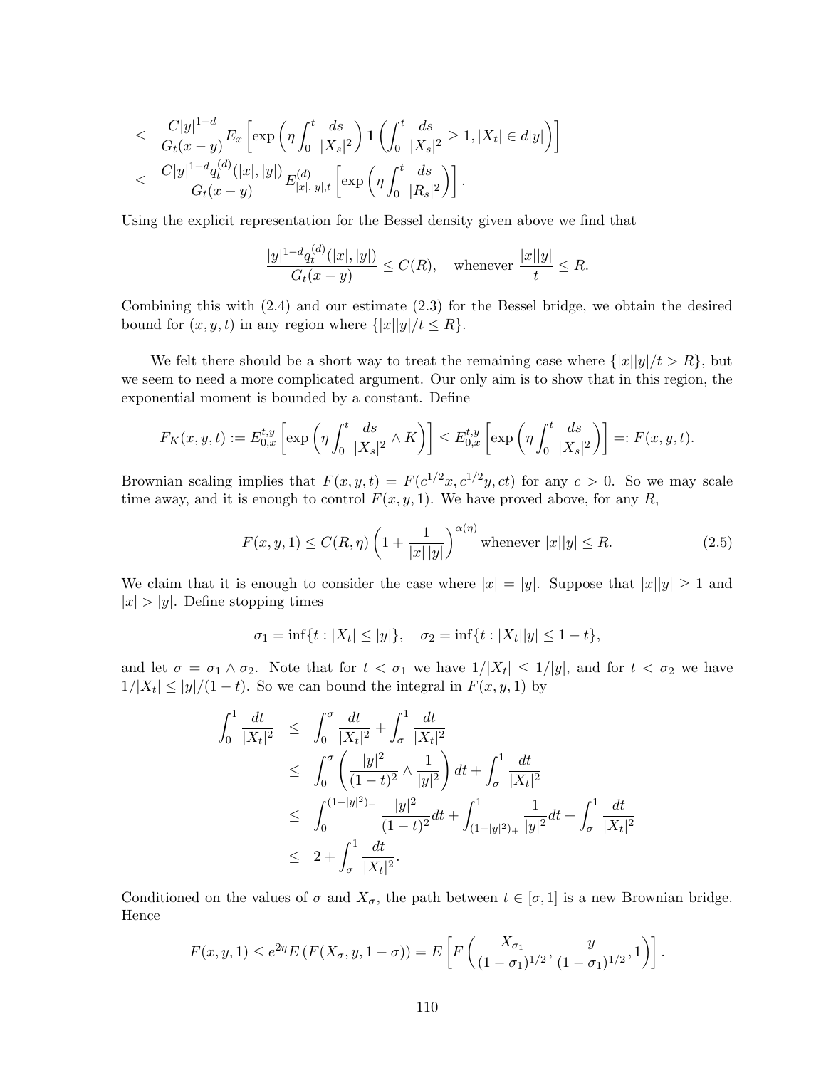$$
\begin{aligned}
&\leq \frac{C|y|^{1-d}}{G_t(x-y)} E_x \left[ \exp\left( \eta \int_0^t \frac{ds}{|X_s|^2} \right) \mathbf{1}\left( \int_0^t \frac{ds}{|X_s|^2} \geq 1, |X_t| \in d|y| \right) \right] \\
&\leq \frac{C|y|^{1-d} q_t^{(d)}(|x|,|y|)}{G_t(x-y)} E^{(d)}_{|x|,|y|,t} \left[ \exp\left( \eta \int_0^t \frac{ds}{|R_s|^2} \right) \right].
\end{aligned}
$$

Using the explicit representation for the Bessel density given above we find that

$$
\frac{|y|^{1-d} q_t^{(d)}(|x|,|y|)}{G_t(x-y)} \leq C(R), \quad \text{whenever } \frac{|x||y|}{t} \leq R.
$$

Combining this with (2.4) and our estimate (2.3) for the Bessel bridge, we obtain the desired bound for $(x,y,t)$ in any region where $\{|x||y|/t \leq R\}$.

We felt there should be a short way to treat the remaining case where $\{|x||y|/t > R\}$, but we seem to need a more complicated argument. Our only aim is to show that in this region, the exponential moment is bounded by a constant. Define

$$
F_K(x,y,t) := E^{t,y}_{0,x} \left[ \exp\left( \eta \int_0^t \frac{ds}{|X_s|^2} \wedge K \right) \right] \leq E^{t,y}_{0,x} \left[ \exp\left( \eta \int_0^t \frac{ds}{|X_s|^2} \right) \right] =: F(x,y,t).
$$

Brownian scaling implies that $F(x,y,t) = F(c^{1/2}x, c^{1/2}y, ct)$ for any $c > 0$. So we may scale time away, and it is enough to control $F(x,y,1)$. We have proved above, for any $R$,

$$
F(x,y,1) \leq C(R,\eta) \left( 1 + \frac{1}{|x|\,|y|} \right)^{\alpha(\eta)} \text{whenever } |x||y| \leq R. \tag{2.5}
$$

We claim that it is enough to consider the case where $|x| = |y|$. Suppose that $|x||y| \geq 1$ and $|x| > |y|$. Define stopping times

$$
\sigma_1 = \inf\{t : |X_t| \leq |y|\}, \quad \sigma_2 = \inf\{t : |X_t||y| \leq 1-t\},
$$

and let $\sigma = \sigma_1 \wedge \sigma_2$. Note that for $t < \sigma_1$ we have $1/|X_t| \leq 1/|y|$, and for $t < \sigma_2$ we have $1/|X_t| \leq |y|/(1-t)$. So we can bound the integral in $F(x,y,1)$ by

$$
\begin{aligned}
\int_0^1 \frac{dt}{|X_t|^2} &\leq \int_0^\sigma \frac{dt}{|X_t|^2} + \int_\sigma^1 \frac{dt}{|X_t|^2} \\
&\leq \int_0^\sigma \left( \frac{|y|^2}{(1-t)^2} \wedge \frac{1}{|y|^2} \right) dt + \int_\sigma^1 \frac{dt}{|X_t|^2} \\
&\leq \int_0^{(1-|y|^2)_+} \frac{|y|^2}{(1-t)^2} dt + \int_{(1-|y|^2)_+}^1 \frac{1}{|y|^2} dt + \int_\sigma^1 \frac{dt}{|X_t|^2} \\
&\leq 2 + \int_\sigma^1 \frac{dt}{|X_t|^2}.
\end{aligned}
$$

Conditioned on the values of $\sigma$ and $X_\sigma$, the path between $t \in [\sigma, 1]$ is a new Brownian bridge. Hence

$$
F(x,y,1) \leq e^{2\eta} E\left( F(X_\sigma, y, 1-\sigma) \right) = E\left[ F\left( \frac{X_{\sigma_1}}{(1-\sigma_1)^{1/2}}, \frac{y}{(1-\sigma_1)^{1/2}}, 1 \right) \right].
$$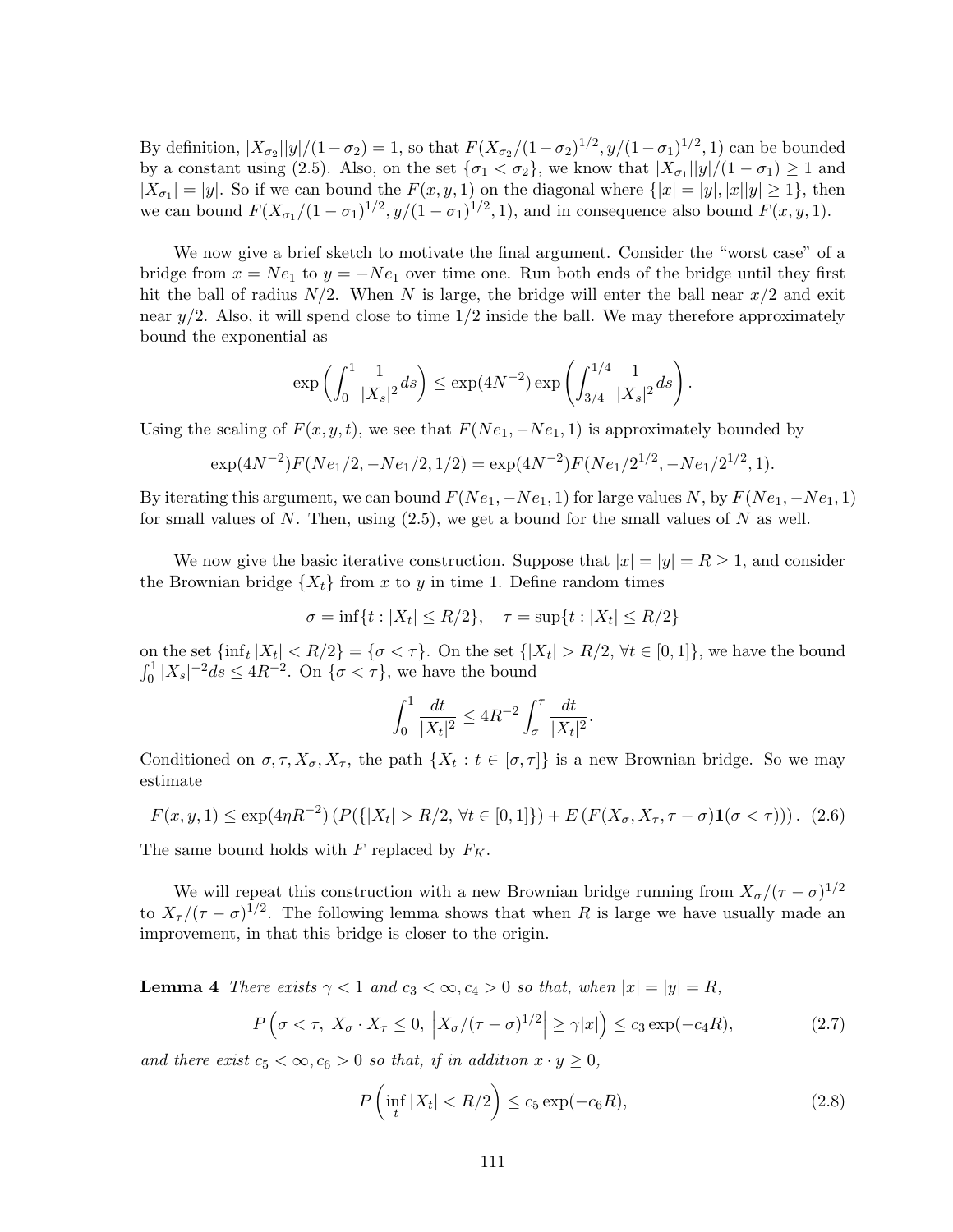By definition, $|X_{\sigma_2}||y|/(1-\sigma_2) = 1$, so that $F(X_{\sigma_2}/(1-\sigma_2)^{1/2}, y/(1-\sigma_1)^{1/2}, 1)$ can be bounded by a constant using (2.5). Also, on the set $\{\sigma_1 < \sigma_2\}$, we know that $|X_{\sigma_1}||y|/(1-\sigma_1) \geq 1$ and $|X_{\sigma_1}| = |y|$. So if we can bound the $F(x, y, 1)$ on the diagonal where $\{|x| = |y|, |x||y| \geq 1\}$, then we can bound $F(X_{\sigma_1}/(1-\sigma_1)^{1/2}, y/(1-\sigma_1)^{1/2}, 1)$, and in consequence also bound $F(x, y, 1)$.

We now give a brief sketch to motivate the final argument. Consider the "worst case" of a bridge from $x = Ne_1$ to $y = -Ne_1$ over time one. Run both ends of the bridge until they first hit the ball of radius $N/2$. When $N$ is large, the bridge will enter the ball near $x/2$ and exit near $y/2$. Also, it will spend close to time $1/2$ inside the ball. We may therefore approximately bound the exponential as

$$\exp\left(\int_0^1 \frac{1}{|X_s|^2} ds\right) \leq \exp(4N^{-2}) \exp\left(\int_{3/4}^{1/4} \frac{1}{|X_s|^2} ds\right).$$

Using the scaling of $F(x, y, t)$, we see that $F(Ne_1, -Ne_1, 1)$ is approximately bounded by

$$\exp(4N^{-2}) F(Ne_1/2, -Ne_1/2, 1/2) = \exp(4N^{-2}) F(Ne_1/2^{1/2}, -Ne_1/2^{1/2}, 1).$$

By iterating this argument, we can bound $F(Ne_1, -Ne_1, 1)$ for large values $N$, by $F(Ne_1, -Ne_1, 1)$ for small values of $N$. Then, using (2.5), we get a bound for the small values of $N$ as well.

We now give the basic iterative construction. Suppose that $|x| = |y| = R \geq 1$, and consider the Brownian bridge $\{X_t\}$ from $x$ to $y$ in time 1. Define random times

$$\sigma = \inf\{t : |X_t| \leq R/2\}, \quad \tau = \sup\{t : |X_t| \leq R/2\}$$

on the set $\{\inf_t |X_t| < R/2\} = \{\sigma < \tau\}$. On the set $\{|X_t| > R/2, \, \forall t \in [0,1]\}$, we have the bound $\int_0^1 |X_s|^{-2} ds \leq 4R^{-2}$. On $\{\sigma < \tau\}$, we have the bound

$$\int_0^1 \frac{dt}{|X_t|^2} \leq 4R^{-2} \int_\sigma^\tau \frac{dt}{|X_t|^2}.$$

Conditioned on $\sigma, \tau, X_\sigma, X_\tau$, the path $\{X_t : t \in [\sigma, \tau]\}$ is a new Brownian bridge. So we may estimate

$$F(x, y, 1) \leq \exp(4\eta R^{-2}) \left(P(\{|X_t| > R/2, \, \forall t \in [0,1]\}) + E\left(F(X_\sigma, X_\tau, \tau - \sigma)\mathbf{1}(\sigma < \tau)\right)\right). \quad (2.6)$$

The same bound holds with $F$ replaced by $F_K$.

We will repeat this construction with a new Brownian bridge running from $X_\sigma/(\tau-\sigma)^{1/2}$ to $X_\tau/(\tau-\sigma)^{1/2}$. The following lemma shows that when $R$ is large we have usually made an improvement, in that this bridge is closer to the origin.

**Lemma 4** *There exists $\gamma < 1$ and $c_3 < \infty, c_4 > 0$ so that, when $|x| = |y| = R$,*

$$P\left(\sigma < \tau, \; X_\sigma \cdot X_\tau \leq 0, \; \left|X_\sigma/(\tau-\sigma)^{1/2}\right| \geq \gamma|x|\right) \leq c_3 \exp(-c_4 R), \quad (2.7)$$

*and there exist $c_5 < \infty, c_6 > 0$ so that, if in addition $x \cdot y \geq 0$,*

$$P\left(\inf_t |X_t| < R/2\right) \leq c_5 \exp(-c_6 R), \quad (2.8)$$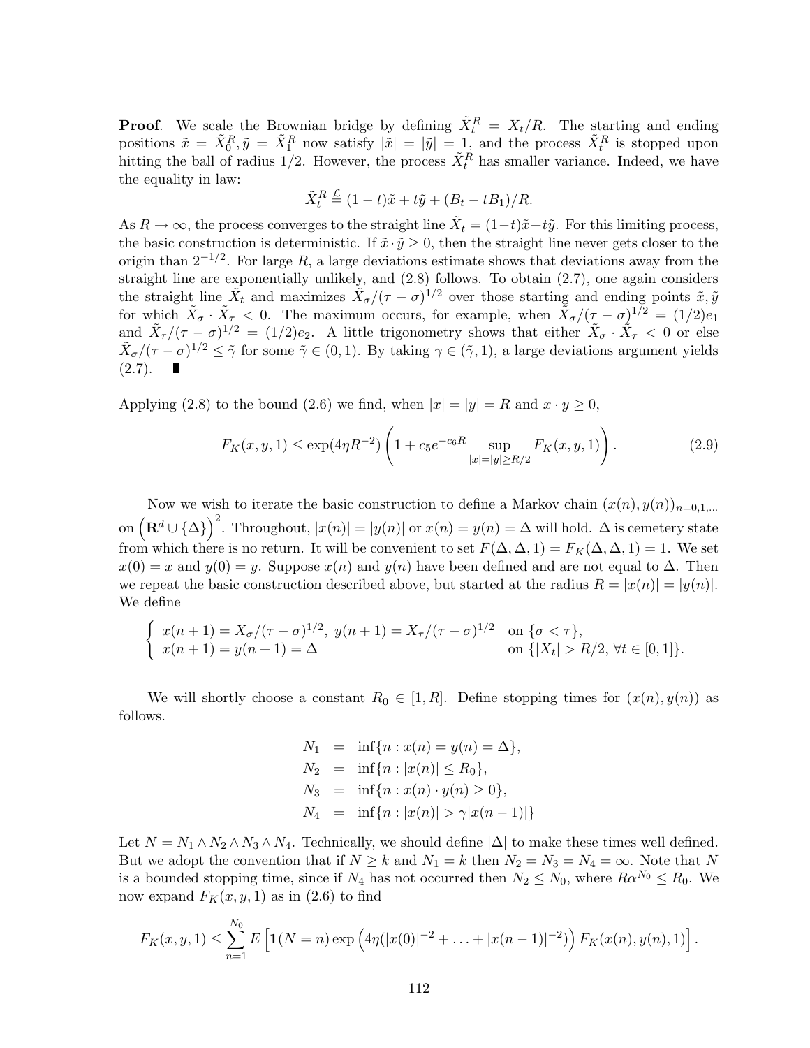**Proof**. We scale the Brownian bridge by defining $\tilde{X}_t^R = X_t/R$. The starting and ending positions $\tilde{x} = \tilde{X}_0^R, \tilde{y} = \tilde{X}_1^R$ now satisfy $|\tilde{x}| = |\tilde{y}| = 1$, and the process $\tilde{X}_t^R$ is stopped upon hitting the ball of radius 1/2. However, the process $\tilde{X}_t^R$ has smaller variance. Indeed, we have the equality in law:

$$\tilde{X}_t^R \stackrel{\mathcal{L}}{=} (1-t)\tilde{x} + t\tilde{y} + (B_t - tB_1)/R.$$

As $R \to \infty$, the process converges to the straight line $\tilde{X}_t = (1-t)\tilde{x}+t\tilde{y}$. For this limiting process, the basic construction is deterministic. If $\tilde{x}\cdot\tilde{y} \geq 0$, then the straight line never gets closer to the origin than $2^{-1/2}$. For large $R$, a large deviations estimate shows that deviations away from the straight line are exponentially unlikely, and (2.8) follows. To obtain (2.7), one again considers the straight line $\tilde{X}_t$ and maximizes $\tilde{X}_\sigma/(\tau-\sigma)^{1/2}$ over those starting and ending points $\tilde{x}, \tilde{y}$ for which $\tilde{X}_\sigma \cdot \tilde{X}_\tau < 0$. The maximum occurs, for example, when $\tilde{X}_\sigma/(\tau-\sigma)^{1/2} = (1/2)e_1$ and $\tilde{X}_\tau/(\tau-\sigma)^{1/2} = (1/2)e_2$. A little trigonometry shows that either $\tilde{X}_\sigma \cdot \tilde{X}_\tau < 0$ or else $\tilde{X}_\sigma/(\tau-\sigma)^{1/2} \leq \tilde{\gamma}$ for some $\tilde{\gamma} \in (0,1)$. By taking $\gamma \in (\tilde{\gamma}, 1)$, a large deviations argument yields (2.7). ∎

Applying (2.8) to the bound (2.6) we find, when $|x| = |y| = R$ and $x \cdot y \geq 0$,

$$F_K(x,y,1) \leq \exp(4\eta R^{-2}) \left(1 + c_5 e^{-c_6 R} \sup_{|x|=|y|\geq R/2} F_K(x,y,1)\right). \tag{2.9}$$

Now we wish to iterate the basic construction to define a Markov chain $(x(n), y(n))_{n=0,1,\ldots}$ on $\left(\mathbf{R}^d \cup \{\Delta\}\right)^2$. Throughout, $|x(n)| = |y(n)|$ or $x(n) = y(n) = \Delta$ will hold. $\Delta$ is cemetery state from which there is no return. It will be convenient to set $F(\Delta,\Delta,1) = F_K(\Delta,\Delta,1) = 1$. We set $x(0) = x$ and $y(0) = y$. Suppose $x(n)$ and $y(n)$ have been defined and are not equal to $\Delta$. Then we repeat the basic construction described above, but started at the radius $R = |x(n)| = |y(n)|$. We define

$$\begin{cases} x(n+1) = X_\sigma/(\tau-\sigma)^{1/2},\ y(n+1) = X_\tau/(\tau-\sigma)^{1/2} & \text{on } \{\sigma < \tau\}, \\ x(n+1) = y(n+1) = \Delta & \text{on } \{|X_t| > R/2,\ \forall t \in [0,1]\}. \end{cases}$$

We will shortly choose a constant $R_0 \in [1, R]$. Define stopping times for $(x(n), y(n))$ as follows.

$$\begin{aligned} N_1 &= \inf\{n : x(n) = y(n) = \Delta\}, \\ N_2 &= \inf\{n : |x(n)| \leq R_0\}, \\ N_3 &= \inf\{n : x(n)\cdot y(n) \geq 0\}, \\ N_4 &= \inf\{n : |x(n)| > \gamma |x(n-1)|\} \end{aligned}$$

Let $N = N_1 \wedge N_2 \wedge N_3 \wedge N_4$. Technically, we should define $|\Delta|$ to make these times well defined. But we adopt the convention that if $N \geq k$ and $N_1 = k$ then $N_2 = N_3 = N_4 = \infty$. Note that $N$ is a bounded stopping time, since if $N_4$ has not occurred then $N_2 \leq N_0$, where $R\alpha^{N_0} \leq R_0$. We now expand $F_K(x,y,1)$ as in (2.6) to find

$$F_K(x,y,1) \leq \sum_{n=1}^{N_0} E\left[\mathbf{1}(N=n)\exp\left(4\eta(|x(0)|^{-2} + \ldots + |x(n-1)|^{-2})\right) F_K(x(n), y(n), 1)\right].$$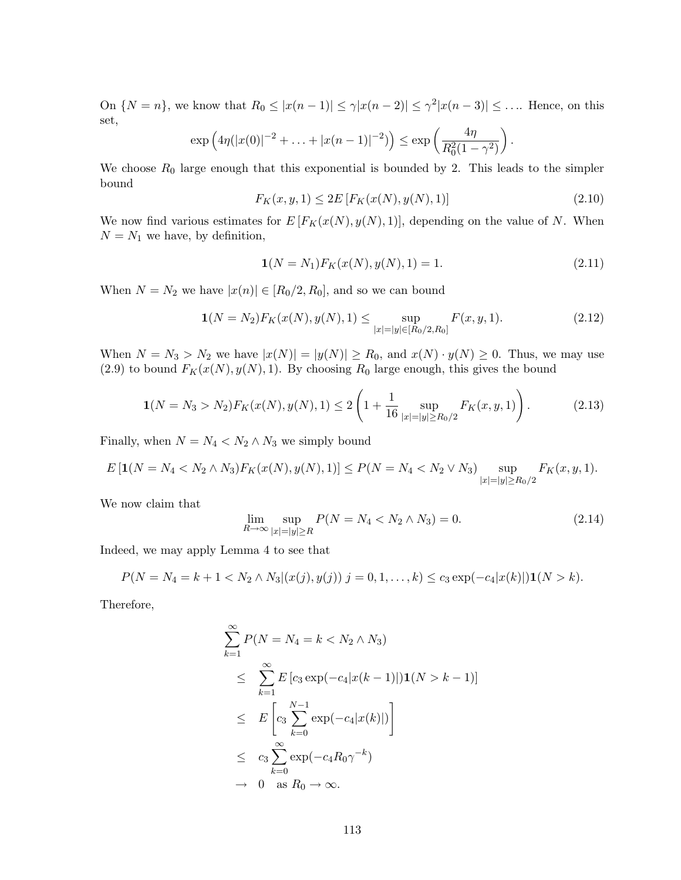On $\{N = n\}$, we know that $R_0 \leq |x(n-1)| \leq \gamma |x(n-2)| \leq \gamma^2 |x(n-3)| \leq \ldots$. Hence, on this set,

$$\exp\left(4\eta(|x(0)|^{-2} + \ldots + |x(n-1)|^{-2})\right) \leq \exp\left(\frac{4\eta}{R_0^2(1-\gamma^2)}\right).$$

We choose $R_0$ large enough that this exponential is bounded by 2. This leads to the simpler bound

$$F_K(x, y, 1) \leq 2E\left[F_K(x(N), y(N), 1)\right] \tag{2.10}$$

We now find various estimates for $E\left[F_K(x(N), y(N), 1)\right]$, depending on the value of $N$. When $N = N_1$ we have, by definition,

$$\mathbf{1}(N = N_1) F_K(x(N), y(N), 1) = 1. \tag{2.11}$$

When $N = N_2$ we have $|x(n)| \in [R_0/2, R_0]$, and so we can bound

$$\mathbf{1}(N = N_2) F_K(x(N), y(N), 1) \leq \sup_{|x|=|y| \in [R_0/2, R_0]} F(x, y, 1). \tag{2.12}$$

When $N = N_3 > N_2$ we have $|x(N)| = |y(N)| \geq R_0$, and $x(N) \cdot y(N) \geq 0$. Thus, we may use (2.9) to bound $F_K(x(N), y(N), 1)$. By choosing $R_0$ large enough, this gives the bound

$$\mathbf{1}(N = N_3 > N_2) F_K(x(N), y(N), 1) \leq 2\left(1 + \frac{1}{16} \sup_{|x|=|y| \geq R_0/2} F_K(x, y, 1)\right). \tag{2.13}$$

Finally, when $N = N_4 < N_2 \wedge N_3$ we simply bound

$$E\left[\mathbf{1}(N = N_4 < N_2 \wedge N_3) F_K(x(N), y(N), 1)\right] \leq P(N = N_4 < N_2 \vee N_3) \sup_{|x|=|y| \geq R_0/2} F_K(x, y, 1).$$

We now claim that

$$\lim_{R \to \infty} \sup_{|x|=|y| \geq R} P(N = N_4 < N_2 \wedge N_3) = 0. \tag{2.14}$$

Indeed, we may apply Lemma 4 to see that

$$P(N = N_4 = k+1 < N_2 \wedge N_3 | (x(j), y(j))\ j = 0, 1, \ldots, k) \leq c_3 \exp(-c_4 |x(k)|) \mathbf{1}(N > k).$$

Therefore,

$$\begin{aligned}
&\sum_{k=1}^{\infty} P(N = N_4 = k < N_2 \wedge N_3) \\
&\quad \leq \sum_{k=1}^{\infty} E\left[c_3 \exp(-c_4 |x(k-1)|) \mathbf{1}(N > k-1)\right] \\
&\quad \leq E\left[c_3 \sum_{k=0}^{N-1} \exp(-c_4 |x(k)|)\right] \\
&\quad \leq c_3 \sum_{k=0}^{\infty} \exp(-c_4 R_0 \gamma^{-k}) \\
&\quad \to 0 \quad \text{as } R_0 \to \infty.
\end{aligned}$$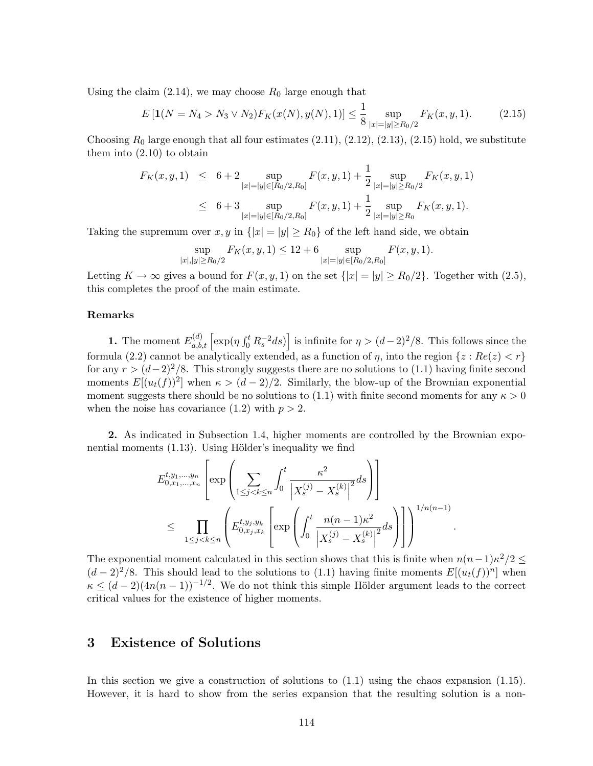Using the claim (2.14), we may choose $R_0$ large enough that

$$E\left[\mathbf{1}(N = N_4 > N_3 \vee N_2) F_K(x(N), y(N), 1)\right] \leq \frac{1}{8} \sup_{|x|=|y| \geq R_0/2} F_K(x, y, 1). \tag{2.15}$$

Choosing $R_0$ large enough that all four estimates (2.11), (2.12), (2.13), (2.15) hold, we substitute them into (2.10) to obtain

$$\begin{aligned} F_K(x, y, 1) &\leq 6 + 2 \sup_{|x|=|y| \in [R_0/2, R_0]} F(x, y, 1) + \frac{1}{2} \sup_{|x|=|y| \geq R_0/2} F_K(x, y, 1) \\ &\leq 6 + 3 \sup_{|x|=|y| \in [R_0/2, R_0]} F(x, y, 1) + \frac{1}{2} \sup_{|x|=|y| \geq R_0} F_K(x, y, 1). \end{aligned}$$

Taking the supremum over $x, y$ in $\{|x| = |y| \geq R_0\}$ of the left hand side, we obtain

$$\sup_{|x|,|y| \geq R_0/2} F_K(x, y, 1) \leq 12 + 6 \sup_{|x|=|y| \in [R_0/2, R_0]} F(x, y, 1).$$

Letting $K \to \infty$ gives a bound for $F(x, y, 1)$ on the set $\{|x| = |y| \geq R_0/2\}$. Together with (2.5), this completes the proof of the main estimate.

**Remarks**

**1.** The moment $E^{(d)}_{a,b,t}\left[\exp(\eta \int_0^t R_s^{-2} ds)\right]$ is infinite for $\eta > (d-2)^2/8$. This follows since the formula (2.2) cannot be analytically extended, as a function of $\eta$, into the region $\{z : Re(z) < r\}$ for any $r > (d-2)^2/8$. This strongly suggests there are no solutions to (1.1) having finite second moments $E[(u_t(f))^2]$ when $\kappa > (d-2)/2$. Similarly, the blow-up of the Brownian exponential moment suggests there should be no solutions to (1.1) with finite second moments for any $\kappa > 0$ when the noise has covariance (1.2) with $p > 2$.

**2.** As indicated in Subsection 1.4, higher moments are controlled by the Brownian exponential moments (1.13). Using Hölder's inequality we find

$$\begin{aligned} &E^{t, y_1, \ldots, y_n}_{0, x_1, \ldots, x_n}\left[\exp\left(\sum_{1 \leq j < k \leq n} \int_0^t \frac{\kappa^2}{\left|X^{(j)}_s - X^{(k)}_s\right|^2} ds\right)\right] \\ &\quad \leq \prod_{1 \leq j < k \leq n} \left(E^{t, y_j, y_k}_{0, x_j, x_k}\left[\exp\left(\int_0^t \frac{n(n-1)\kappa^2}{\left|X^{(j)}_s - X^{(k)}_s\right|^2} ds\right)\right]\right)^{1/n(n-1)}. \end{aligned}$$

The exponential moment calculated in this section shows that this is finite when $n(n-1)\kappa^2/2 \leq (d-2)^2/8$. This should lead to the solutions to (1.1) having finite moments $E[(u_t(f))^n]$ when $\kappa \leq (d-2)(4n(n-1))^{-1/2}$. We do not think this simple Hölder argument leads to the correct critical values for the existence of higher moments.

# 3 Existence of Solutions

In this section we give a construction of solutions to (1.1) using the chaos expansion (1.15). However, it is hard to show from the series expansion that the resulting solution is a non-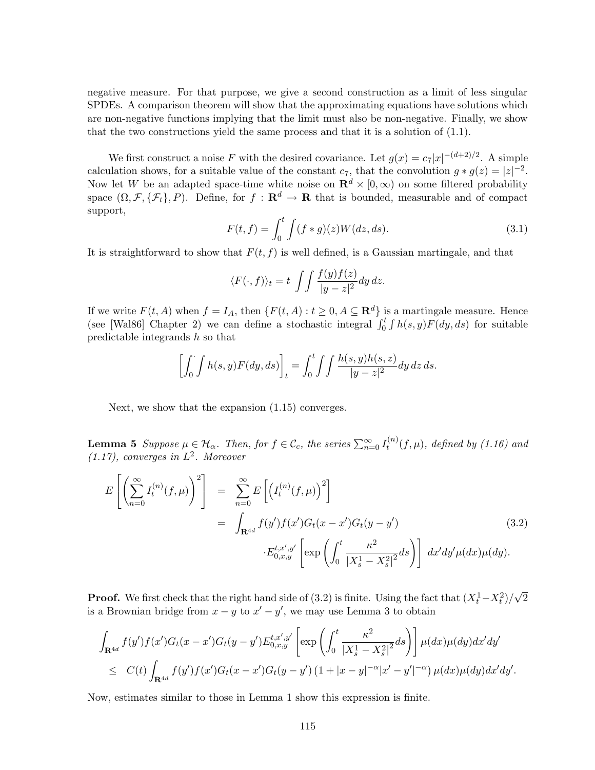negative measure. For that purpose, we give a second construction as a limit of less singular SPDEs. A comparison theorem will show that the approximating equations have solutions which are non-negative functions implying that the limit must also be non-negative. Finally, we show that the two constructions yield the same process and that it is a solution of (1.1).

We first construct a noise $F$ with the desired covariance. Let $g(x) = c_7|x|^{-(d+2)/2}$. A simple calculation shows, for a suitable value of the constant $c_7$, that the convolution $g * g(z) = |z|^{-2}$. Now let $W$ be an adapted space-time white noise on $\mathbf{R}^d \times [0, \infty)$ on some filtered probability space $(\Omega, \mathcal{F}, \{\mathcal{F}_t\}, P)$. Define, for $f : \mathbf{R}^d \to \mathbf{R}$ that is bounded, measurable and of compact support,

$$F(t, f) = \int_0^t \int (f * g)(z) W(dz, ds). \tag{3.1}$$

It is straightforward to show that $F(t, f)$ is well defined, is a Gaussian martingale, and that

$$\langle F(\cdot, f)\rangle_t = t \int\int \frac{f(y)f(z)}{|y - z|^2} dy\, dz.$$

If we write $F(t, A)$ when $f = I_A$, then $\{F(t, A) : t \geq 0, A \subseteq \mathbf{R}^d\}$ is a martingale measure. Hence (see [Wal86] Chapter 2) we can define a stochastic integral $\int_0^t \int h(s, y)F(dy, ds)$ for suitable predictable integrands $h$ so that

$$\left[\int_0^{\cdot} \int h(s, y)F(dy, ds)\right]_t = \int_0^t \int\int \frac{h(s, y)h(s, z)}{|y - z|^2} dy\, dz\, ds.$$

Next, we show that the expansion (1.15) converges.

**Lemma 5** *Suppose $\mu \in \mathcal{H}_\alpha$. Then, for $f \in \mathcal{C}_c$, the series $\sum_{n=0}^\infty I_t^{(n)}(f, \mu)$, defined by (1.16) and (1.17), converges in $L^2$. Moreover*

$$\begin{aligned}
E\left[\left(\sum_{n=0}^\infty I_t^{(n)}(f, \mu)\right)^2\right] &= \sum_{n=0}^\infty E\left[\left(I_t^{(n)}(f, \mu)\right)^2\right] \\
&= \int_{\mathbf{R}^{4d}} f(y')f(x')G_t(x - x')G_t(y - y') \\
&\quad \cdot E_{0,x,y}^{t,x',y'}\left[\exp\left(\int_0^t \frac{\kappa^2}{|X_s^1 - X_s^2|^2} ds\right)\right] dx'dy'\mu(dx)\mu(dy).
\end{aligned} \tag{3.2}$$

**Proof.** We first check that the right hand side of (3.2) is finite. Using the fact that $(X_t^1 - X_t^2)/\sqrt{2}$ is a Brownian bridge from $x - y$ to $x' - y'$, we may use Lemma 3 to obtain

$$\begin{aligned}
&\int_{\mathbf{R}^{4d}} f(y')f(x')G_t(x - x')G_t(y - y')E_{0,x,y}^{t,x',y'}\left[\exp\left(\int_0^t \frac{\kappa^2}{|X_s^1 - X_s^2|^2} ds\right)\right] \mu(dx)\mu(dy)dx'dy' \\
&\leq C(t) \int_{\mathbf{R}^{4d}} f(y')f(x')G_t(x - x')G_t(y - y')\left(1 + |x - y|^{-\alpha}|x' - y'|^{-\alpha}\right) \mu(dx)\mu(dy)dx'dy'.
\end{aligned}$$

Now, estimates similar to those in Lemma 1 show this expression is finite.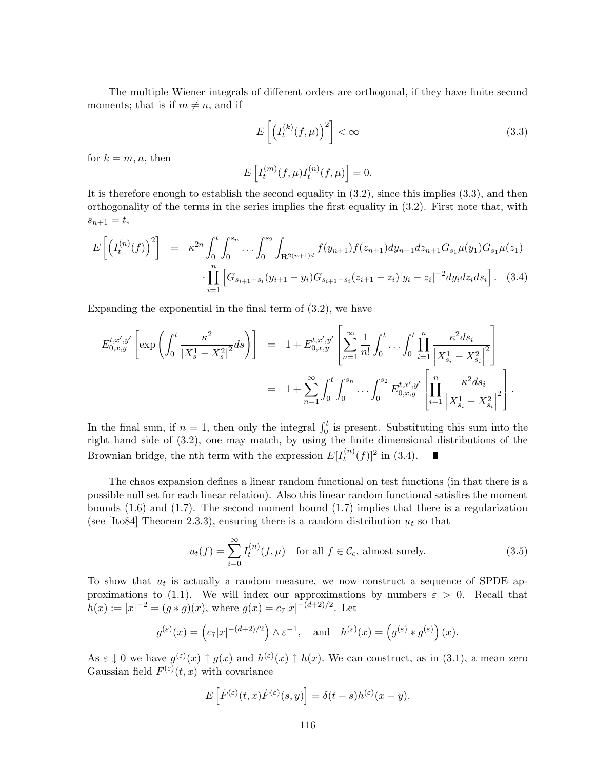The multiple Wiener integrals of different orders are orthogonal, if they have finite second moments; that is if $m \neq n$, and if

$$E\left[\left(I_t^{(k)}(f,\mu)\right)^2\right] < \infty \tag{3.3}$$

for $k = m, n$, then

$$E\left[I_t^{(m)}(f,\mu) I_t^{(n)}(f,\mu)\right] = 0.$$

It is therefore enough to establish the second equality in (3.2), since this implies (3.3), and then orthogonality of the terms in the series implies the first equality in (3.2). First note that, with $s_{n+1} = t$,

$$\begin{aligned} E\left[\left(I_t^{(n)}(f)\right)^2\right] &= \kappa^{2n} \int_0^t \int_0^{s_n} \cdots \int_0^{s_2} \int_{\mathbf{R}^{2(n+1)d}} f(y_{n+1}) f(z_{n+1}) dy_{n+1} dz_{n+1} G_{s_1}\mu(y_1) G_{s_1}\mu(z_1) \\ &\quad \cdot \prod_{i=1}^{n} \left[ G_{s_{i+1}-s_i}(y_{i+1} - y_i) G_{s_{i+1}-s_i}(z_{i+1} - z_i) |y_i - z_i|^{-2} dy_i dz_i ds_i \right]. \end{aligned} \tag{3.4}$$

Expanding the exponential in the final term of (3.2), we have

$$\begin{aligned} E_{0,x,y}^{t,x',y'}\left[\exp\left(\int_0^t \frac{\kappa^2}{|X_s^1 - X_s^2|^2} ds\right)\right] &= 1 + E_{0,x,y}^{t,x',y'}\left[\sum_{n=1}^{\infty} \frac{1}{n!} \int_0^t \cdots \int_0^t \prod_{i=1}^{n} \frac{\kappa^2 ds_i}{\left|X_{s_i}^1 - X_{s_i}^2\right|^2}\right] \\ &= 1 + \sum_{n=1}^{\infty} \int_0^t \int_0^{s_n} \cdots \int_0^{s_2} E_{0,x,y}^{t,x',y'}\left[\prod_{i=1}^{n} \frac{\kappa^2 ds_i}{\left|X_{s_i}^1 - X_{s_i}^2\right|^2}\right]. \end{aligned}$$

In the final sum, if $n = 1$, then only the integral $\int_0^t$ is present. Substituting this sum into the right hand side of (3.2), one may match, by using the finite dimensional distributions of the Brownian bridge, the nth term with the expression $E[I_t^{(n)}(f)]^2$ in (3.4). ∎

The chaos expansion defines a linear random functional on test functions (in that there is a possible null set for each linear relation). Also this linear random functional satisfies the moment bounds (1.6) and (1.7). The second moment bound (1.7) implies that there is a regularization (see [Ito84] Theorem 2.3.3), ensuring there is a random distribution $u_t$ so that

$$u_t(f) = \sum_{i=0}^{\infty} I_t^{(n)}(f,\mu) \quad \text{for all } f \in \mathcal{C}_c, \text{ almost surely.} \tag{3.5}$$

To show that $u_t$ is actually a random measure, we now construct a sequence of SPDE approximations to (1.1). We will index our approximations by numbers $\varepsilon > 0$. Recall that $h(x) := |x|^{-2} = (g * g)(x)$, where $g(x) = c_7 |x|^{-(d+2)/2}$. Let

$$g^{(\varepsilon)}(x) = \left(c_7 |x|^{-(d+2)/2}\right) \wedge \varepsilon^{-1}, \quad \text{and} \quad h^{(\varepsilon)}(x) = \left(g^{(\varepsilon)} * g^{(\varepsilon)}\right)(x).$$

As $\varepsilon \downarrow 0$ we have $g^{(\varepsilon)}(x) \uparrow g(x)$ and $h^{(\varepsilon)}(x) \uparrow h(x)$. We can construct, as in (3.1), a mean zero Gaussian field $F^{(\varepsilon)}(t,x)$ with covariance

$$E\left[\dot{F}^{(\varepsilon)}(t,x) \dot{F}^{(\varepsilon)}(s,y)\right] = \delta(t-s) h^{(\varepsilon)}(x-y).$$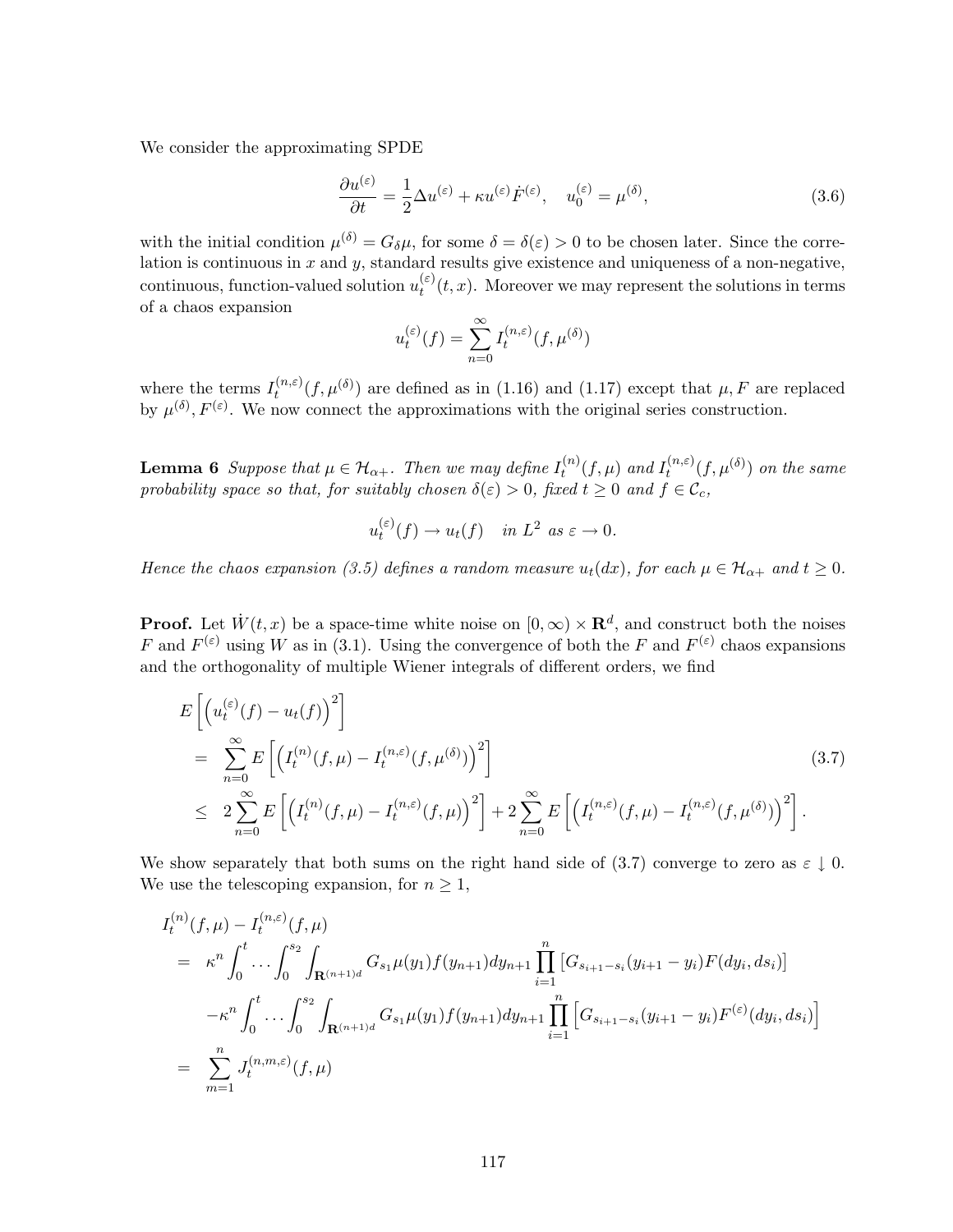We consider the approximating SPDE

$$\frac{\partial u^{(\varepsilon)}}{\partial t} = \frac{1}{2}\Delta u^{(\varepsilon)} + \kappa u^{(\varepsilon)} \dot{F}^{(\varepsilon)}, \quad u_0^{(\varepsilon)} = \mu^{(\delta)}, \tag{3.6}$$

with the initial condition $\mu^{(\delta)} = G_\delta \mu$, for some $\delta = \delta(\varepsilon) > 0$ to be chosen later. Since the correlation is continuous in $x$ and $y$, standard results give existence and uniqueness of a non-negative, continuous, function-valued solution $u_t^{(\varepsilon)}(t,x)$. Moreover we may represent the solutions in terms of a chaos expansion

$$u_t^{(\varepsilon)}(f) = \sum_{n=0}^{\infty} I_t^{(n,\varepsilon)}(f, \mu^{(\delta)})$$

where the terms $I_t^{(n,\varepsilon)}(f,\mu^{(\delta)})$ are defined as in (1.16) and (1.17) except that $\mu, F$ are replaced by $\mu^{(\delta)}, F^{(\varepsilon)}$. We now connect the approximations with the original series construction.

**Lemma 6** *Suppose that $\mu \in \mathcal{H}_{\alpha+}$. Then we may define $I_t^{(n)}(f,\mu)$ and $I_t^{(n,\varepsilon)}(f,\mu^{(\delta)})$ on the same probability space so that, for suitably chosen $\delta(\varepsilon) > 0$, fixed $t \geq 0$ and $f \in \mathcal{C}_c$,*

$$u_t^{(\varepsilon)}(f) \to u_t(f) \quad \text{in } L^2 \text{ as } \varepsilon \to 0.$$

*Hence the chaos expansion (3.5) defines a random measure $u_t(dx)$, for each $\mu \in \mathcal{H}_{\alpha+}$ and $t \geq 0$.*

**Proof.** Let $\dot{W}(t,x)$ be a space-time white noise on $[0,\infty) \times \mathbf{R}^d$, and construct both the noises $F$ and $F^{(\varepsilon)}$ using $W$ as in (3.1). Using the convergence of both the $F$ and $F^{(\varepsilon)}$ chaos expansions and the orthogonality of multiple Wiener integrals of different orders, we find

$$\begin{aligned}
&E\left[\left(u_t^{(\varepsilon)}(f) - u_t(f)\right)^2\right] \\
&= \sum_{n=0}^{\infty} E\left[\left(I_t^{(n)}(f,\mu) - I_t^{(n,\varepsilon)}(f,\mu^{(\delta)})\right)^2\right] \\
&\leq 2\sum_{n=0}^{\infty} E\left[\left(I_t^{(n)}(f,\mu) - I_t^{(n,\varepsilon)}(f,\mu)\right)^2\right] + 2\sum_{n=0}^{\infty} E\left[\left(I_t^{(n,\varepsilon)}(f,\mu) - I_t^{(n,\varepsilon)}(f,\mu^{(\delta)})\right)^2\right].
\end{aligned} \tag{3.7}$$

We show separately that both sums on the right hand side of (3.7) converge to zero as $\varepsilon \downarrow 0$. We use the telescoping expansion, for $n \geq 1$,

$$\begin{aligned}
&I_t^{(n)}(f,\mu) - I_t^{(n,\varepsilon)}(f,\mu) \\
&= \kappa^n \int_0^t \cdots \int_0^{s_2} \int_{\mathbf{R}^{(n+1)d}} G_{s_1}\mu(y_1) f(y_{n+1}) dy_{n+1} \prod_{i=1}^{n} \left[G_{s_{i+1}-s_i}(y_{i+1}-y_i) F(dy_i, ds_i)\right] \\
&\quad - \kappa^n \int_0^t \cdots \int_0^{s_2} \int_{\mathbf{R}^{(n+1)d}} G_{s_1}\mu(y_1) f(y_{n+1}) dy_{n+1} \prod_{i=1}^{n} \left[G_{s_{i+1}-s_i}(y_{i+1}-y_i) F^{(\varepsilon)}(dy_i, ds_i)\right] \\
&= \sum_{m=1}^{n} J_t^{(n,m,\varepsilon)}(f,\mu)
\end{aligned}$$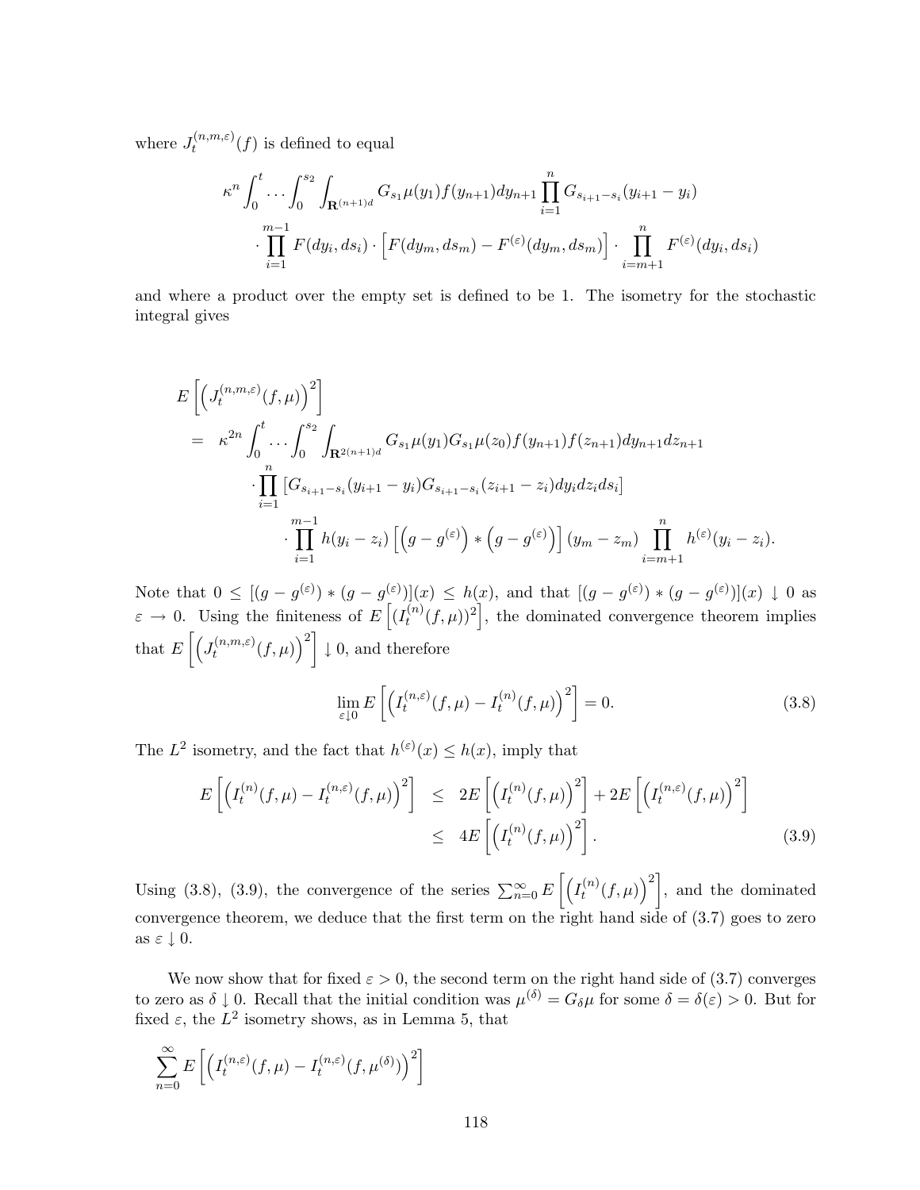where $J_t^{(n,m,\varepsilon)}(f)$ is defined to equal

$$
\kappa^n \int_0^t \cdots \int_0^{s_2} \int_{\mathbf{R}^{(n+1)d}} G_{s_1}\mu(y_1) f(y_{n+1}) dy_{n+1} \prod_{i=1}^n G_{s_{i+1}-s_i}(y_{i+1}-y_i)
$$
$$
\cdot \prod_{i=1}^{m-1} F(dy_i, ds_i) \cdot \left[ F(dy_m, ds_m) - F^{(\varepsilon)}(dy_m, ds_m) \right] \cdot \prod_{i=m+1}^{n} F^{(\varepsilon)}(dy_i, ds_i)
$$

and where a product over the empty set is defined to be 1. The isometry for the stochastic integral gives

$$
\begin{aligned}
& E\left[ \left( J_t^{(n,m,\varepsilon)}(f,\mu) \right)^2 \right] \\
&= \kappa^{2n} \int_0^t \cdots \int_0^{s_2} \int_{\mathbf{R}^{2(n+1)d}} G_{s_1}\mu(y_1) G_{s_1}\mu(z_0) f(y_{n+1}) f(z_{n+1}) dy_{n+1} dz_{n+1} \\
&\quad \cdot \prod_{i=1}^n \left[ G_{s_{i+1}-s_i}(y_{i+1}-y_i) G_{s_{i+1}-s_i}(z_{i+1}-z_i) dy_i dz_i ds_i \right] \\
&\qquad \cdot \prod_{i=1}^{m-1} h(y_i - z_i) \left[ \left( g - g^{(\varepsilon)} \right) * \left( g - g^{(\varepsilon)} \right) \right] (y_m - z_m) \prod_{i=m+1}^{n} h^{(\varepsilon)}(y_i - z_i).
\end{aligned}
$$

Note that $0 \leq [(g - g^{(\varepsilon)}) * (g - g^{(\varepsilon)})](x) \leq h(x)$, and that $[(g - g^{(\varepsilon)}) * (g - g^{(\varepsilon)})](x) \downarrow 0$ as $\varepsilon \to 0$. Using the finiteness of $E\left[ (I_t^{(n)}(f,\mu))^2 \right]$, the dominated convergence theorem implies that $E\left[ \left( J_t^{(n,m,\varepsilon)}(f,\mu) \right)^2 \right] \downarrow 0$, and therefore

$$
\lim_{\varepsilon \downarrow 0} E\left[ \left( I_t^{(n,\varepsilon)}(f,\mu) - I_t^{(n)}(f,\mu) \right)^2 \right] = 0. \tag{3.8}
$$

The $L^2$ isometry, and the fact that $h^{(\varepsilon)}(x) \leq h(x)$, imply that

$$
\begin{aligned}
E\left[ \left( I_t^{(n)}(f,\mu) - I_t^{(n,\varepsilon)}(f,\mu) \right)^2 \right] &\leq 2E\left[ \left( I_t^{(n)}(f,\mu) \right)^2 \right] + 2E\left[ \left( I_t^{(n,\varepsilon)}(f,\mu) \right)^2 \right] \\
&\leq 4E\left[ \left( I_t^{(n)}(f,\mu) \right)^2 \right]. 
\end{aligned} \tag{3.9}
$$

Using (3.8), (3.9), the convergence of the series $\sum_{n=0}^{\infty} E\left[ \left( I_t^{(n)}(f,\mu) \right)^2 \right]$, and the dominated convergence theorem, we deduce that the first term on the right hand side of (3.7) goes to zero as $\varepsilon \downarrow 0$.

We now show that for fixed $\varepsilon > 0$, the second term on the right hand side of (3.7) converges to zero as $\delta \downarrow 0$. Recall that the initial condition was $\mu^{(\delta)} = G_\delta \mu$ for some $\delta = \delta(\varepsilon) > 0$. But for fixed $\varepsilon$, the $L^2$ isometry shows, as in Lemma 5, that

$$
\sum_{n=0}^{\infty} E\left[ \left( I_t^{(n,\varepsilon)}(f,\mu) - I_t^{(n,\varepsilon)}(f,\mu^{(\delta)}) \right)^2 \right]
$$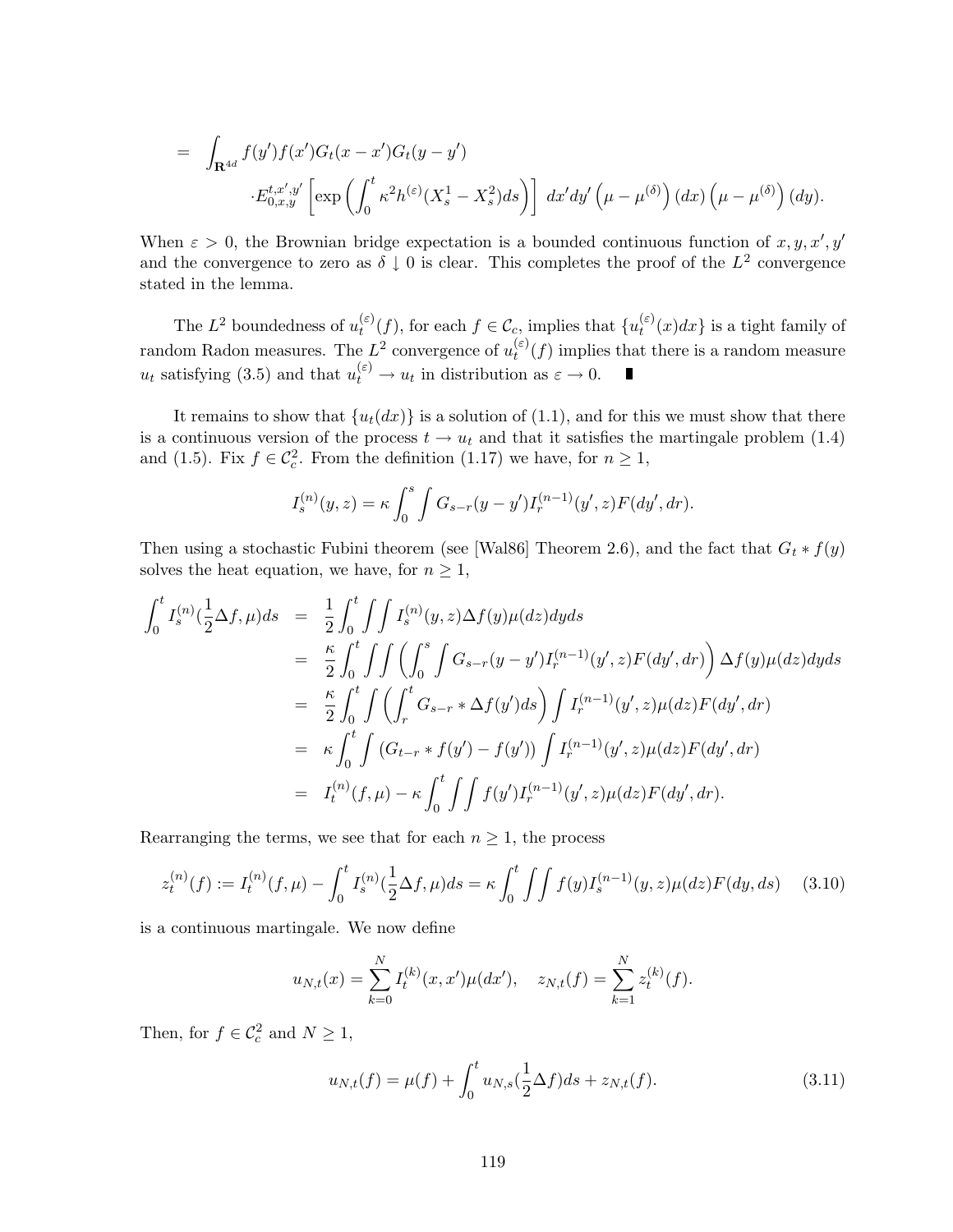$$
\begin{aligned}
= \quad & \int_{\mathbf{R}^{4d}} f(y')f(x')G_t(x-x')G_t(y-y') \\
& \cdot E_{0,x,y}^{t,x',y'}\left[\exp\left(\int_0^t \kappa^2 h^{(\varepsilon)}(X_s^1 - X_s^2)ds\right)\right] \, dx'dy' \left(\mu - \mu^{(\delta)}\right)(dx)\left(\mu - \mu^{(\delta)}\right)(dy).
\end{aligned}
$$

When $\varepsilon > 0$, the Brownian bridge expectation is a bounded continuous function of $x, y, x', y'$ and the convergence to zero as $\delta \downarrow 0$ is clear. This completes the proof of the $L^2$ convergence stated in the lemma.

The $L^2$ boundedness of $u_t^{(\varepsilon)}(f)$, for each $f \in \mathcal{C}_c$, implies that $\{u_t^{(\varepsilon)}(x)dx\}$ is a tight family of random Radon measures. The $L^2$ convergence of $u_t^{(\varepsilon)}(f)$ implies that there is a random measure $u_t$ satisfying (3.5) and that $u_t^{(\varepsilon)} \to u_t$ in distribution as $\varepsilon \to 0$. ∎

It remains to show that $\{u_t(dx)\}$ is a solution of (1.1), and for this we must show that there is a continuous version of the process $t \to u_t$ and that it satisfies the martingale problem (1.4) and (1.5). Fix $f \in \mathcal{C}_c^2$. From the definition (1.17) we have, for $n \geq 1$,

$$
I_s^{(n)}(y,z) = \kappa \int_0^s \int G_{s-r}(y-y')I_r^{(n-1)}(y',z)F(dy',dr).
$$

Then using a stochastic Fubini theorem (see [Wal86] Theorem 2.6), and the fact that $G_t * f(y)$ solves the heat equation, we have, for $n \geq 1$,

$$
\begin{aligned}
\int_0^t I_s^{(n)}(\frac{1}{2}\Delta f, \mu)ds &= \frac{1}{2}\int_0^t \int\int I_s^{(n)}(y,z)\Delta f(y)\mu(dz)dyds \\
&= \frac{\kappa}{2}\int_0^t \int\int \left(\int_0^s \int G_{s-r}(y-y')I_r^{(n-1)}(y',z)F(dy',dr)\right)\Delta f(y)\mu(dz)dyds \\
&= \frac{\kappa}{2}\int_0^t \int \left(\int_r^t G_{s-r} * \Delta f(y')ds\right)\int I_r^{(n-1)}(y',z)\mu(dz)F(dy',dr) \\
&= \kappa \int_0^t \int \left(G_{t-r} * f(y') - f(y')\right)\int I_r^{(n-1)}(y',z)\mu(dz)F(dy',dr) \\
&= I_t^{(n)}(f,\mu) - \kappa\int_0^t \int\int f(y')I_r^{(n-1)}(y',z)\mu(dz)F(dy',dr).
\end{aligned}
$$

Rearranging the terms, we see that for each $n \geq 1$, the process

$$
z_t^{(n)}(f) := I_t^{(n)}(f,\mu) - \int_0^t I_s^{(n)}(\frac{1}{2}\Delta f,\mu)ds = \kappa\int_0^t \int\int f(y)I_s^{(n-1)}(y,z)\mu(dz)F(dy,ds) \tag{3.10}
$$

is a continuous martingale. We now define

$$
u_{N,t}(x) = \sum_{k=0}^N I_t^{(k)}(x,x')\mu(dx'), \quad z_{N,t}(f) = \sum_{k=1}^N z_t^{(k)}(f).
$$

Then, for $f \in \mathcal{C}_c^2$ and $N \geq 1$,

$$
u_{N,t}(f) = \mu(f) + \int_0^t u_{N,s}(\frac{1}{2}\Delta f)ds + z_{N,t}(f). \tag{3.11}
$$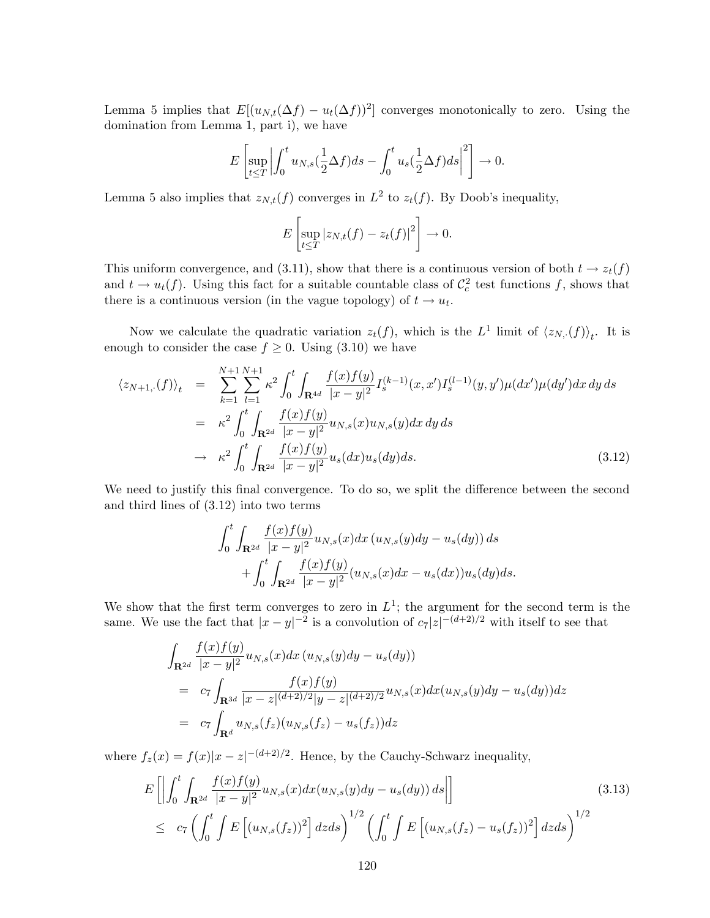Lemma 5 implies that $E[(u_{N,t}(\Delta f) - u_t(\Delta f))^2]$ converges monotonically to zero. Using the domination from Lemma 1, part i), we have

$$E\left[\sup_{t\le T}\left|\int_0^t u_{N,s}(\frac{1}{2}\Delta f)ds - \int_0^t u_s(\frac{1}{2}\Delta f)ds\right|^2\right] \to 0.$$

Lemma 5 also implies that $z_{N,t}(f)$ converges in $L^2$ to $z_t(f)$. By Doob's inequality,

$$E\left[\sup_{t\le T}|z_{N,t}(f) - z_t(f)|^2\right] \to 0.$$

This uniform convergence, and (3.11), show that there is a continuous version of both $t \to z_t(f)$ and $t \to u_t(f)$. Using this fact for a suitable countable class of $\mathcal{C}_c^2$ test functions $f$, shows that there is a continuous version (in the vague topology) of $t \to u_t$.

Now we calculate the quadratic variation $z_t(f)$, which is the $L^1$ limit of $\langle z_{N,\cdot}(f)\rangle_t$. It is enough to consider the case $f \ge 0$. Using (3.10) we have

$$\begin{aligned}
\langle z_{N+1,\cdot}(f)\rangle_t &= \sum_{k=1}^{N+1}\sum_{l=1}^{N+1}\kappa^2\int_0^t\int_{\mathbf{R}^{4d}}\frac{f(x)f(y)}{|x-y|^2}I_s^{(k-1)}(x,x')I_s^{(l-1)}(y,y')\mu(dx')\mu(dy')dx\,dy\,ds \\
&= \kappa^2\int_0^t\int_{\mathbf{R}^{2d}}\frac{f(x)f(y)}{|x-y|^2}u_{N,s}(x)u_{N,s}(y)dx\,dy\,ds \\
&\to \kappa^2\int_0^t\int_{\mathbf{R}^{2d}}\frac{f(x)f(y)}{|x-y|^2}u_s(dx)u_s(dy)ds. \qquad (3.12)
\end{aligned}$$

We need to justify this final convergence. To do so, we split the difference between the second and third lines of (3.12) into two terms

$$\begin{aligned}
&\int_0^t\int_{\mathbf{R}^{2d}}\frac{f(x)f(y)}{|x-y|^2}u_{N,s}(x)dx\,(u_{N,s}(y)dy - u_s(dy))\,ds \\
&\quad + \int_0^t\int_{\mathbf{R}^{2d}}\frac{f(x)f(y)}{|x-y|^2}(u_{N,s}(x)dx - u_s(dx))u_s(dy)ds.
\end{aligned}$$

We show that the first term converges to zero in $L^1$; the argument for the second term is the same. We use the fact that $|x-y|^{-2}$ is a convolution of $c_7|z|^{-(d+2)/2}$ with itself to see that

$$\begin{aligned}
&\int_{\mathbf{R}^{2d}}\frac{f(x)f(y)}{|x-y|^2}u_{N,s}(x)dx\,(u_{N,s}(y)dy - u_s(dy)) \\
&= c_7\int_{\mathbf{R}^{3d}}\frac{f(x)f(y)}{|x-z|^{(d+2)/2}|y-z|^{(d+2)/2}}u_{N,s}(x)dx(u_{N,s}(y)dy - u_s(dy))dz \\
&= c_7\int_{\mathbf{R}^d}u_{N,s}(f_z)(u_{N,s}(f_z) - u_s(f_z))dz
\end{aligned}$$

where $f_z(x) = f(x)|x-z|^{-(d+2)/2}$. Hence, by the Cauchy-Schwarz inequality,

$$\begin{aligned}
&E\left[\left|\int_0^t\int_{\mathbf{R}^{2d}}\frac{f(x)f(y)}{|x-y|^2}u_{N,s}(x)dx(u_{N,s}(y)dy - u_s(dy))\,ds\right|\right] \qquad (3.13)\\
&\le c_7\left(\int_0^t\int E\left[(u_{N,s}(f_z))^2\right]dzds\right)^{1/2}\left(\int_0^t\int E\left[(u_{N,s}(f_z) - u_s(f_z))^2\right]dzds\right)^{1/2}
\end{aligned}$$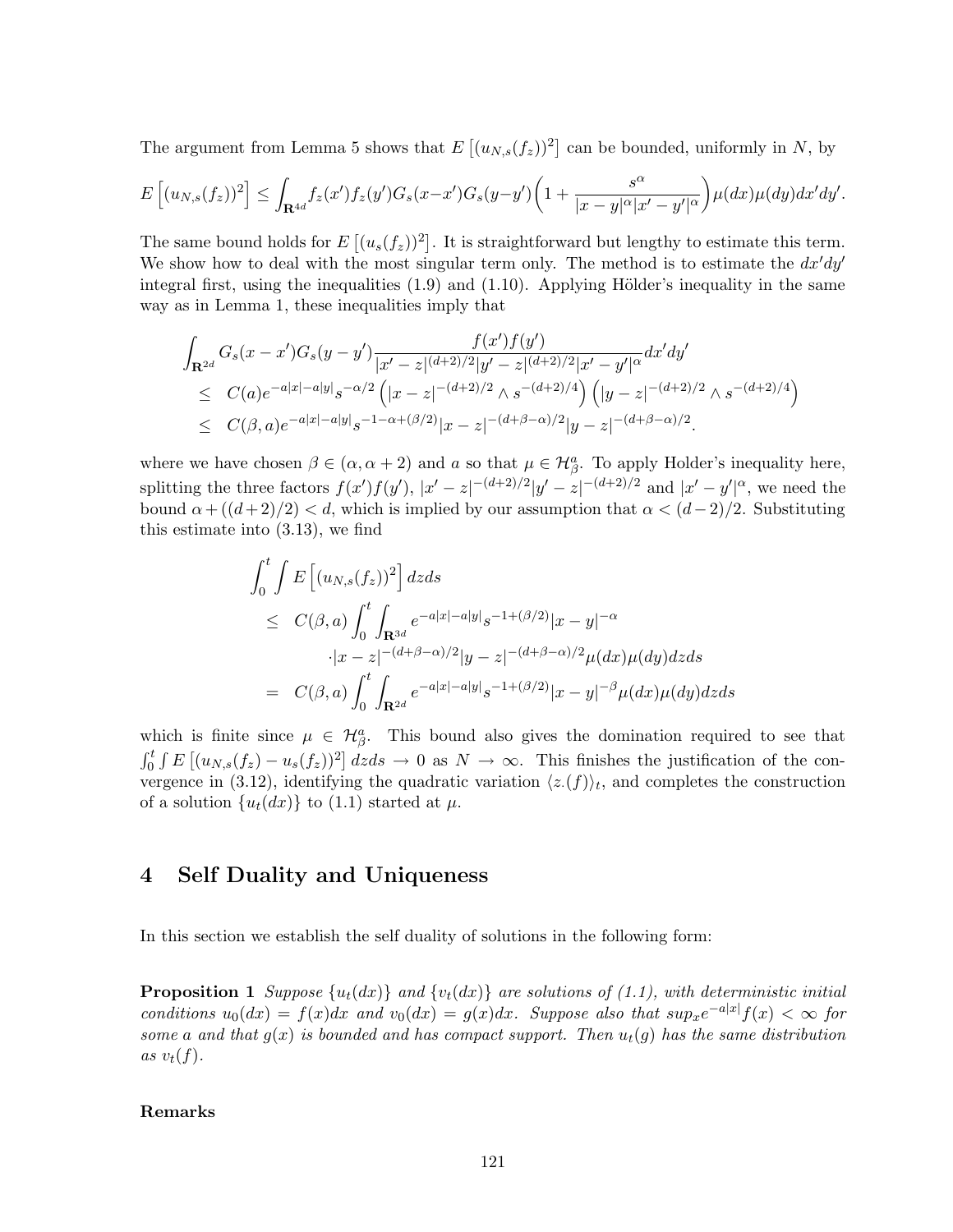The argument from Lemma 5 shows that $E\left[(u_{N,s}(f_z))^2\right]$ can be bounded, uniformly in $N$, by

$$E\left[(u_{N,s}(f_z))^2\right] \leq \int_{\mathbf{R}^{4d}} f_z(x') f_z(y') G_s(x-x') G_s(y-y') \left(1 + \frac{s^\alpha}{|x-y|^\alpha |x'-y'|^\alpha}\right) \mu(dx)\mu(dy) dx' dy'.$$

The same bound holds for $E\left[(u_s(f_z))^2\right]$. It is straightforward but lengthy to estimate this term. We show how to deal with the most singular term only. The method is to estimate the $dx'dy'$ integral first, using the inequalities (1.9) and (1.10). Applying Hölder's inequality in the same way as in Lemma 1, these inequalities imply that

$$\begin{aligned}
&\int_{\mathbf{R}^{2d}} G_s(x-x') G_s(y-y') \frac{f(x')f(y')}{|x'-z|^{(d+2)/2} |y'-z|^{(d+2)/2} |x'-y'|^\alpha} dx' dy' \\
&\leq \; C(a) e^{-a|x|-a|y|} s^{-\alpha/2} \left(|x-z|^{-(d+2)/2} \wedge s^{-(d+2)/4}\right) \left(|y-z|^{-(d+2)/2} \wedge s^{-(d+2)/4}\right) \\
&\leq \; C(\beta, a) e^{-a|x|-a|y|} s^{-1-\alpha+(\beta/2)} |x-z|^{-(d+\beta-\alpha)/2} |y-z|^{-(d+\beta-\alpha)/2}.
\end{aligned}$$

where we have chosen $\beta \in (\alpha, \alpha+2)$ and $a$ so that $\mu \in \mathcal{H}^a_\beta$. To apply Holder's inequality here, splitting the three factors $f(x')f(y')$, $|x'-z|^{-(d+2)/2}|y'-z|^{-(d+2)/2}$ and $|x'-y'|^\alpha$, we need the bound $\alpha + ((d+2)/2) < d$, which is implied by our assumption that $\alpha < (d-2)/2$. Substituting this estimate into (3.13), we find

$$\begin{aligned}
&\int_0^t \int E\left[(u_{N,s}(f_z))^2\right] dz ds \\
&\leq \; C(\beta, a) \int_0^t \int_{\mathbf{R}^{3d}} e^{-a|x|-a|y|} s^{-1+(\beta/2)} |x-y|^{-\alpha} \\
&\qquad \cdot |x-z|^{-(d+\beta-\alpha)/2} |y-z|^{-(d+\beta-\alpha)/2} \mu(dx)\mu(dy) dz ds \\
&= \; C(\beta, a) \int_0^t \int_{\mathbf{R}^{2d}} e^{-a|x|-a|y|} s^{-1+(\beta/2)} |x-y|^{-\beta} \mu(dx)\mu(dy) dz ds
\end{aligned}$$

which is finite since $\mu \in \mathcal{H}^a_\beta$. This bound also gives the domination required to see that $\int_0^t \int E\left[(u_{N,s}(f_z) - u_s(f_z))^2\right] dz ds \to 0$ as $N \to \infty$. This finishes the justification of the convergence in (3.12), identifying the quadratic variation $\langle z.(f)\rangle_t$, and completes the construction of a solution $\{u_t(dx)\}$ to (1.1) started at $\mu$.

# 4 Self Duality and Uniqueness

In this section we establish the self duality of solutions in the following form:

**Proposition 1** *Suppose $\{u_t(dx)\}$ and $\{v_t(dx)\}$ are solutions of (1.1), with deterministic initial conditions $u_0(dx) = f(x)dx$ and $v_0(dx) = g(x)dx$. Suppose also that $\sup_x e^{-a|x|} f(x) < \infty$ for some $a$ and that $g(x)$ is bounded and has compact support. Then $u_t(g)$ has the same distribution as $v_t(f)$.*

**Remarks**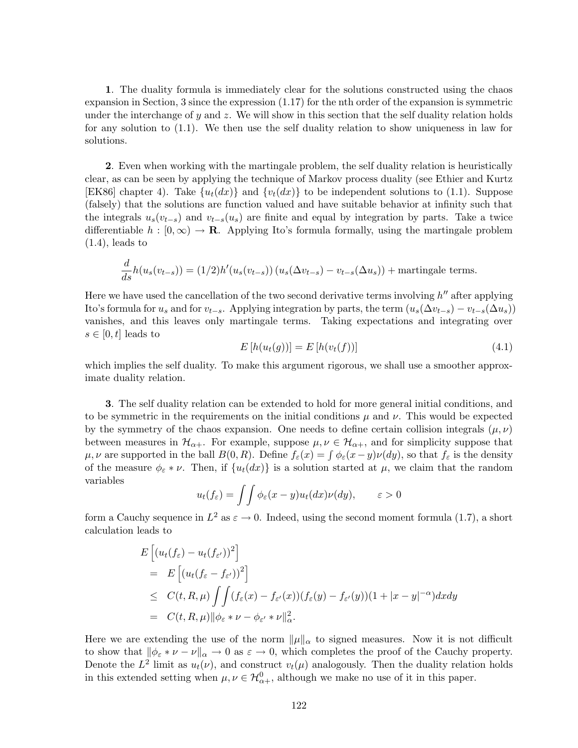**1**. The duality formula is immediately clear for the solutions constructed using the chaos expansion in Section, 3 since the expression (1.17) for the nth order of the expansion is symmetric under the interchange of $y$ and $z$. We will show in this section that the self duality relation holds for any solution to (1.1). We then use the self duality relation to show uniqueness in law for solutions.

**2**. Even when working with the martingale problem, the self duality relation is heuristically clear, as can be seen by applying the technique of Markov process duality (see Ethier and Kurtz [EK86] chapter 4). Take $\{u_t(dx)\}$ and $\{v_t(dx)\}$ to be independent solutions to (1.1). Suppose (falsely) that the solutions are function valued and have suitable behavior at infinity such that the integrals $u_s(v_{t-s})$ and $v_{t-s}(u_s)$ are finite and equal by integration by parts. Take a twice differentiable $h : [0, \infty) \to \mathbf{R}$. Applying Ito's formula formally, using the martingale problem (1.4), leads to

$$\frac{d}{ds} h(u_s(v_{t-s})) = (1/2) h'(u_s(v_{t-s})) \left( u_s(\Delta v_{t-s}) - v_{t-s}(\Delta u_s) \right) + \text{martingale terms.}$$

Here we have used the cancellation of the two second derivative terms involving $h''$ after applying Ito's formula for $u_s$ and for $v_{t-s}$. Applying integration by parts, the term $(u_s(\Delta v_{t-s}) - v_{t-s}(\Delta u_s))$ vanishes, and this leaves only martingale terms. Taking expectations and integrating over $s \in [0, t]$ leads to

$$E\left[h(u_t(g))\right] = E\left[h(v_t(f))\right] \tag{4.1}$$

which implies the self duality. To make this argument rigorous, we shall use a smoother approximate duality relation.

**3**. The self duality relation can be extended to hold for more general initial conditions, and to be symmetric in the requirements on the initial conditions $\mu$ and $\nu$. This would be expected by the symmetry of the chaos expansion. One needs to define certain collision integrals $(\mu, \nu)$ between measures in $\mathcal{H}_{\alpha+}$. For example, suppose $\mu, \nu \in \mathcal{H}_{\alpha+}$, and for simplicity suppose that $\mu, \nu$ are supported in the ball $B(0, R)$. Define $f_\varepsilon(x) = \int \phi_\varepsilon(x - y) \nu(dy)$, so that $f_\varepsilon$ is the density of the measure $\phi_\varepsilon * \nu$. Then, if $\{u_t(dx)\}$ is a solution started at $\mu$, we claim that the random variables

$$u_t(f_\varepsilon) = \int\int \phi_\varepsilon(x - y) u_t(dx) \nu(dy), \qquad \varepsilon > 0$$

form a Cauchy sequence in $L^2$ as $\varepsilon \to 0$. Indeed, using the second moment formula (1.7), a short calculation leads to

$$\begin{aligned}
& E\left[ \left( u_t(f_\varepsilon) - u_t(f_{\varepsilon'}) \right)^2 \right] \\
&= E\left[ \left( u_t(f_\varepsilon - f_{\varepsilon'}) \right)^2 \right] \\
&\le C(t, R, \mu) \int\int (f_\varepsilon(x) - f_{\varepsilon'}(x))(f_\varepsilon(y) - f_{\varepsilon'}(y))(1 + |x - y|^{-\alpha}) dx dy \\
&= C(t, R, \mu) \|\phi_\varepsilon * \nu - \phi_{\varepsilon'} * \nu\|_\alpha^2.
\end{aligned}$$

Here we are extending the use of the norm $\|\mu\|_\alpha$ to signed measures. Now it is not difficult to show that $\|\phi_\varepsilon * \nu - \nu\|_\alpha \to 0$ as $\varepsilon \to 0$, which completes the proof of the Cauchy property. Denote the $L^2$ limit as $u_t(\nu)$, and construct $v_t(\mu)$ analogously. Then the duality relation holds in this extended setting when $\mu, \nu \in \mathcal{H}^0_{\alpha+}$, although we make no use of it in this paper.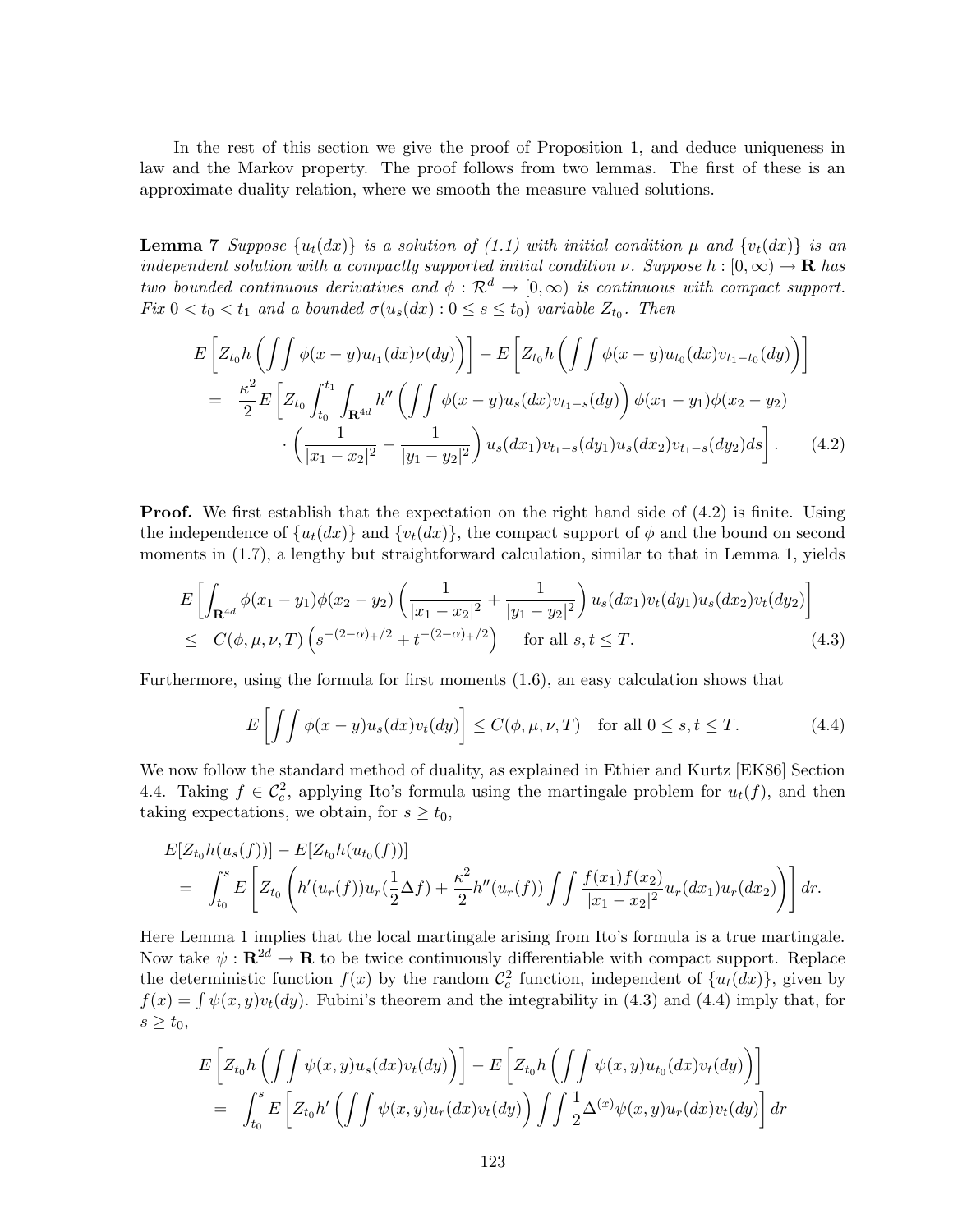In the rest of this section we give the proof of Proposition 1, and deduce uniqueness in law and the Markov property. The proof follows from two lemmas. The first of these is an approximate duality relation, where we smooth the measure valued solutions.

**Lemma 7** *Suppose $\{u_t(dx)\}$ is a solution of (1.1) with initial condition $\mu$ and $\{v_t(dx)\}$ is an independent solution with a compactly supported initial condition $\nu$. Suppose $h : [0,\infty) \to \mathbf{R}$ has two bounded continuous derivatives and $\phi : \mathcal{R}^d \to [0,\infty)$ is continuous with compact support. Fix $0 < t_0 < t_1$ and a bounded $\sigma(u_s(dx) : 0 \le s \le t_0)$ variable $Z_{t_0}$. Then*

$$
\begin{aligned}
&E\left[Z_{t_0} h\left(\int\!\!\int \phi(x-y) u_{t_1}(dx)\nu(dy)\right)\right] - E\left[Z_{t_0} h\left(\int\!\!\int \phi(x-y) u_{t_0}(dx) v_{t_1-t_0}(dy)\right)\right] \\
&= \frac{\kappa^2}{2} E\left[Z_{t_0} \int_{t_0}^{t_1} \int_{\mathbf{R}^{4d}} h''\left(\int\!\!\int \phi(x-y) u_s(dx) v_{t_1-s}(dy)\right) \phi(x_1-y_1)\phi(x_2-y_2)\right. \\
&\qquad \left. \cdot \left(\frac{1}{|x_1-x_2|^2} - \frac{1}{|y_1-y_2|^2}\right) u_s(dx_1) v_{t_1-s}(dy_1) u_s(dx_2) v_{t_1-s}(dy_2) ds\right]. \qquad (4.2)
\end{aligned}
$$

**Proof.** We first establish that the expectation on the right hand side of (4.2) is finite. Using the independence of $\{u_t(dx)\}$ and $\{v_t(dx)\}$, the compact support of $\phi$ and the bound on second moments in (1.7), a lengthy but straightforward calculation, similar to that in Lemma 1, yields

$$
\begin{aligned}
&E\left[\int_{\mathbf{R}^{4d}} \phi(x_1-y_1)\phi(x_2-y_2)\left(\frac{1}{|x_1-x_2|^2} + \frac{1}{|y_1-y_2|^2}\right) u_s(dx_1) v_t(dy_1) u_s(dx_2) v_t(dy_2)\right] \\
&\le C(\phi,\mu,\nu,T)\left(s^{-(2-\alpha)_+/2} + t^{-(2-\alpha)_+/2}\right) \quad \text{for all } s,t \le T. \qquad (4.3)
\end{aligned}
$$

Furthermore, using the formula for first moments (1.6), an easy calculation shows that

$$
E\left[\int\!\!\int \phi(x-y) u_s(dx) v_t(dy)\right] \le C(\phi,\mu,\nu,T) \quad \text{for all } 0 \le s,t \le T. \qquad (4.4)
$$

We now follow the standard method of duality, as explained in Ethier and Kurtz [EK86] Section 4.4. Taking $f \in \mathcal{C}_c^2$, applying Ito's formula using the martingale problem for $u_t(f)$, and then taking expectations, we obtain, for $s \ge t_0$,

$$
\begin{aligned}
&E[Z_{t_0} h(u_s(f))] - E[Z_{t_0} h(u_{t_0}(f))] \\
&= \int_{t_0}^{s} E\left[Z_{t_0}\left(h'(u_r(f)) u_r(\frac{1}{2}\Delta f) + \frac{\kappa^2}{2} h''(u_r(f)) \int\!\!\int \frac{f(x_1)f(x_2)}{|x_1-x_2|^2} u_r(dx_1) u_r(dx_2)\right)\right] dr.
\end{aligned}
$$

Here Lemma 1 implies that the local martingale arising from Ito's formula is a true martingale. Now take $\psi : \mathbf{R}^{2d} \to \mathbf{R}$ to be twice continuously differentiable with compact support. Replace the deterministic function $f(x)$ by the random $\mathcal{C}_c^2$ function, independent of $\{u_t(dx)\}$, given by $f(x) = \int \psi(x,y) v_t(dy)$. Fubini's theorem and the integrability in (4.3) and (4.4) imply that, for $s \ge t_0$,

$$
\begin{aligned}
&E\left[Z_{t_0} h\left(\int\!\!\int \psi(x,y) u_s(dx) v_t(dy)\right)\right] - E\left[Z_{t_0} h\left(\int\!\!\int \psi(x,y) u_{t_0}(dx) v_t(dy)\right)\right] \\
&= \int_{t_0}^{s} E\left[Z_{t_0} h'\left(\int\!\!\int \psi(x,y) u_r(dx) v_t(dy)\right) \int\!\!\int \frac{1}{2}\Delta^{(x)} \psi(x,y) u_r(dx) v_t(dy)\right] dr
\end{aligned}
$$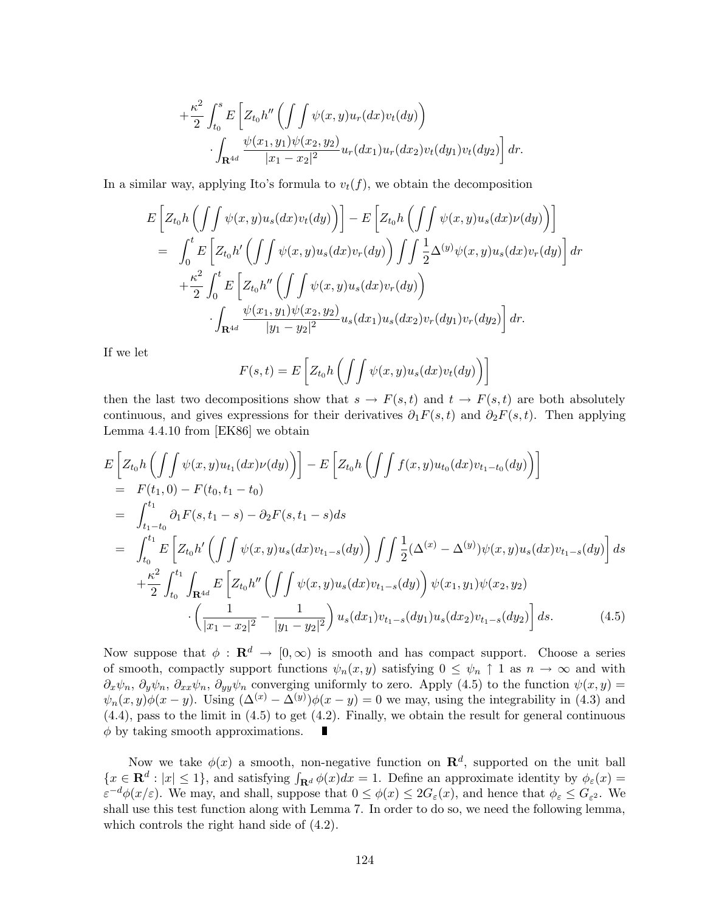$$
\begin{aligned}
&+\frac{\kappa^2}{2}\int_{t_0}^{s} E\left[Z_{t_0} h''\left(\int\int \psi(x,y)u_r(dx)v_t(dy)\right)\right.\\
&\qquad\left.\cdot\int_{\mathbf{R}^{4d}} \frac{\psi(x_1,y_1)\psi(x_2,y_2)}{|x_1-x_2|^2} u_r(dx_1)u_r(dx_2)v_t(dy_1)v_t(dy_2)\right] dr.
\end{aligned}
$$

In a similar way, applying Ito's formula to $v_t(f)$, we obtain the decomposition

$$
\begin{aligned}
&E\left[Z_{t_0} h\left(\int\int \psi(x,y)u_s(dx)v_t(dy)\right)\right] - E\left[Z_{t_0} h\left(\int\int \psi(x,y)u_s(dx)\nu(dy)\right)\right]\\
&= \int_0^t E\left[Z_{t_0} h'\left(\int\int \psi(x,y)u_s(dx)v_r(dy)\right)\int\int \frac{1}{2}\Delta^{(y)}\psi(x,y)u_s(dx)v_r(dy)\right] dr\\
&\quad +\frac{\kappa^2}{2}\int_0^t E\left[Z_{t_0} h''\left(\int\int \psi(x,y)u_s(dx)v_r(dy)\right)\right.\\
&\qquad\left.\cdot\int_{\mathbf{R}^{4d}} \frac{\psi(x_1,y_1)\psi(x_2,y_2)}{|y_1-y_2|^2} u_s(dx_1)u_s(dx_2)v_r(dy_1)v_r(dy_2)\right] dr.
\end{aligned}
$$

If we let

$$
F(s,t) = E\left[Z_{t_0} h\left(\int\int \psi(x,y)u_s(dx)v_t(dy)\right)\right]
$$

then the last two decompositions show that $s \to F(s,t)$ and $t \to F(s,t)$ are both absolutely continuous, and gives expressions for their derivatives $\partial_1 F(s,t)$ and $\partial_2 F(s,t)$. Then applying Lemma 4.4.10 from [EK86] we obtain

$$
\begin{aligned}
&E\left[Z_{t_0} h\left(\int\int \psi(x,y)u_{t_1}(dx)\nu(dy)\right)\right] - E\left[Z_{t_0} h\left(\int\int f(x,y)u_{t_0}(dx)v_{t_1-t_0}(dy)\right)\right]\\
&= F(t_1,0) - F(t_0, t_1-t_0)\\
&= \int_{t_1-t_0}^{t_1} \partial_1 F(s,t_1-s) - \partial_2 F(s,t_1-s)ds\\
&= \int_{t_0}^{t_1} E\left[Z_{t_0} h'\left(\int\int \psi(x,y)u_s(dx)v_{t_1-s}(dy)\right)\int\int \frac{1}{2}(\Delta^{(x)}-\Delta^{(y)})\psi(x,y)u_s(dx)v_{t_1-s}(dy)\right] ds\\
&\quad +\frac{\kappa^2}{2}\int_{t_0}^{t_1}\int_{\mathbf{R}^{4d}} E\left[Z_{t_0} h''\left(\int\int \psi(x,y)u_s(dx)v_{t_1-s}(dy)\right)\psi(x_1,y_1)\psi(x_2,y_2)\right.\\
&\qquad\left.\cdot\left(\frac{1}{|x_1-x_2|^2} - \frac{1}{|y_1-y_2|^2}\right)u_s(dx_1)v_{t_1-s}(dy_1)u_s(dx_2)v_{t_1-s}(dy_2)\right] ds. \qquad (4.5)
\end{aligned}
$$

Now suppose that $\phi : \mathbf{R}^d \to [0,\infty)$ is smooth and has compact support. Choose a series of smooth, compactly support functions $\psi_n(x,y)$ satisfying $0 \le \psi_n \uparrow 1$ as $n \to \infty$ and with $\partial_x \psi_n$, $\partial_y \psi_n$, $\partial_{xx}\psi_n$, $\partial_{yy}\psi_n$ converging uniformly to zero. Apply (4.5) to the function $\psi(x,y) = \psi_n(x,y)\phi(x-y)$. Using $(\Delta^{(x)} - \Delta^{(y)})\phi(x-y) = 0$ we may, using the integrability in (4.3) and (4.4), pass to the limit in (4.5) to get (4.2). Finally, we obtain the result for general continuous $\phi$ by taking smooth approximations. ∎

Now we take $\phi(x)$ a smooth, non-negative function on $\mathbf{R}^d$, supported on the unit ball $\{x \in \mathbf{R}^d : |x| \le 1\}$, and satisfying $\int_{\mathbf{R}^d}\phi(x)dx = 1$. Define an approximate identity by $\phi_\varepsilon(x) = \varepsilon^{-d}\phi(x/\varepsilon)$. We may, and shall, suppose that $0 \le \phi(x) \le 2G_\varepsilon(x)$, and hence that $\phi_\varepsilon \le G_{\varepsilon^2}$. We shall use this test function along with Lemma 7. In order to do so, we need the following lemma, which controls the right hand side of (4.2).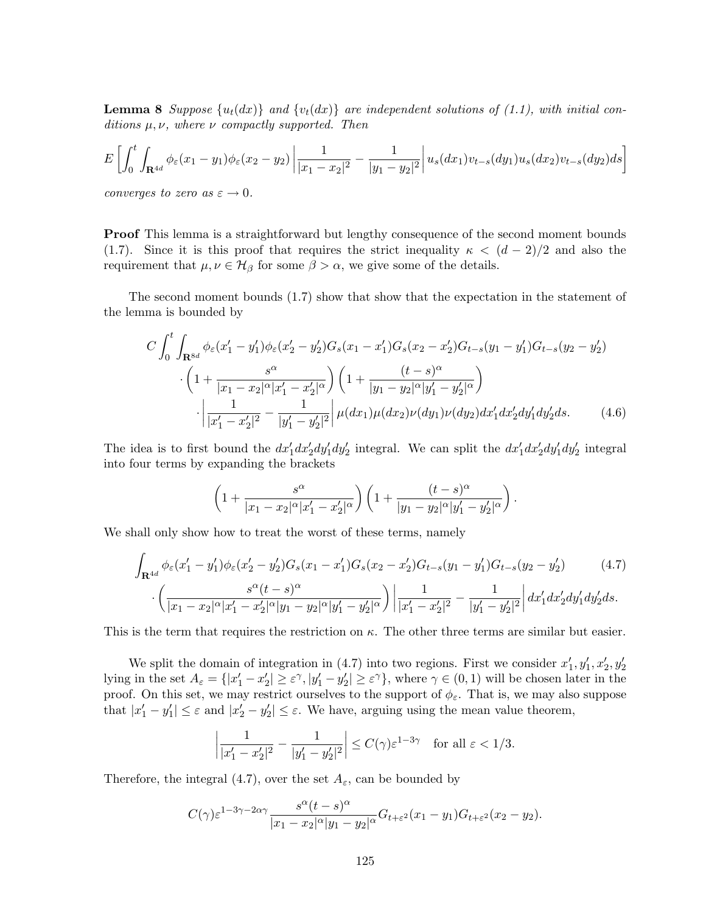**Lemma 8** *Suppose $\{u_t(dx)\}$ and $\{v_t(dx)\}$ are independent solutions of (1.1), with initial conditions $\mu, \nu$, where $\nu$ compactly supported. Then*

$$E\left[\int_0^t \int_{\mathbf{R}^{4d}} \phi_\varepsilon(x_1 - y_1)\phi_\varepsilon(x_2 - y_2)\left|\frac{1}{|x_1 - x_2|^2} - \frac{1}{|y_1 - y_2|^2}\right| u_s(dx_1)v_{t-s}(dy_1)u_s(dx_2)v_{t-s}(dy_2)ds\right]$$

*converges to zero as $\varepsilon \to 0$.*

**Proof** This lemma is a straightforward but lengthy consequence of the second moment bounds (1.7). Since it is this proof that requires the strict inequality $\kappa < (d-2)/2$ and also the requirement that $\mu, \nu \in \mathcal{H}_\beta$ for some $\beta > \alpha$, we give some of the details.

The second moment bounds (1.7) show that show that the expectation in the statement of the lemma is bounded by

$$\begin{aligned} C\int_0^t \int_{\mathbf{R}^{8d}} & \phi_\varepsilon(x_1' - y_1')\phi_\varepsilon(x_2' - y_2')G_s(x_1 - x_1')G_s(x_2 - x_2')G_{t-s}(y_1 - y_1')G_{t-s}(y_2 - y_2') \\ & \cdot \left(1 + \frac{s^\alpha}{|x_1 - x_2|^\alpha |x_1' - x_2'|^\alpha}\right)\left(1 + \frac{(t-s)^\alpha}{|y_1 - y_2|^\alpha |y_1' - y_2'|^\alpha}\right) \\ & \cdot \left|\frac{1}{|x_1' - x_2'|^2} - \frac{1}{|y_1' - y_2'|^2}\right| \mu(dx_1)\mu(dx_2)\nu(dy_1)\nu(dy_2)dx_1'dx_2'dy_1'dy_2'ds. \end{aligned} \tag{4.6}$$

The idea is to first bound the $dx_1'dx_2'dy_1'dy_2'$ integral. We can split the $dx_1'dx_2'dy_1'dy_2'$ integral into four terms by expanding the brackets

$$\left(1 + \frac{s^\alpha}{|x_1 - x_2|^\alpha |x_1' - x_2'|^\alpha}\right)\left(1 + \frac{(t-s)^\alpha}{|y_1 - y_2|^\alpha |y_1' - y_2'|^\alpha}\right).$$

We shall only show how to treat the worst of these terms, namely

$$\begin{aligned} \int_{\mathbf{R}^{4d}} & \phi_\varepsilon(x_1' - y_1')\phi_\varepsilon(x_2' - y_2')G_s(x_1 - x_1')G_s(x_2 - x_2')G_{t-s}(y_1 - y_1')G_{t-s}(y_2 - y_2') \\ & \cdot \left(\frac{s^\alpha (t-s)^\alpha}{|x_1 - x_2|^\alpha |x_1' - x_2'|^\alpha |y_1 - y_2|^\alpha |y_1' - y_2'|^\alpha}\right)\left|\frac{1}{|x_1' - x_2'|^2} - \frac{1}{|y_1' - y_2'|^2}\right| dx_1'dx_2'dy_1'dy_2'ds. \end{aligned} \tag{4.7}$$

This is the term that requires the restriction on $\kappa$. The other three terms are similar but easier.

We split the domain of integration in (4.7) into two regions. First we consider $x_1', y_1', x_2', y_2'$ lying in the set $A_\varepsilon = \{|x_1' - x_2'| \geq \varepsilon^\gamma, |y_1' - y_2'| \geq \varepsilon^\gamma\}$, where $\gamma \in (0,1)$ will be chosen later in the proof. On this set, we may restrict ourselves to the support of $\phi_\varepsilon$. That is, we may also suppose that $|x_1' - y_1'| \leq \varepsilon$ and $|x_2' - y_2'| \leq \varepsilon$. We have, arguing using the mean value theorem,

$$\left|\frac{1}{|x_1' - x_2'|^2} - \frac{1}{|y_1' - y_2'|^2}\right| \leq C(\gamma)\varepsilon^{1-3\gamma} \quad \text{for all } \varepsilon < 1/3.$$

Therefore, the integral (4.7), over the set $A_\varepsilon$, can be bounded by

$$C(\gamma)\varepsilon^{1-3\gamma-2\alpha\gamma}\frac{s^\alpha (t-s)^\alpha}{|x_1 - x_2|^\alpha |y_1 - y_2|^\alpha} G_{t+\varepsilon^2}(x_1 - y_1)G_{t+\varepsilon^2}(x_2 - y_2).$$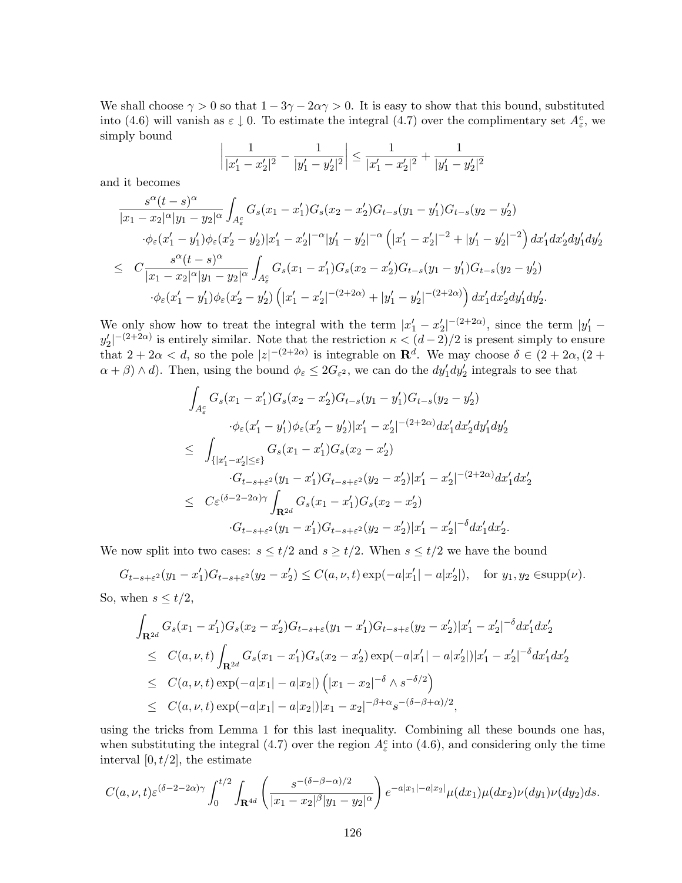We shall choose $\gamma > 0$ so that $1 - 3\gamma - 2\alpha\gamma > 0$. It is easy to show that this bound, substituted into (4.6) will vanish as $\varepsilon \downarrow 0$. To estimate the integral (4.7) over the complimentary set $A_\varepsilon^c$, we simply bound

$$\left| \frac{1}{|x_1' - x_2'|^2} - \frac{1}{|y_1' - y_2'|^2} \right| \leq \frac{1}{|x_1' - x_2'|^2} + \frac{1}{|y_1' - y_2'|^2}$$

and it becomes

$$\begin{aligned}
& \frac{s^\alpha (t-s)^\alpha}{|x_1 - x_2|^\alpha |y_1 - y_2|^\alpha} \int_{A_\varepsilon^c} G_s(x_1 - x_1') G_s(x_2 - x_2') G_{t-s}(y_1 - y_1') G_{t-s}(y_2 - y_2') \\
& \qquad \cdot \phi_\varepsilon(x_1' - y_1') \phi_\varepsilon(x_2' - y_2') |x_1' - x_2'|^{-\alpha} |y_1' - y_2'|^{-\alpha} \left( |x_1' - x_2'|^{-2} + |y_1' - y_2'|^{-2} \right) dx_1' dx_2' dy_1' dy_2' \\
\leq \;& C \frac{s^\alpha (t-s)^\alpha}{|x_1 - x_2|^\alpha |y_1 - y_2|^\alpha} \int_{A_\varepsilon^c} G_s(x_1 - x_1') G_s(x_2 - x_2') G_{t-s}(y_1 - y_1') G_{t-s}(y_2 - y_2') \\
& \qquad \cdot \phi_\varepsilon(x_1' - y_1') \phi_\varepsilon(x_2' - y_2') \left( |x_1' - x_2'|^{-(2+2\alpha)} + |y_1' - y_2'|^{-(2+2\alpha)} \right) dx_1' dx_2' dy_1' dy_2'.
\end{aligned}$$

We only show how to treat the integral with the term $|x_1' - x_2'|^{-(2+2\alpha)}$, since the term $|y_1' - y_2'|^{-(2+2\alpha)}$ is entirely similar. Note that the restriction $\kappa < (d-2)/2$ is present simply to ensure that $2 + 2\alpha < d$, so the pole $|z|^{-(2+2\alpha)}$ is integrable on $\mathbf{R}^d$. We may choose $\delta \in (2 + 2\alpha, (2 + \alpha + \beta) \wedge d)$. Then, using the bound $\phi_\varepsilon \leq 2G_{\varepsilon^2}$, we can do the $dy_1' dy_2'$ integrals to see that

$$\begin{aligned}
& \int_{A_\varepsilon^c} G_s(x_1 - x_1') G_s(x_2 - x_2') G_{t-s}(y_1 - y_1') G_{t-s}(y_2 - y_2') \\
& \qquad \cdot \phi_\varepsilon(x_1' - y_1') \phi_\varepsilon(x_2' - y_2') |x_1' - x_2'|^{-(2+2\alpha)} dx_1' dx_2' dy_1' dy_2' \\
\leq \;& \int_{\{|x_1' - x_2'| \leq \varepsilon\}} G_s(x_1 - x_1') G_s(x_2 - x_2') \\
& \qquad \cdot G_{t-s+\varepsilon^2}(y_1 - x_1') G_{t-s+\varepsilon^2}(y_2 - x_2') |x_1' - x_2'|^{-(2+2\alpha)} dx_1' dx_2' \\
\leq \;& C \varepsilon^{(\delta - 2 - 2\alpha)\gamma} \int_{\mathbf{R}^{2d}} G_s(x_1 - x_1') G_s(x_2 - x_2') \\
& \qquad \cdot G_{t-s+\varepsilon^2}(y_1 - x_1') G_{t-s+\varepsilon^2}(y_2 - x_2') |x_1' - x_2'|^{-\delta} dx_1' dx_2'.
\end{aligned}$$

We now split into two cases: $s \leq t/2$ and $s \geq t/2$. When $s \leq t/2$ we have the bound

$$G_{t-s+\varepsilon^2}(y_1 - x_1') G_{t-s+\varepsilon^2}(y_2 - x_2') \leq C(a, \nu, t) \exp(-a|x_1'| - a|x_2'|), \quad \text{for } y_1, y_2 \in \text{supp}(\nu).$$

So, when $s \leq t/2$,

$$\begin{aligned}
& \int_{\mathbf{R}^{2d}} G_s(x_1 - x_1') G_s(x_2 - x_2') G_{t-s+\varepsilon}(y_1 - x_1') G_{t-s+\varepsilon}(y_2 - x_2') |x_1' - x_2'|^{-\delta} dx_1' dx_2' \\
\leq \;& C(a, \nu, t) \int_{\mathbf{R}^{2d}} G_s(x_1 - x_1') G_s(x_2 - x_2') \exp(-a|x_1'| - a|x_2'|) |x_1' - x_2'|^{-\delta} dx_1' dx_2' \\
\leq \;& C(a, \nu, t) \exp(-a|x_1| - a|x_2|) \left( |x_1 - x_2|^{-\delta} \wedge s^{-\delta/2} \right) \\
\leq \;& C(a, \nu, t) \exp(-a|x_1| - a|x_2|) |x_1 - x_2|^{-\beta + \alpha} s^{-(\delta - \beta + \alpha)/2},
\end{aligned}$$

using the tricks from Lemma 1 for this last inequality. Combining all these bounds one has, when substituting the integral (4.7) over the region $A_\varepsilon^c$ into (4.6), and considering only the time interval $[0, t/2]$, the estimate

$$C(a, \nu, t) \varepsilon^{(\delta - 2 - 2\alpha)\gamma} \int_0^{t/2} \int_{\mathbf{R}^{4d}} \left( \frac{s^{-(\delta - \beta - \alpha)/2}}{|x_1 - x_2|^\beta |y_1 - y_2|^\alpha} \right) e^{-a|x_1| - a|x_2|} \mu(dx_1) \mu(dx_2) \nu(dy_1) \nu(dy_2) ds.$$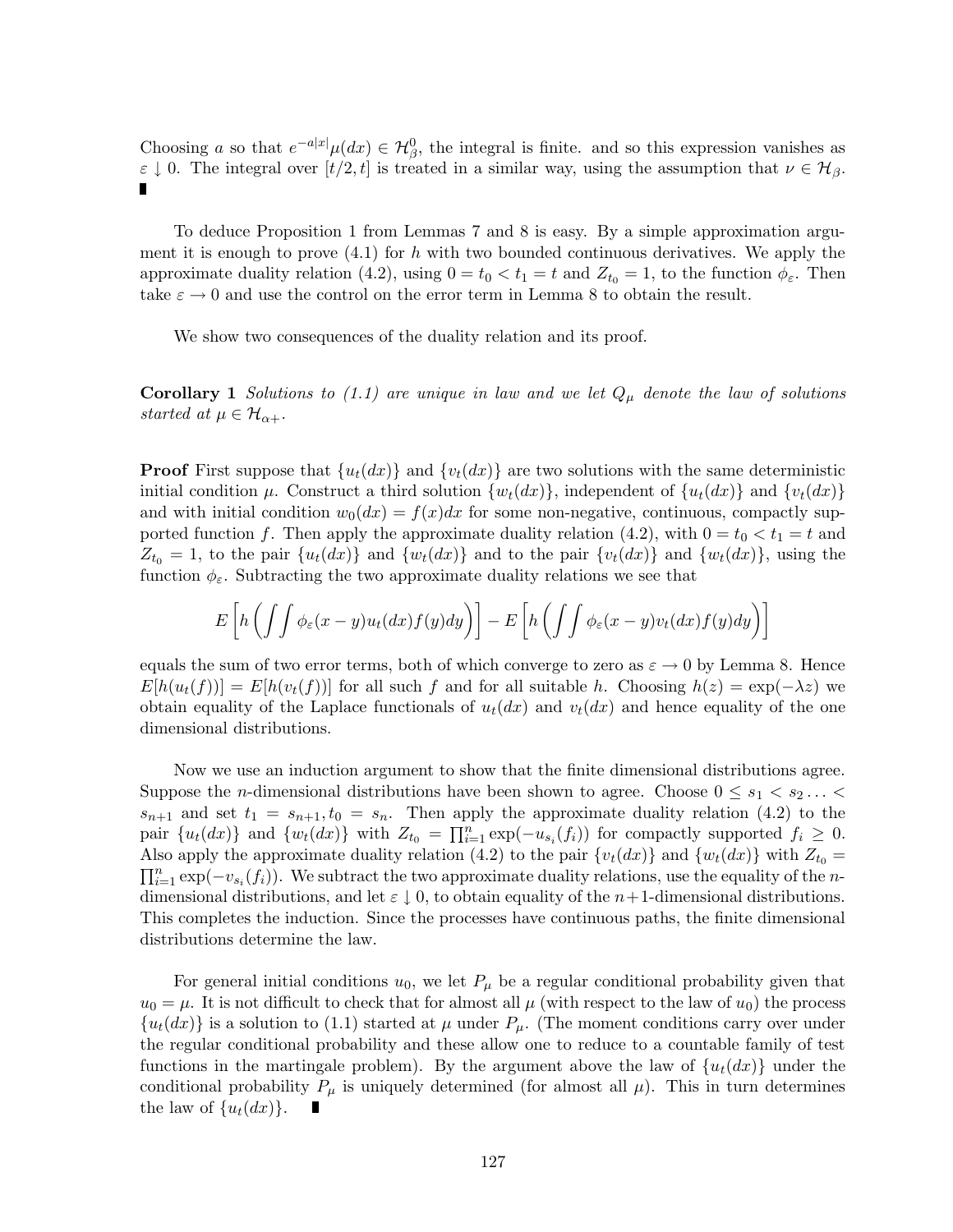Choosing $a$ so that $e^{-a|x|}\mu(dx) \in \mathcal{H}^0_\beta$, the integral is finite. and so this expression vanishes as $\varepsilon \downarrow 0$. The integral over $[t/2, t]$ is treated in a similar way, using the assumption that $\nu \in \mathcal{H}_\beta$. ∎

To deduce Proposition 1 from Lemmas 7 and 8 is easy. By a simple approximation argument it is enough to prove (4.1) for $h$ with two bounded continuous derivatives. We apply the approximate duality relation (4.2), using $0 = t_0 < t_1 = t$ and $Z_{t_0} = 1$, to the function $\phi_\varepsilon$. Then take $\varepsilon \to 0$ and use the control on the error term in Lemma 8 to obtain the result.

We show two consequences of the duality relation and its proof.

**Corollary 1** *Solutions to (1.1) are unique in law and we let $Q_\mu$ denote the law of solutions started at $\mu \in \mathcal{H}_{\alpha+}$.*

**Proof** First suppose that $\{u_t(dx)\}$ and $\{v_t(dx)\}$ are two solutions with the same deterministic initial condition $\mu$. Construct a third solution $\{w_t(dx)\}$, independent of $\{u_t(dx)\}$ and $\{v_t(dx)\}$ and with initial condition $w_0(dx) = f(x)dx$ for some non-negative, continuous, compactly supported function $f$. Then apply the approximate duality relation (4.2), with $0 = t_0 < t_1 = t$ and $Z_{t_0} = 1$, to the pair $\{u_t(dx)\}$ and $\{w_t(dx)\}$ and to the pair $\{v_t(dx)\}$ and $\{w_t(dx)\}$, using the function $\phi_\varepsilon$. Subtracting the two approximate duality relations we see that

$$E\left[h\left(\int\int \phi_\varepsilon(x-y)u_t(dx)f(y)dy\right)\right] - E\left[h\left(\int\int \phi_\varepsilon(x-y)v_t(dx)f(y)dy\right)\right]$$

equals the sum of two error terms, both of which converge to zero as $\varepsilon \to 0$ by Lemma 8. Hence $E[h(u_t(f))] = E[h(v_t(f))]$ for all such $f$ and for all suitable $h$. Choosing $h(z) = \exp(-\lambda z)$ we obtain equality of the Laplace functionals of $u_t(dx)$ and $v_t(dx)$ and hence equality of the one dimensional distributions.

Now we use an induction argument to show that the finite dimensional distributions agree. Suppose the $n$-dimensional distributions have been shown to agree. Choose $0 \leq s_1 < s_2 \ldots < s_{n+1}$ and set $t_1 = s_{n+1}, t_0 = s_n$. Then apply the approximate duality relation (4.2) to the pair $\{u_t(dx)\}$ and $\{w_t(dx)\}$ with $Z_{t_0} = \prod_{i=1}^n \exp(-u_{s_i}(f_i))$ for compactly supported $f_i \geq 0$. Also apply the approximate duality relation (4.2) to the pair $\{v_t(dx)\}$ and $\{w_t(dx)\}$ with $Z_{t_0} = \prod_{i=1}^n \exp(-v_{s_i}(f_i))$. We subtract the two approximate duality relations, use the equality of the $n$-dimensional distributions, and let $\varepsilon \downarrow 0$, to obtain equality of the $n+1$-dimensional distributions. This completes the induction. Since the processes have continuous paths, the finite dimensional distributions determine the law.

For general initial conditions $u_0$, we let $P_\mu$ be a regular conditional probability given that $u_0 = \mu$. It is not difficult to check that for almost all $\mu$ (with respect to the law of $u_0$) the process $\{u_t(dx)\}$ is a solution to (1.1) started at $\mu$ under $P_\mu$. (The moment conditions carry over under the regular conditional probability and these allow one to reduce to a countable family of test functions in the martingale problem). By the argument above the law of $\{u_t(dx)\}$ under the conditional probability $P_\mu$ is uniquely determined (for almost all $\mu$). This in turn determines the law of $\{u_t(dx)\}$. ∎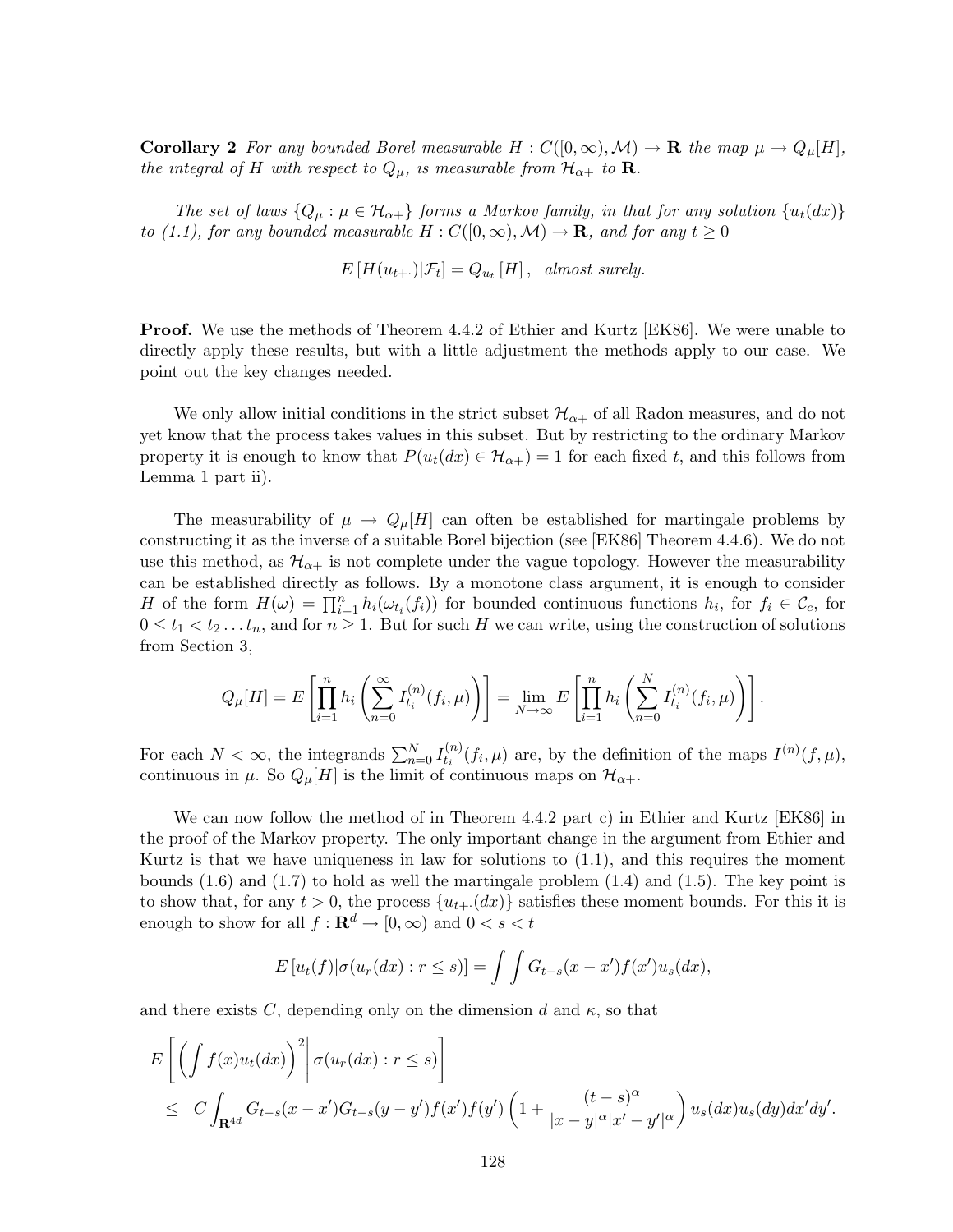**Corollary 2** *For any bounded Borel measurable $H : C([0,\infty),\mathcal{M}) \to \mathbf{R}$ the map $\mu \to Q_\mu[H]$, the integral of $H$ with respect to $Q_\mu$, is measurable from $\mathcal{H}_{\alpha+}$ to $\mathbf{R}$.*

*The set of laws $\{Q_\mu : \mu \in \mathcal{H}_{\alpha+}\}$ forms a Markov family, in that for any solution $\{u_t(dx)\}$ to (1.1), for any bounded measurable $H : C([0,\infty),\mathcal{M}) \to \mathbf{R}$, and for any $t \geq 0$*

$$E\left[H(u_{t+\cdot})|\mathcal{F}_t\right] = Q_{u_t}\left[H\right], \text{ almost surely.}$$

**Proof.** We use the methods of Theorem 4.4.2 of Ethier and Kurtz [EK86]. We were unable to directly apply these results, but with a little adjustment the methods apply to our case. We point out the key changes needed.

We only allow initial conditions in the strict subset $\mathcal{H}_{\alpha+}$ of all Radon measures, and do not yet know that the process takes values in this subset. But by restricting to the ordinary Markov property it is enough to know that $P(u_t(dx) \in \mathcal{H}_{\alpha+}) = 1$ for each fixed $t$, and this follows from Lemma 1 part ii).

The measurability of $\mu \to Q_\mu[H]$ can often be established for martingale problems by constructing it as the inverse of a suitable Borel bijection (see [EK86] Theorem 4.4.6). We do not use this method, as $\mathcal{H}_{\alpha+}$ is not complete under the vague topology. However the measurability can be established directly as follows. By a monotone class argument, it is enough to consider $H$ of the form $H(\omega) = \prod_{i=1}^n h_i(\omega_{t_i}(f_i))$ for bounded continuous functions $h_i$, for $f_i \in \mathcal{C}_c$, for $0 \leq t_1 < t_2 \ldots t_n$, and for $n \geq 1$. But for such $H$ we can write, using the construction of solutions from Section 3,

$$Q_\mu[H] = E\left[\prod_{i=1}^n h_i\left(\sum_{n=0}^\infty I_{t_i}^{(n)}(f_i,\mu)\right)\right] = \lim_{N\to\infty} E\left[\prod_{i=1}^n h_i\left(\sum_{n=0}^N I_{t_i}^{(n)}(f_i,\mu)\right)\right].$$

For each $N < \infty$, the integrands $\sum_{n=0}^N I_{t_i}^{(n)}(f_i,\mu)$ are, by the definition of the maps $I^{(n)}(f,\mu)$, continuous in $\mu$. So $Q_\mu[H]$ is the limit of continuous maps on $\mathcal{H}_{\alpha+}$.

We can now follow the method of in Theorem 4.4.2 part c) in Ethier and Kurtz [EK86] in the proof of the Markov property. The only important change in the argument from Ethier and Kurtz is that we have uniqueness in law for solutions to (1.1), and this requires the moment bounds (1.6) and (1.7) to hold as well the martingale problem (1.4) and (1.5). The key point is to show that, for any $t > 0$, the process $\{u_{t+\cdot}(dx)\}$ satisfies these moment bounds. For this it is enough to show for all $f : \mathbf{R}^d \to [0,\infty)$ and $0 < s < t$

$$E\left[u_t(f)|\sigma(u_r(dx) : r \leq s)\right] = \int\int G_{t-s}(x-x')f(x')u_s(dx),$$

and there exists $C$, depending only on the dimension $d$ and $\kappa$, so that

$$\begin{aligned}
&E\left[\left(\int f(x)u_t(dx)\right)^2\middle|\,\sigma(u_r(dx) : r \leq s)\right] \\
&\quad\leq\; C\int_{\mathbf{R}^{4d}} G_{t-s}(x-x')G_{t-s}(y-y')f(x')f(y')\left(1+\frac{(t-s)^\alpha}{|x-y|^\alpha|x'-y'|^\alpha}\right)u_s(dx)u_s(dy)dx'dy'.
\end{aligned}$$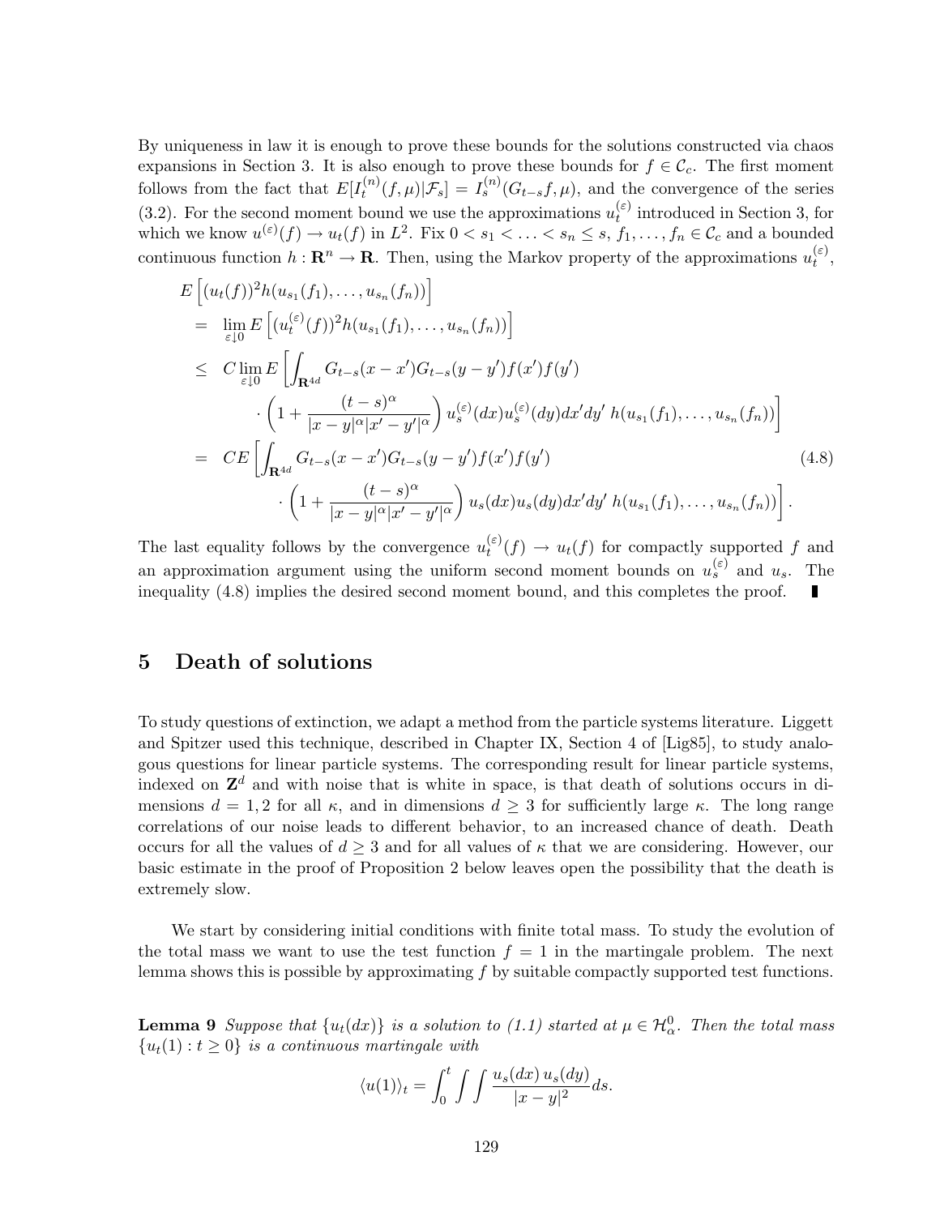By uniqueness in law it is enough to prove these bounds for the solutions constructed via chaos expansions in Section 3. It is also enough to prove these bounds for $f \in \mathcal{C}_c$. The first moment follows from the fact that $E[I_t^{(n)}(f,\mu)|\mathcal{F}_s] = I_s^{(n)}(G_{t-s}f,\mu)$, and the convergence of the series (3.2). For the second moment bound we use the approximations $u_t^{(\varepsilon)}$ introduced in Section 3, for which we know $u^{(\varepsilon)}(f) \to u_t(f)$ in $L^2$. Fix $0 < s_1 < \ldots < s_n \le s$, $f_1, \ldots, f_n \in \mathcal{C}_c$ and a bounded continuous function $h : \mathbf{R}^n \to \mathbf{R}$. Then, using the Markov property of the approximations $u_t^{(\varepsilon)}$,

$$
\begin{aligned}
& E\left[(u_t(f))^2 h(u_{s_1}(f_1), \ldots, u_{s_n}(f_n))\right] \\
&= \lim_{\varepsilon \downarrow 0} E\left[(u_t^{(\varepsilon)}(f))^2 h(u_{s_1}(f_1), \ldots, u_{s_n}(f_n))\right] \\
&\le C \lim_{\varepsilon \downarrow 0} E\left[\int_{\mathbf{R}^{4d}} G_{t-s}(x-x')G_{t-s}(y-y')f(x')f(y') \right. \\
&\qquad \left. \cdot \left(1 + \frac{(t-s)^\alpha}{|x-y|^\alpha |x'-y'|^\alpha}\right) u_s^{(\varepsilon)}(dx) u_s^{(\varepsilon)}(dy) dx' dy'\; h(u_{s_1}(f_1), \ldots, u_{s_n}(f_n))\right] \\
&= C E\left[\int_{\mathbf{R}^{4d}} G_{t-s}(x-x')G_{t-s}(y-y')f(x')f(y') \right. \\
&\qquad \left. \cdot \left(1 + \frac{(t-s)^\alpha}{|x-y|^\alpha |x'-y'|^\alpha}\right) u_s(dx) u_s(dy) dx' dy'\; h(u_{s_1}(f_1), \ldots, u_{s_n}(f_n))\right].
\end{aligned}
\tag{4.8}
$$

The last equality follows by the convergence $u_t^{(\varepsilon)}(f) \to u_t(f)$ for compactly supported $f$ and an approximation argument using the uniform second moment bounds on $u_s^{(\varepsilon)}$ and $u_s$. The inequality (4.8) implies the desired second moment bound, and this completes the proof. ∎

# 5 Death of solutions

To study questions of extinction, we adapt a method from the particle systems literature. Liggett and Spitzer used this technique, described in Chapter IX, Section 4 of [Lig85], to study analogous questions for linear particle systems. The corresponding result for linear particle systems, indexed on $\mathbf{Z}^d$ and with noise that is white in space, is that death of solutions occurs in dimensions $d = 1, 2$ for all $\kappa$, and in dimensions $d \ge 3$ for sufficiently large $\kappa$. The long range correlations of our noise leads to different behavior, to an increased chance of death. Death occurs for all the values of $d \ge 3$ and for all values of $\kappa$ that we are considering. However, our basic estimate in the proof of Proposition 2 below leaves open the possibility that the death is extremely slow.

We start by considering initial conditions with finite total mass. To study the evolution of the total mass we want to use the test function $f = 1$ in the martingale problem. The next lemma shows this is possible by approximating $f$ by suitable compactly supported test functions.

**Lemma 9** *Suppose that $\{u_t(dx)\}$ is a solution to (1.1) started at $\mu \in \mathcal{H}_\alpha^0$. Then the total mass $\{u_t(1) : t \ge 0\}$ is a continuous martingale with*

$$
\langle u(1) \rangle_t = \int_0^t \int \int \frac{u_s(dx)\, u_s(dy)}{|x-y|^2} ds.
$$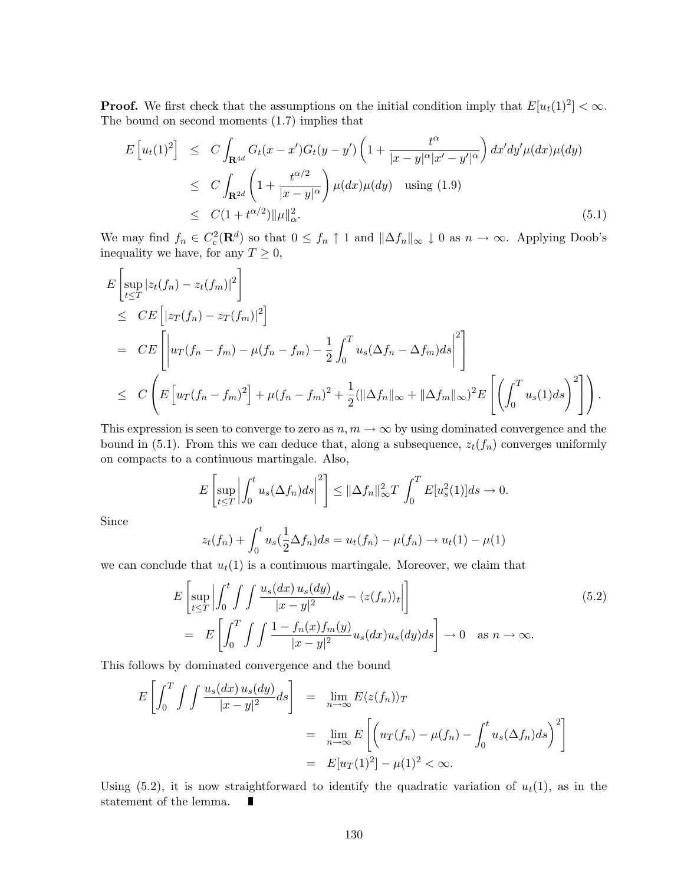**Proof.** We first check that the assumptions on the initial condition imply that $E[u_t(1)^2] < \infty$. The bound on second moments (1.7) implies that

$$
\begin{aligned}
E\left[u_t(1)^2\right] &\leq C \int_{\mathbf{R}^{4d}} G_t(x-x')G_t(y-y')\left(1 + \frac{t^\alpha}{|x-y|^\alpha |x'-y'|^\alpha}\right) dx'dy'\mu(dx)\mu(dy) \\
&\leq C \int_{\mathbf{R}^{2d}} \left(1 + \frac{t^{\alpha/2}}{|x-y|^\alpha}\right)\mu(dx)\mu(dy) \quad \text{using (1.9)} \\
&\leq C(1+t^{\alpha/2})\|\mu\|_\alpha^2. \qquad (5.1)
\end{aligned}
$$

We may find $f_n \in C_c^2(\mathbf{R}^d)$ so that $0 \leq f_n \uparrow 1$ and $\|\Delta f_n\|_\infty \downarrow 0$ as $n \to \infty$. Applying Doob's inequality we have, for any $T \geq 0$,

$$
\begin{aligned}
&E\left[\sup_{t\leq T}|z_t(f_n) - z_t(f_m)|^2\right] \\
&\leq CE\left[|z_T(f_n) - z_T(f_m)|^2\right] \\
&= CE\left[\left|u_T(f_n - f_m) - \mu(f_n - f_m) - \frac{1}{2}\int_0^T u_s(\Delta f_n - \Delta f_m)ds\right|^2\right] \\
&\leq C\left(E\left[u_T(f_n - f_m)^2\right] + \mu(f_n - f_m)^2 + \frac{1}{2}(\|\Delta f_n\|_\infty + \|\Delta f_m\|_\infty)^2 E\left[\left(\int_0^T u_s(1)ds\right)^2\right]\right).
\end{aligned}
$$

This expression is seen to converge to zero as $n, m \to \infty$ by using dominated convergence and the bound in (5.1). From this we can deduce that, along a subsequence, $z_t(f_n)$ converges uniformly on compacts to a continuous martingale. Also,

$$
E\left[\sup_{t\leq T}\left|\int_0^t u_s(\Delta f_n)ds\right|^2\right] \leq \|\Delta f_n\|_\infty^2 T \int_0^T E[u_s^2(1)]ds \to 0.
$$

Since

$$
z_t(f_n) + \int_0^t u_s(\frac{1}{2}\Delta f_n)ds = u_t(f_n) - \mu(f_n) \to u_t(1) - \mu(1)
$$

we can conclude that $u_t(1)$ is a continuous martingale. Moreover, we claim that

$$
\begin{aligned}
&E\left[\sup_{t\leq T}\left|\int_0^t \int\int \frac{u_s(dx)\,u_s(dy)}{|x-y|^2}ds - \langle z(f_n)\rangle_t\right|\right] \qquad (5.2) \\
&= E\left[\int_0^T \int\int \frac{1 - f_n(x)f_m(y)}{|x-y|^2}u_s(dx)u_s(dy)ds\right] \to 0 \quad \text{as } n \to \infty.
\end{aligned}
$$

This follows by dominated convergence and the bound

$$
\begin{aligned}
E\left[\int_0^T \int\int \frac{u_s(dx)\,u_s(dy)}{|x-y|^2}ds\right] &= \lim_{n\to\infty} E\langle z(f_n)\rangle_T \\
&= \lim_{n\to\infty} E\left[\left(u_T(f_n) - \mu(f_n) - \int_0^t u_s(\Delta f_n)ds\right)^2\right] \\
&= E[u_T(1)^2] - \mu(1)^2 < \infty.
\end{aligned}
$$

Using (5.2), it is now straightforward to identify the quadratic variation of $u_t(1)$, as in the statement of the lemma. ∎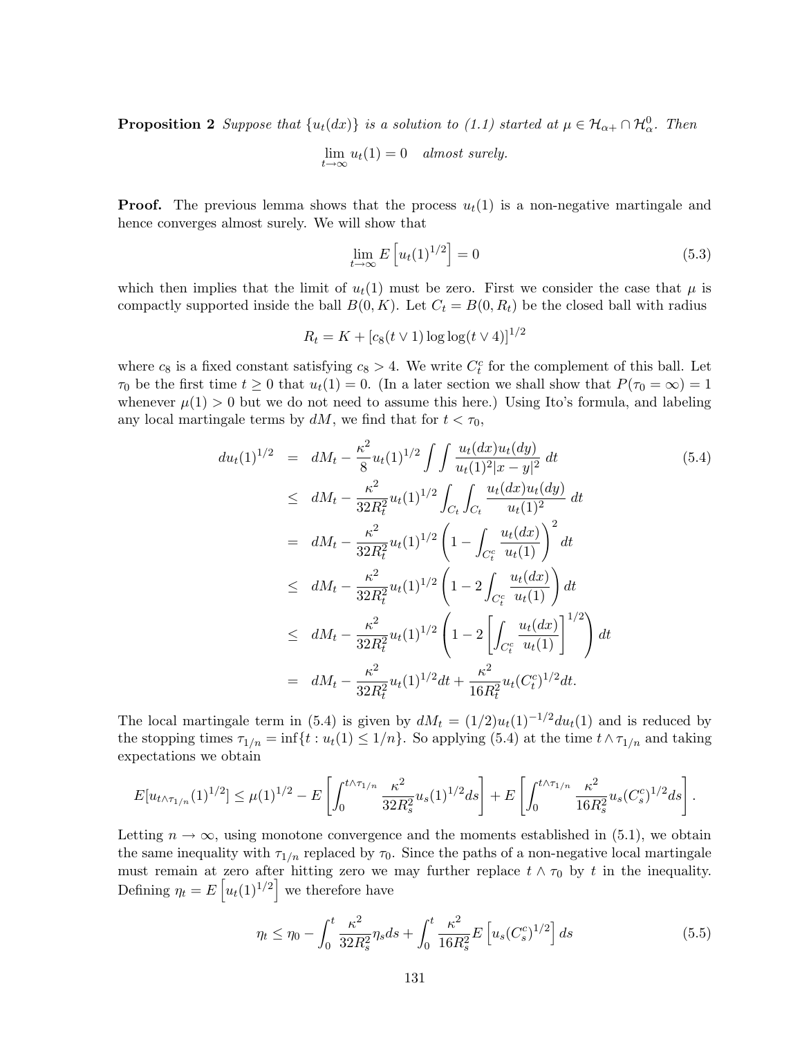**Proposition 2** *Suppose that $\{u_t(dx)\}$ is a solution to (1.1) started at $\mu \in \mathcal{H}_{\alpha+} \cap \mathcal{H}^0_\alpha$. Then*

$$\lim_{t\to\infty} u_t(1) = 0 \quad \textit{almost surely.}$$

**Proof.** The previous lemma shows that the process $u_t(1)$ is a non-negative martingale and hence converges almost surely. We will show that

$$\lim_{t\to\infty} E\left[u_t(1)^{1/2}\right] = 0 \tag{5.3}$$

which then implies that the limit of $u_t(1)$ must be zero. First we consider the case that $\mu$ is compactly supported inside the ball $B(0,K)$. Let $C_t = B(0,R_t)$ be the closed ball with radius

$$R_t = K + [c_8(t\vee 1)\log\log(t\vee 4)]^{1/2}$$

where $c_8$ is a fixed constant satisfying $c_8 > 4$. We write $C_t^c$ for the complement of this ball. Let $\tau_0$ be the first time $t \geq 0$ that $u_t(1) = 0$. (In a later section we shall show that $P(\tau_0 = \infty) = 1$ whenever $\mu(1) > 0$ but we do not need to assume this here.) Using Ito's formula, and labeling any local martingale terms by $dM$, we find that for $t < \tau_0$,

$$\begin{aligned}
du_t(1)^{1/2} &= dM_t - \frac{\kappa^2}{8} u_t(1)^{1/2} \int\int \frac{u_t(dx)u_t(dy)}{u_t(1)^2|x-y|^2}\, dt \\
&\leq dM_t - \frac{\kappa^2}{32R_t^2} u_t(1)^{1/2} \int_{C_t}\int_{C_t} \frac{u_t(dx)u_t(dy)}{u_t(1)^2}\, dt \\
&= dM_t - \frac{\kappa^2}{32R_t^2} u_t(1)^{1/2} \left(1 - \int_{C_t^c} \frac{u_t(dx)}{u_t(1)}\right)^2 dt \\
&\leq dM_t - \frac{\kappa^2}{32R_t^2} u_t(1)^{1/2} \left(1 - 2\int_{C_t^c} \frac{u_t(dx)}{u_t(1)}\right) dt \\
&\leq dM_t - \frac{\kappa^2}{32R_t^2} u_t(1)^{1/2} \left(1 - 2\left[\int_{C_t^c} \frac{u_t(dx)}{u_t(1)}\right]^{1/2}\right) dt \\
&= dM_t - \frac{\kappa^2}{32R_t^2} u_t(1)^{1/2} dt + \frac{\kappa^2}{16R_t^2} u_t(C_t^c)^{1/2} dt.
\end{aligned} \tag{5.4}$$

The local martingale term in (5.4) is given by $dM_t = (1/2)u_t(1)^{-1/2}du_t(1)$ and is reduced by the stopping times $\tau_{1/n} = \inf\{t : u_t(1) \leq 1/n\}$. So applying (5.4) at the time $t \wedge \tau_{1/n}$ and taking expectations we obtain

$$E[u_{t\wedge\tau_{1/n}}(1)^{1/2}] \leq \mu(1)^{1/2} - E\left[\int_0^{t\wedge\tau_{1/n}} \frac{\kappa^2}{32R_s^2} u_s(1)^{1/2} ds\right] + E\left[\int_0^{t\wedge\tau_{1/n}} \frac{\kappa^2}{16R_s^2} u_s(C_s^c)^{1/2} ds\right].$$

Letting $n \to \infty$, using monotone convergence and the moments established in (5.1), we obtain the same inequality with $\tau_{1/n}$ replaced by $\tau_0$. Since the paths of a non-negative local martingale must remain at zero after hitting zero we may further replace $t \wedge \tau_0$ by $t$ in the inequality. Defining $\eta_t = E\left[u_t(1)^{1/2}\right]$ we therefore have

$$\eta_t \leq \eta_0 - \int_0^t \frac{\kappa^2}{32R_s^2}\eta_s ds + \int_0^t \frac{\kappa^2}{16R_s^2} E\left[u_s(C_s^c)^{1/2}\right] ds \tag{5.5}$$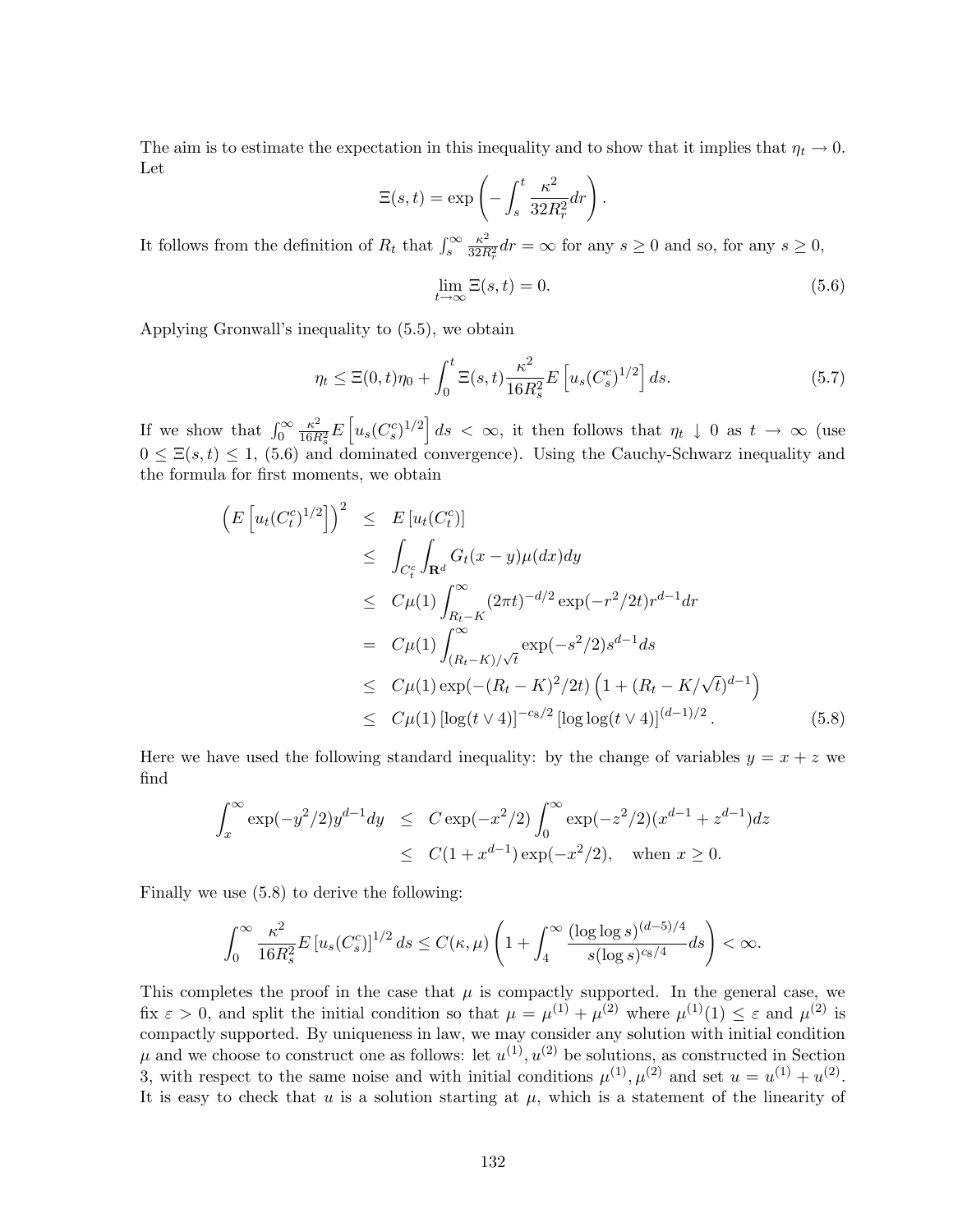The aim is to estimate the expectation in this inequality and to show that it implies that $\eta_t \to 0$. Let

$$\Xi(s,t) = \exp\left( -\int_s^t \frac{\kappa^2}{32R_r^2} dr \right).$$

It follows from the definition of $R_t$ that $\int_s^\infty \frac{\kappa^2}{32R_r^2} dr = \infty$ for any $s \geq 0$ and so, for any $s \geq 0$,

$$\lim_{t\to\infty} \Xi(s,t) = 0. \tag{5.6}$$

Applying Gronwall's inequality to (5.5), we obtain

$$\eta_t \leq \Xi(0,t)\eta_0 + \int_0^t \Xi(s,t) \frac{\kappa^2}{16R_s^2} E\left[u_s(C_s^c)^{1/2}\right] ds. \tag{5.7}$$

If we show that $\int_0^\infty \frac{\kappa^2}{16R_s^2} E\left[u_s(C_s^c)^{1/2}\right] ds < \infty$, it then follows that $\eta_t \downarrow 0$ as $t \to \infty$ (use $0 \leq \Xi(s,t) \leq 1$, (5.6) and dominated convergence). Using the Cauchy-Schwarz inequality and the formula for first moments, we obtain

$$\begin{aligned}
\left( E\left[u_t(C_t^c)^{1/2}\right] \right)^2 &\leq E\left[u_t(C_t^c)\right] \\
&\leq \int_{C_t^c} \int_{\mathbf{R}^d} G_t(x-y)\mu(dx)dy \\
&\leq C\mu(1) \int_{R_t-K}^\infty (2\pi t)^{-d/2} \exp(-r^2/2t) r^{d-1} dr \\
&= C\mu(1) \int_{(R_t-K)/\sqrt{t}}^\infty \exp(-s^2/2) s^{d-1} ds \\
&\leq C\mu(1) \exp(-(R_t-K)^2/2t) \left(1 + (R_t - K/\sqrt{t})^{d-1}\right) \\
&\leq C\mu(1) \left[\log(t\vee 4)\right]^{-cs/2} \left[\log\log(t\vee 4)\right]^{(d-1)/2}.
\end{aligned} \tag{5.8}$$

Here we have used the following standard inequality: by the change of variables $y = x+z$ we find

$$\begin{aligned}
\int_x^\infty \exp(-y^2/2) y^{d-1} dy &\leq C\exp(-x^2/2) \int_0^\infty \exp(-z^2/2)(x^{d-1} + z^{d-1}) dz \\
&\leq C(1 + x^{d-1}) \exp(-x^2/2), \quad \text{when } x \geq 0.
\end{aligned}$$

Finally we use (5.8) to derive the following:

$$\int_0^\infty \frac{\kappa^2}{16R_s^2} E\left[u_s(C_s^c)\right]^{1/2} ds \leq C(\kappa,\mu) \left( 1 + \int_4^\infty \frac{(\log\log s)^{(d-5)/4}}{s(\log s)^{cs/4}} ds \right) < \infty.$$

This completes the proof in the case that $\mu$ is compactly supported. In the general case, we fix $\varepsilon > 0$, and split the initial condition so that $\mu = \mu^{(1)} + \mu^{(2)}$ where $\mu^{(1)}(1) \leq \varepsilon$ and $\mu^{(2)}$ is compactly supported. By uniqueness in law, we may consider any solution with initial condition $\mu$ and we choose to construct one as follows: let $u^{(1)}, u^{(2)}$ be solutions, as constructed in Section 3, with respect to the same noise and with initial conditions $\mu^{(1)}, \mu^{(2)}$ and set $u = u^{(1)} + u^{(2)}$. It is easy to check that $u$ is a solution starting at $\mu$, which is a statement of the linearity of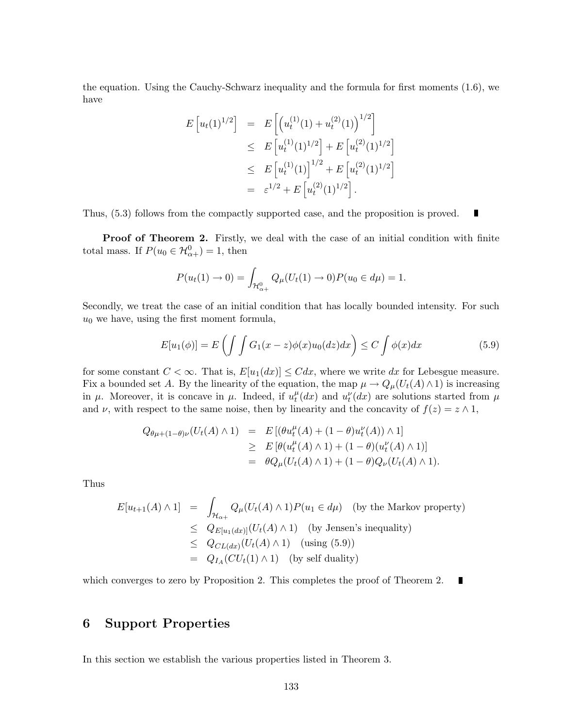the equation. Using the Cauchy-Schwarz inequality and the formula for first moments (1.6), we have

$$
\begin{aligned}
E\left[u_t(1)^{1/2}\right] &= E\left[\left(u_t^{(1)}(1) + u_t^{(2)}(1)\right)^{1/2}\right] \\
&\leq E\left[u_t^{(1)}(1)^{1/2}\right] + E\left[u_t^{(2)}(1)^{1/2}\right] \\
&\leq E\left[u_t^{(1)}(1)\right]^{1/2} + E\left[u_t^{(2)}(1)^{1/2}\right] \\
&= \varepsilon^{1/2} + E\left[u_t^{(2)}(1)^{1/2}\right].
\end{aligned}
$$

Thus, (5.3) follows from the compactly supported case, and the proposition is proved. ∎

**Proof of Theorem 2.** Firstly, we deal with the case of an initial condition with finite total mass. If $P(u_0 \in \mathcal{H}^0_{\alpha+}) = 1$, then

$$
P(u_t(1) \to 0) = \int_{\mathcal{H}^0_{\alpha+}} Q_\mu(U_t(1) \to 0) P(u_0 \in d\mu) = 1.
$$

Secondly, we treat the case of an initial condition that has locally bounded intensity. For such $u_0$ we have, using the first moment formula,

$$
E[u_1(\phi)] = E\left(\int \int G_1(x-z)\phi(x) u_0(dz) dx\right) \leq C \int \phi(x) dx \tag{5.9}
$$

for some constant $C < \infty$. That is, $E[u_1(dx)] \leq C dx$, where we write $dx$ for Lebesgue measure. Fix a bounded set $A$. By the linearity of the equation, the map $\mu \to Q_\mu(U_t(A) \wedge 1)$ is increasing in $\mu$. Moreover, it is concave in $\mu$. Indeed, if $u_t^\mu(dx)$ and $u_t^\nu(dx)$ are solutions started from $\mu$ and $\nu$, with respect to the same noise, then by linearity and the concavity of $f(z) = z \wedge 1$,

$$
\begin{aligned}
Q_{\theta\mu + (1-\theta)\nu}(U_t(A) \wedge 1) &= E\left[(\theta u_t^\mu(A) + (1-\theta) u_t^\nu(A)) \wedge 1\right] \\
&\geq E\left[\theta(u_t^\mu(A) \wedge 1) + (1-\theta)(u_t^\nu(A) \wedge 1)\right] \\
&= \theta Q_\mu(U_t(A) \wedge 1) + (1-\theta) Q_\nu(U_t(A) \wedge 1).
\end{aligned}
$$

Thus

$$
\begin{aligned}
E[u_{t+1}(A) \wedge 1] &= \int_{\mathcal{H}_{\alpha+}} Q_\mu(U_t(A) \wedge 1) P(u_1 \in d\mu) \quad \text{(by the Markov property)} \\
&\leq Q_{E[u_1(dx)]}(U_t(A) \wedge 1) \quad \text{(by Jensen's inequality)} \\
&\leq Q_{CL(dx)}(U_t(A) \wedge 1) \quad \text{(using (5.9))} \\
&= Q_{I_A}(C U_t(1) \wedge 1) \quad \text{(by self duality)}
\end{aligned}
$$

which converges to zero by Proposition 2. This completes the proof of Theorem 2. ∎

# 6 Support Properties

In this section we establish the various properties listed in Theorem 3.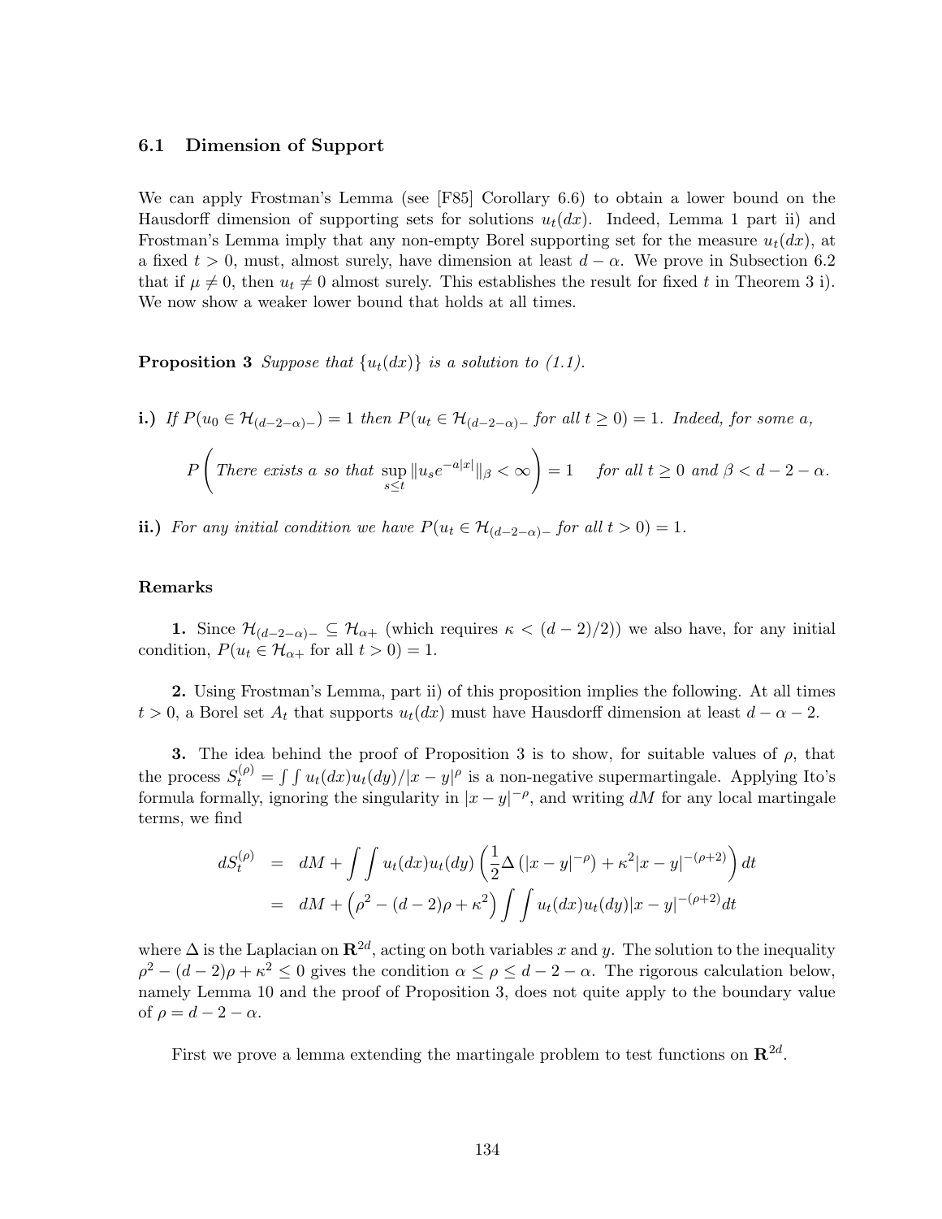### 6.1 Dimension of Support

We can apply Frostman's Lemma (see [F85] Corollary 6.6) to obtain a lower bound on the Hausdorff dimension of supporting sets for solutions $u_t(dx)$. Indeed, Lemma 1 part ii) and Frostman's Lemma imply that any non-empty Borel supporting set for the measure $u_t(dx)$, at a fixed $t > 0$, must, almost surely, have dimension at least $d - \alpha$. We prove in Subsection 6.2 that if $\mu \neq 0$, then $u_t \neq 0$ almost surely. This establishes the result for fixed $t$ in Theorem 3 i). We now show a weaker lower bound that holds at all times.

**Proposition 3** *Suppose that $\{u_t(dx)\}$ is a solution to (1.1).*

**i.)** *If $P(u_0 \in \mathcal{H}_{(d-2-\alpha)-}) = 1$ then $P(u_t \in \mathcal{H}_{(d-2-\alpha)-}$ for all $t \geq 0) = 1$. Indeed, for some $a$,*

$$P\left(\text{There exists } a \text{ so that } \sup_{s \leq t} \|u_s e^{-a|x|}\|_\beta < \infty\right) = 1 \quad \text{for all } t \geq 0 \text{ and } \beta < d - 2 - \alpha.$$

**ii.)** *For any initial condition we have $P(u_t \in \mathcal{H}_{(d-2-\alpha)-}$ for all $t > 0) = 1$.*

**Remarks**

**1.** Since $\mathcal{H}_{(d-2-\alpha)-} \subseteq \mathcal{H}_{\alpha+}$ (which requires $\kappa < (d-2)/2)$) we also have, for any initial condition, $P(u_t \in \mathcal{H}_{\alpha+}$ for all $t > 0) = 1$.

**2.** Using Frostman's Lemma, part ii) of this proposition implies the following. At all times $t > 0$, a Borel set $A_t$ that supports $u_t(dx)$ must have Hausdorff dimension at least $d - \alpha - 2$.

**3.** The idea behind the proof of Proposition 3 is to show, for suitable values of $\rho$, that the process $S_t^{(\rho)} = \int\int u_t(dx)u_t(dy)/|x-y|^\rho$ is a non-negative supermartingale. Applying Ito's formula formally, ignoring the singularity in $|x-y|^{-\rho}$, and writing $dM$ for any local martingale terms, we find

$$\begin{aligned}
dS_t^{(\rho)} &= dM + \int\int u_t(dx)u_t(dy)\left(\frac{1}{2}\Delta\left(|x-y|^{-\rho}\right) + \kappa^2|x-y|^{-(\rho+2)}\right)dt \\
&= dM + \left(\rho^2 - (d-2)\rho + \kappa^2\right)\int\int u_t(dx)u_t(dy)|x-y|^{-(\rho+2)}dt
\end{aligned}$$

where $\Delta$ is the Laplacian on $\mathbf{R}^{2d}$, acting on both variables $x$ and $y$. The solution to the inequality $\rho^2 - (d-2)\rho + \kappa^2 \leq 0$ gives the condition $\alpha \leq \rho \leq d - 2 - \alpha$. The rigorous calculation below, namely Lemma 10 and the proof of Proposition 3, does not quite apply to the boundary value of $\rho = d - 2 - \alpha$.

First we prove a lemma extending the martingale problem to test functions on $\mathbf{R}^{2d}$.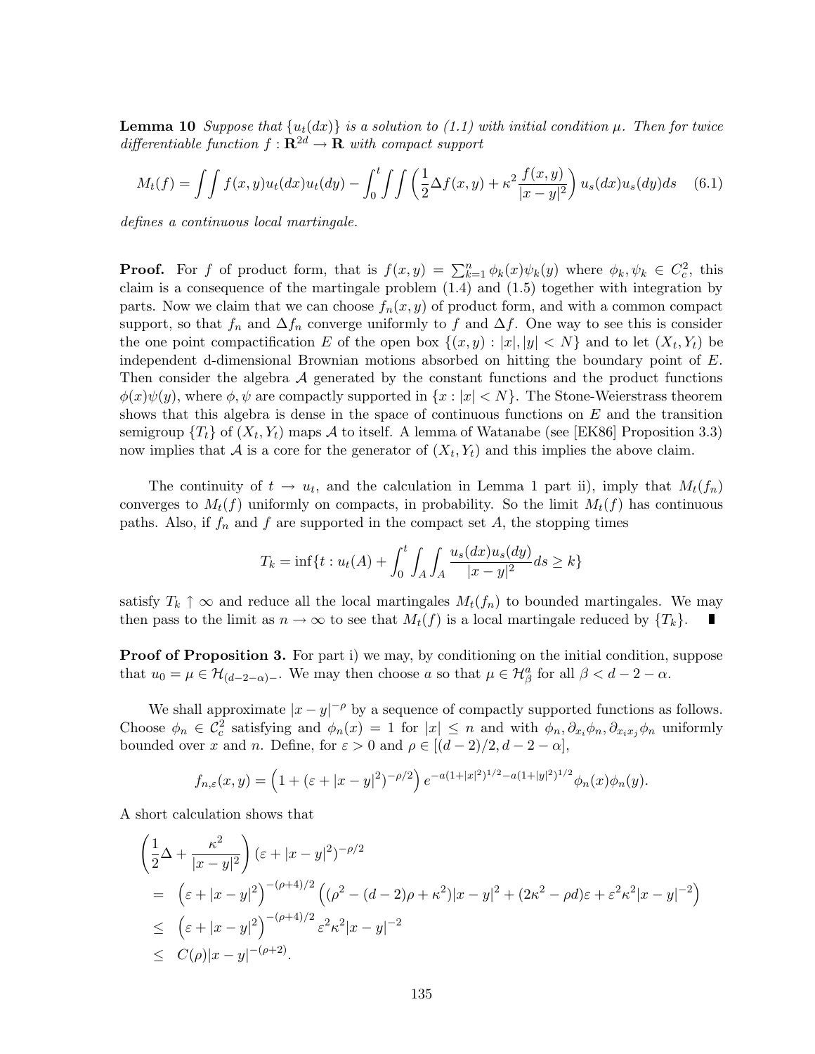**Lemma 10** *Suppose that $\{u_t(dx)\}$ is a solution to (1.1) with initial condition $\mu$. Then for twice differentiable function $f : \mathbf{R}^{2d} \to \mathbf{R}$ with compact support*

$$M_t(f) = \int\int f(x,y)u_t(dx)u_t(dy) - \int_0^t \int\int \left(\frac{1}{2}\Delta f(x,y) + \kappa^2 \frac{f(x,y)}{|x-y|^2}\right) u_s(dx)u_s(dy)ds \quad (6.1)$$

*defines a continuous local martingale.*

**Proof.** For $f$ of product form, that is $f(x,y) = \sum_{k=1}^n \phi_k(x)\psi_k(y)$ where $\phi_k, \psi_k \in C_c^2$, this claim is a consequence of the martingale problem (1.4) and (1.5) together with integration by parts. Now we claim that we can choose $f_n(x,y)$ of product form, and with a common compact support, so that $f_n$ and $\Delta f_n$ converge uniformly to $f$ and $\Delta f$. One way to see this is consider the one point compactification $E$ of the open box $\{(x,y) : |x|, |y| < N\}$ and to let $(X_t, Y_t)$ be independent d-dimensional Brownian motions absorbed on hitting the boundary point of $E$. Then consider the algebra $\mathcal{A}$ generated by the constant functions and the product functions $\phi(x)\psi(y)$, where $\phi, \psi$ are compactly supported in $\{x : |x| < N\}$. The Stone-Weierstrass theorem shows that this algebra is dense in the space of continuous functions on $E$ and the transition semigroup $\{T_t\}$ of $(X_t, Y_t)$ maps $\mathcal{A}$ to itself. A lemma of Watanabe (see [EK86] Proposition 3.3) now implies that $\mathcal{A}$ is a core for the generator of $(X_t, Y_t)$ and this implies the above claim.

The continuity of $t \to u_t$, and the calculation in Lemma 1 part ii), imply that $M_t(f_n)$ converges to $M_t(f)$ uniformly on compacts, in probability. So the limit $M_t(f)$ has continuous paths. Also, if $f_n$ and $f$ are supported in the compact set $A$, the stopping times

$$T_k = \inf\{t : u_t(A) + \int_0^t \int_A \int_A \frac{u_s(dx)u_s(dy)}{|x-y|^2} ds \geq k\}$$

satisfy $T_k \uparrow \infty$ and reduce all the local martingales $M_t(f_n)$ to bounded martingales. We may then pass to the limit as $n \to \infty$ to see that $M_t(f)$ is a local martingale reduced by $\{T_k\}$. ∎

**Proof of Proposition 3.** For part i) we may, by conditioning on the initial condition, suppose that $u_0 = \mu \in \mathcal{H}_{(d-2-\alpha)-}$. We may then choose $a$ so that $\mu \in \mathcal{H}_\beta^a$ for all $\beta < d-2-\alpha$.

We shall approximate $|x-y|^{-\rho}$ by a sequence of compactly supported functions as follows. Choose $\phi_n \in \mathcal{C}_c^2$ satisfying and $\phi_n(x) = 1$ for $|x| \leq n$ and with $\phi_n, \partial_{x_i}\phi_n, \partial_{x_i x_j}\phi_n$ uniformly bounded over $x$ and $n$. Define, for $\varepsilon > 0$ and $\rho \in [(d-2)/2, d-2-\alpha]$,

$$f_{n,\varepsilon}(x,y) = \left(1 + (\varepsilon + |x-y|^2)^{-\rho/2}\right) e^{-a(1+|x|^2)^{1/2} - a(1+|y|^2)^{1/2}} \phi_n(x)\phi_n(y).$$

A short calculation shows that

$$\begin{aligned}
&\left(\frac{1}{2}\Delta + \frac{\kappa^2}{|x-y|^2}\right)(\varepsilon + |x-y|^2)^{-\rho/2} \\
&= \left(\varepsilon + |x-y|^2\right)^{-(\rho+4)/2} \left((\rho^2 - (d-2)\rho + \kappa^2)|x-y|^2 + (2\kappa^2 - \rho d)\varepsilon + \varepsilon^2\kappa^2|x-y|^{-2}\right) \\
&\leq \left(\varepsilon + |x-y|^2\right)^{-(\rho+4)/2} \varepsilon^2\kappa^2|x-y|^{-2} \\
&\leq C(\rho)|x-y|^{-(\rho+2)}.
\end{aligned}$$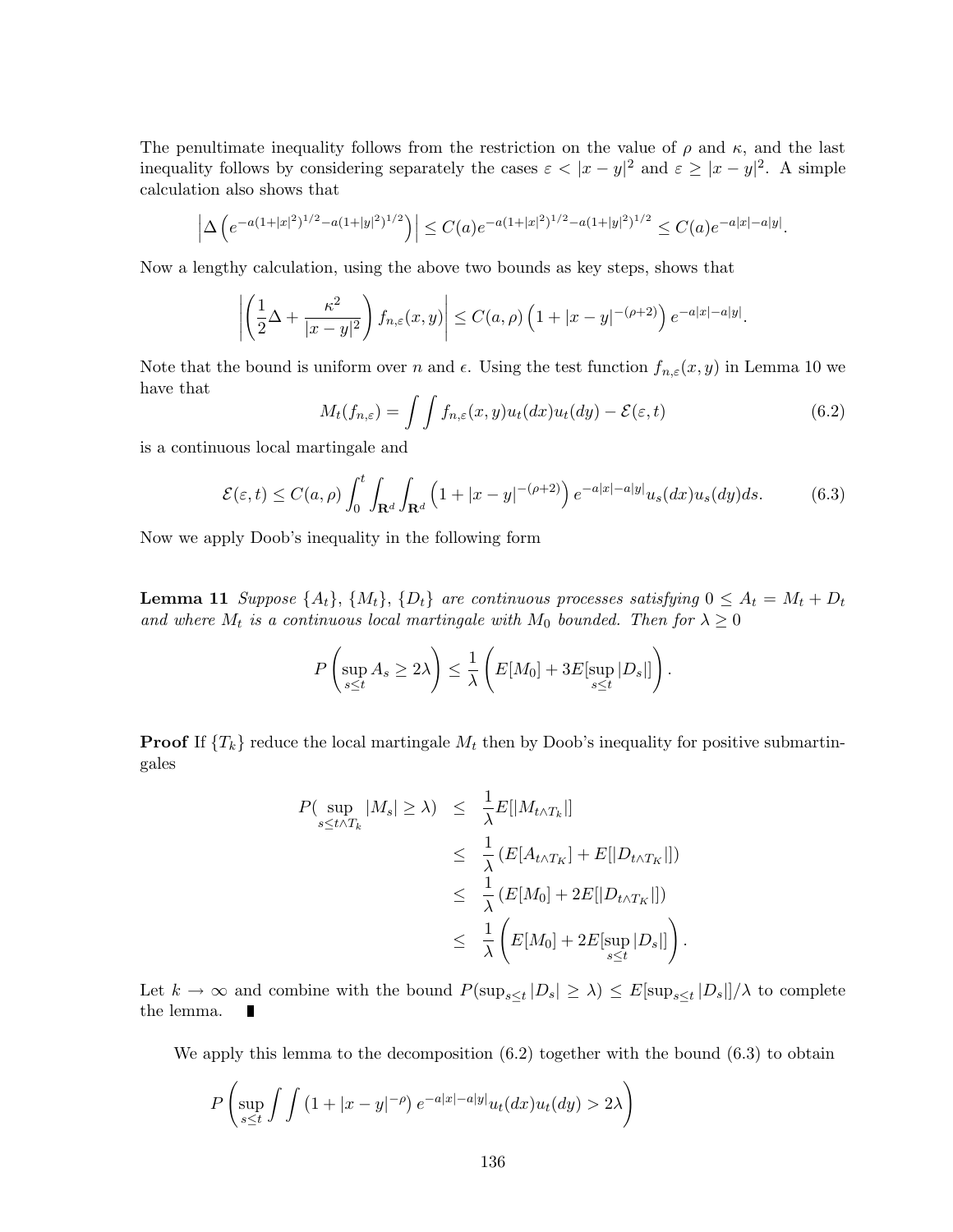The penultimate inequality follows from the restriction on the value of $\rho$ and $\kappa$, and the last inequality follows by considering separately the cases $\varepsilon < |x-y|^2$ and $\varepsilon \geq |x-y|^2$. A simple calculation also shows that

$$\left| \Delta \left( e^{-a(1+|x|^2)^{1/2} - a(1+|y|^2)^{1/2}} \right) \right| \leq C(a) e^{-a(1+|x|^2)^{1/2} - a(1+|y|^2)^{1/2}} \leq C(a) e^{-a|x| - a|y|}.$$

Now a lengthy calculation, using the above two bounds as key steps, shows that

$$\left| \left( \frac{1}{2}\Delta + \frac{\kappa^2}{|x-y|^2} \right) f_{n,\varepsilon}(x,y) \right| \leq C(a,\rho) \left( 1 + |x-y|^{-(\rho+2)} \right) e^{-a|x|-a|y|}.$$

Note that the bound is uniform over $n$ and $\epsilon$. Using the test function $f_{n,\varepsilon}(x,y)$ in Lemma 10 we have that

$$M_t(f_{n,\varepsilon}) = \int \int f_{n,\varepsilon}(x,y) u_t(dx) u_t(dy) - \mathcal{E}(\varepsilon, t) \tag{6.2}$$

is a continuous local martingale and

$$\mathcal{E}(\varepsilon, t) \leq C(a,\rho) \int_0^t \int_{\mathbf{R}^d} \int_{\mathbf{R}^d} \left( 1 + |x-y|^{-(\rho+2)} \right) e^{-a|x|-a|y|} u_s(dx) u_s(dy) ds. \tag{6.3}$$

Now we apply Doob's inequality in the following form

**Lemma 11** *Suppose $\{A_t\}$, $\{M_t\}$, $\{D_t\}$ are continuous processes satisfying $0 \leq A_t = M_t + D_t$ and where $M_t$ is a continuous local martingale with $M_0$ bounded. Then for $\lambda \geq 0$*

$$P\left( \sup_{s \leq t} A_s \geq 2\lambda \right) \leq \frac{1}{\lambda} \left( E[M_0] + 3E[\sup_{s \leq t} |D_s|] \right).$$

**Proof** If $\{T_k\}$ reduce the local martingale $M_t$ then by Doob's inequality for positive submartingales

$$\begin{aligned}
P(\sup_{s \leq t \wedge T_k} |M_s| \geq \lambda) &\leq \frac{1}{\lambda} E[|M_{t \wedge T_k}|] \\
&\leq \frac{1}{\lambda} \left( E[A_{t \wedge T_K}] + E[|D_{t \wedge T_K}|] \right) \\
&\leq \frac{1}{\lambda} \left( E[M_0] + 2E[|D_{t \wedge T_K}|] \right) \\
&\leq \frac{1}{\lambda} \left( E[M_0] + 2E[\sup_{s \leq t} |D_s|] \right).
\end{aligned}$$

Let $k \to \infty$ and combine with the bound $P(\sup_{s \leq t} |D_s| \geq \lambda) \leq E[\sup_{s \leq t} |D_s|]/\lambda$ to complete the lemma. ∎

We apply this lemma to the decomposition (6.2) together with the bound (6.3) to obtain

$$P\left( \sup_{s \leq t} \int \int \left( 1 + |x-y|^{-\rho} \right) e^{-a|x|-a|y|} u_t(dx) u_t(dy) > 2\lambda \right)$$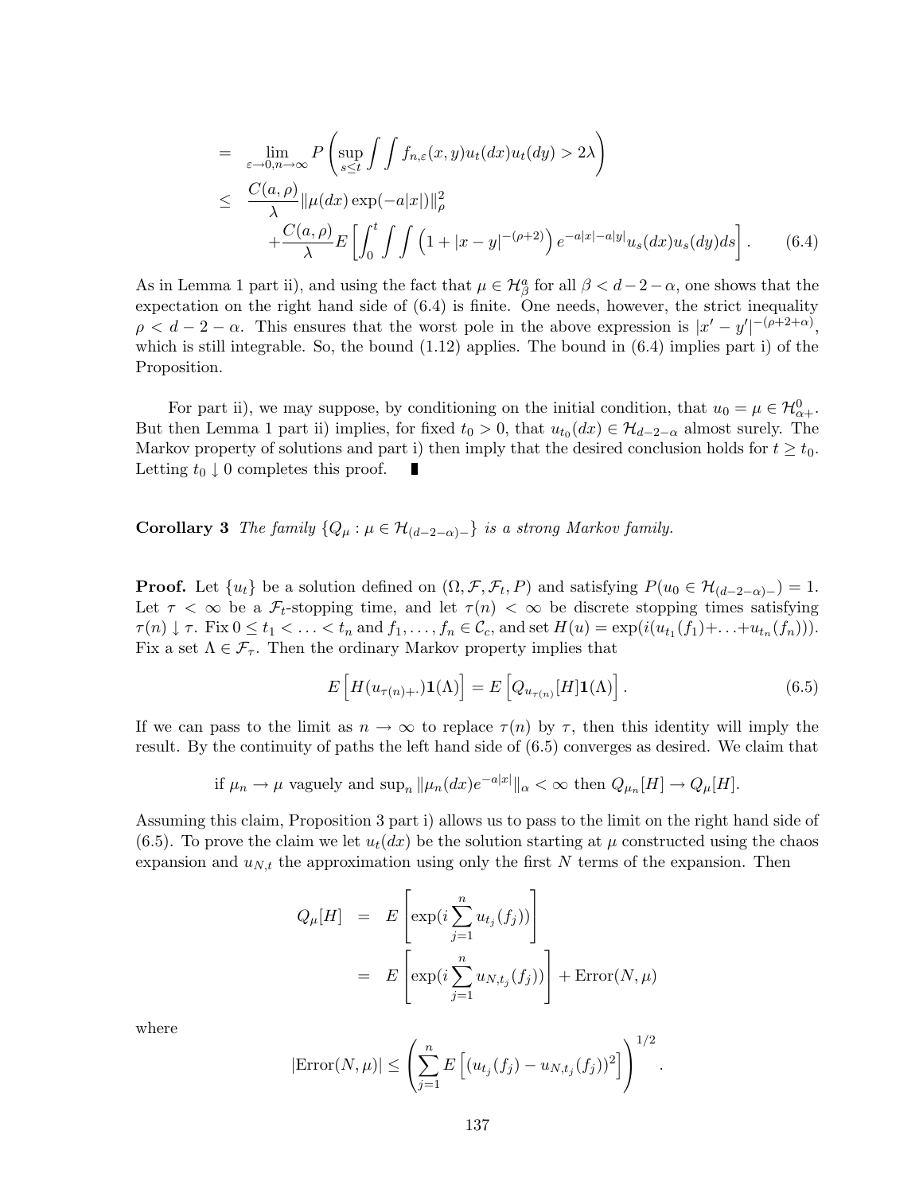$$
\begin{aligned}
&= \lim_{\varepsilon\to 0, n\to\infty} P\left(\sup_{s\le t} \int\int f_{n,\varepsilon}(x,y) u_t(dx) u_t(dy) > 2\lambda\right) \\
&\le \frac{C(a,\rho)}{\lambda} \|\mu(dx)\exp(-a|x|)\|_\rho^2 \\
&\quad + \frac{C(a,\rho)}{\lambda} E\left[\int_0^t \int\int \left(1 + |x-y|^{-(\rho+2)}\right) e^{-a|x|-a|y|} u_s(dx) u_s(dy) ds\right]. \qquad (6.4)
\end{aligned}
$$

As in Lemma 1 part ii), and using the fact that $\mu \in \mathcal{H}^a_\beta$ for all $\beta < d-2-\alpha$, one shows that the expectation on the right hand side of (6.4) is finite. One needs, however, the strict inequality $\rho < d-2-\alpha$. This ensures that the worst pole in the above expression is $|x'-y'|^{-(\rho+2+\alpha)}$, which is still integrable. So, the bound (1.12) applies. The bound in (6.4) implies part i) of the Proposition.

For part ii), we may suppose, by conditioning on the initial condition, that $u_0 = \mu \in \mathcal{H}^0_{\alpha+}$. But then Lemma 1 part ii) implies, for fixed $t_0 > 0$, that $u_{t_0}(dx) \in \mathcal{H}_{d-2-\alpha}$ almost surely. The Markov property of solutions and part i) then imply that the desired conclusion holds for $t \ge t_0$. Letting $t_0 \downarrow 0$ completes this proof. ∎

**Corollary 3** *The family $\{Q_\mu : \mu \in \mathcal{H}_{(d-2-\alpha)-}\}$ is a strong Markov family.*

**Proof.** Let $\{u_t\}$ be a solution defined on $(\Omega, \mathcal{F}, \mathcal{F}_t, P)$ and satisfying $P(u_0 \in \mathcal{H}_{(d-2-\alpha)-}) = 1$. Let $\tau < \infty$ be a $\mathcal{F}_t$-stopping time, and let $\tau(n) < \infty$ be discrete stopping times satisfying $\tau(n) \downarrow \tau$. Fix $0 \le t_1 < \ldots < t_n$ and $f_1, \ldots, f_n \in \mathcal{C}_c$, and set $H(u) = \exp(i(u_{t_1}(f_1) + \ldots + u_{t_n}(f_n)))$. Fix a set $\Lambda \in \mathcal{F}_\tau$. Then the ordinary Markov property implies that

$$
E\left[H(u_{\tau(n)+\cdot})\mathbf{1}(\Lambda)\right] = E\left[Q_{u_{\tau(n)}}[H]\mathbf{1}(\Lambda)\right]. \qquad (6.5)
$$

If we can pass to the limit as $n \to \infty$ to replace $\tau(n)$ by $\tau$, then this identity will imply the result. By the continuity of paths the left hand side of (6.5) converges as desired. We claim that

$$
\text{if } \mu_n \to \mu \text{ vaguely and } \sup_n \|\mu_n(dx)e^{-a|x|}\|_\alpha < \infty \text{ then } Q_{\mu_n}[H] \to Q_\mu[H].
$$

Assuming this claim, Proposition 3 part i) allows us to pass to the limit on the right hand side of (6.5). To prove the claim we let $u_t(dx)$ be the solution starting at $\mu$ constructed using the chaos expansion and $u_{N,t}$ the approximation using only the first $N$ terms of the expansion. Then

$$
\begin{aligned}
Q_\mu[H] &= E\left[\exp(i\sum_{j=1}^n u_{t_j}(f_j))\right] \\
&= E\left[\exp(i\sum_{j=1}^n u_{N,t_j}(f_j))\right] + \text{Error}(N,\mu)
\end{aligned}
$$

where

$$
|\text{Error}(N,\mu)| \le \left(\sum_{j=1}^n E\left[(u_{t_j}(f_j) - u_{N,t_j}(f_j))^2\right]\right)^{1/2}.
$$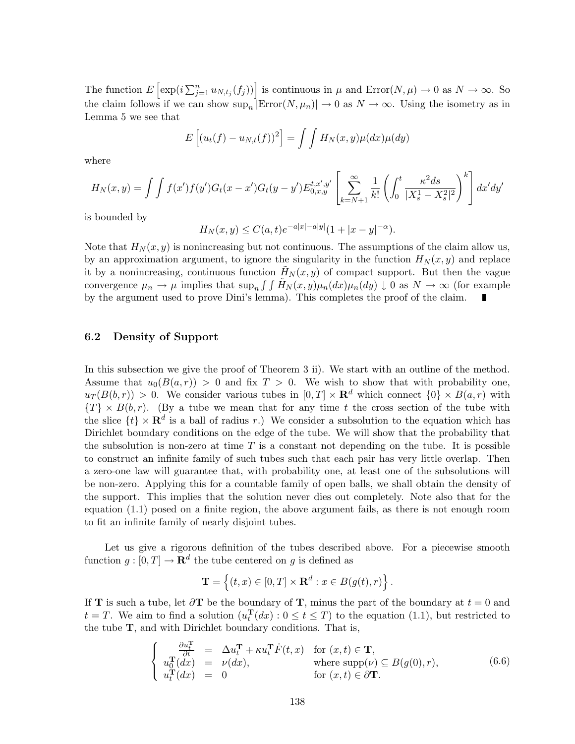The function $E\left[\exp(i\sum_{j=1}^n u_{N,t_j}(f_j))\right]$ is continuous in $\mu$ and $\text{Error}(N,\mu) \to 0$ as $N \to \infty$. So the claim follows if we can show $\sup_n |\text{Error}(N,\mu_n)| \to 0$ as $N \to \infty$. Using the isometry as in Lemma 5 we see that

$$E\left[(u_t(f) - u_{N,t}(f))^2\right] = \int\int H_N(x,y)\mu(dx)\mu(dy)$$

where

$$H_N(x,y) = \int\int f(x')f(y')G_t(x-x')G_t(y-y')E_{0,x,y}^{t,x',y'}\left[\sum_{k=N+1}^{\infty}\frac{1}{k!}\left(\int_0^t \frac{\kappa^2 ds}{|X_s^1 - X_s^2|^2}\right)^k\right]dx'dy'$$

is bounded by

$$H_N(x,y) \le C(a,t)e^{-a|x|-a|y|}(1+|x-y|^{-\alpha}).$$

Note that $H_N(x,y)$ is nonincreasing but not continuous. The assumptions of the claim allow us, by an approximation argument, to ignore the singularity in the function $H_N(x,y)$ and replace it by a nonincreasing, continuous function $\tilde{H}_N(x,y)$ of compact support. But then the vague convergence $\mu_n \to \mu$ implies that $\sup_n \int\int \tilde{H}_N(x,y)\mu_n(dx)\mu_n(dy) \downarrow 0$ as $N \to \infty$ (for example by the argument used to prove Dini's lemma). This completes the proof of the claim. ∎

## 6.2 Density of Support

In this subsection we give the proof of Theorem 3 ii). We start with an outline of the method. Assume that $u_0(B(a,r)) > 0$ and fix $T > 0$. We wish to show that with probability one, $u_T(B(b,r)) > 0$. We consider various tubes in $[0,T] \times \mathbf{R}^d$ which connect $\{0\} \times B(a,r)$ with $\{T\} \times B(b,r)$. (By a tube we mean that for any time $t$ the cross section of the tube with the slice $\{t\} \times \mathbf{R}^d$ is a ball of radius $r$.) We consider a subsolution to the equation which has Dirichlet boundary conditions on the edge of the tube. We will show that the probability that the subsolution is non-zero at time $T$ is a constant not depending on the tube. It is possible to construct an infinite family of such tubes such that each pair has very little overlap. Then a zero-one law will guarantee that, with probability one, at least one of the subsolutions will be non-zero. Applying this for a countable family of open balls, we shall obtain the density of the support. This implies that the solution never dies out completely. Note also that for the equation (1.1) posed on a finite region, the above argument fails, as there is not enough room to fit an infinite family of nearly disjoint tubes.

Let us give a rigorous definition of the tubes described above. For a piecewise smooth function $g : [0,T] \to \mathbf{R}^d$ the tube centered on $g$ is defined as

$$\mathbf{T} = \left\{(t,x) \in [0,T] \times \mathbf{R}^d : x \in B(g(t),r)\right\}.$$

If $\mathbf{T}$ is such a tube, let $\partial\mathbf{T}$ be the boundary of $\mathbf{T}$, minus the part of the boundary at $t = 0$ and $t = T$. We aim to find a solution $(u_t^{\mathbf{T}}(dx) : 0 \le t \le T)$ to the equation (1.1), but restricted to the tube $\mathbf{T}$, and with Dirichlet boundary conditions. That is,

$$\left\{\begin{array}{rcll} \frac{\partial u_t^{\mathbf{T}}}{\partial t} &=& \Delta u_t^{\mathbf{T}} + \kappa u_t^{\mathbf{T}}\dot{F}(t,x) & \text{for } (x,t) \in \mathbf{T}, \\ u_0^{\mathbf{T}}(dx) &=& \nu(dx), & \text{where } \text{supp}(\nu) \subseteq B(g(0),r), \\ u_t^{\mathbf{T}}(dx) &=& 0 & \text{for } (x,t) \in \partial\mathbf{T}. \end{array}\right. \tag{6.6}$$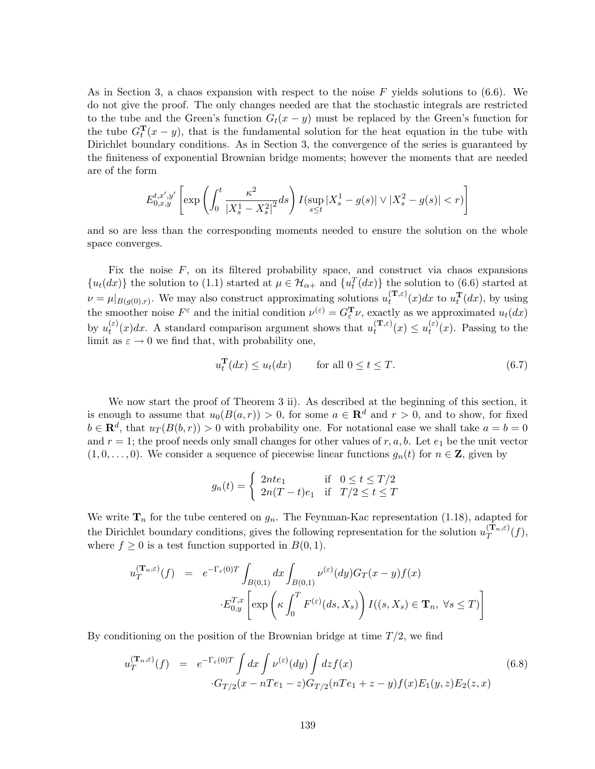As in Section 3, a chaos expansion with respect to the noise $F$ yields solutions to (6.6). We do not give the proof. The only changes needed are that the stochastic integrals are restricted to the tube and the Green's function $G_t(x-y)$ must be replaced by the Green's function for the tube $G_t^{\mathbf{T}}(x-y)$, that is the fundamental solution for the heat equation in the tube with Dirichlet boundary conditions. As in Section 3, the convergence of the series is guaranteed by the finiteness of exponential Brownian bridge moments; however the moments that are needed are of the form

$$E_{0,x,y}^{t,x',y'}\left[\exp\left(\int_0^t \frac{\kappa^2}{|X_s^1 - X_s^2|^2}ds\right) I(\sup_{s\le t}|X_s^1 - g(s)| \vee |X_s^2 - g(s)| < r)\right]$$

and so are less than the corresponding moments needed to ensure the solution on the whole space converges.

Fix the noise $F$, on its filtered probability space, and construct via chaos expansions $\{u_t(dx)\}$ the solution to (1.1) started at $\mu \in \mathcal{H}_{\alpha+}$ and $\{u_t^T(dx)\}$ the solution to (6.6) started at $\nu = \mu|_{B(g(0),r)}$. We may also construct approximating solutions $u_t^{(\mathbf{T},\varepsilon)}(x)dx$ to $u_t^{\mathbf{T}}(dx)$, by using the smoother noise $F^\varepsilon$ and the initial condition $\nu^{(\varepsilon)} = G_\varepsilon^{\mathbf{T}}\nu$, exactly as we approximated $u_t(dx)$ by $u_t^{(\varepsilon)}(x)dx$. A standard comparison argument shows that $u_t^{(\mathbf{T},\varepsilon)}(x) \le u_t^{(\varepsilon)}(x)$. Passing to the limit as $\varepsilon \to 0$ we find that, with probability one,

$$u_t^{\mathbf{T}}(dx) \le u_t(dx) \qquad \text{for all } 0 \le t \le T. \tag{6.7}$$

We now start the proof of Theorem 3 ii). As described at the beginning of this section, it is enough to assume that $u_0(B(a,r)) > 0$, for some $a \in \mathbf{R}^d$ and $r > 0$, and to show, for fixed $b \in \mathbf{R}^d$, that $u_T(B(b,r)) > 0$ with probability one. For notational ease we shall take $a = b = 0$ and $r = 1$; the proof needs only small changes for other values of $r, a, b$. Let $e_1$ be the unit vector $(1, 0, \dots, 0)$. We consider a sequence of piecewise linear functions $g_n(t)$ for $n \in \mathbf{Z}$, given by

$$g_n(t) = \begin{cases} 2nte_1 & \text{if } \ 0 \le t \le T/2 \\ 2n(T-t)e_1 & \text{if } \ T/2 \le t \le T \end{cases}$$

We write $\mathbf{T}_n$ for the tube centered on $g_n$. The Feynman-Kac representation (1.18), adapted for the Dirichlet boundary conditions, gives the following representation for the solution $u_T^{(\mathbf{T}_n,\varepsilon)}(f)$, where $f \ge 0$ is a test function supported in $B(0,1)$.

$$\begin{aligned} u_T^{(\mathbf{T}_n,\varepsilon)}(f) &= e^{-\Gamma_\varepsilon(0)T}\int_{B(0,1)} dx \int_{B(0,1)} \nu^{(\varepsilon)}(dy) G_T(x-y) f(x) \\ &\quad \cdot E_{0,y}^{T,x}\left[\exp\left(\kappa\int_0^T F^{(\varepsilon)}(ds, X_s)\right) I((s,X_s)\in \mathbf{T}_n, \ \forall s \le T)\right] \end{aligned}$$

By conditioning on the position of the Brownian bridge at time $T/2$, we find

$$\begin{aligned} u_T^{(\mathbf{T}_n,\varepsilon)}(f) &= e^{-\Gamma_\varepsilon(0)T}\int dx \int \nu^{(\varepsilon)}(dy)\int dz f(x) \\ &\quad \cdot G_{T/2}(x - nTe_1 - z) G_{T/2}(nTe_1 + z - y) f(x) E_1(y,z) E_2(z,x) \end{aligned} \tag{6.8}$$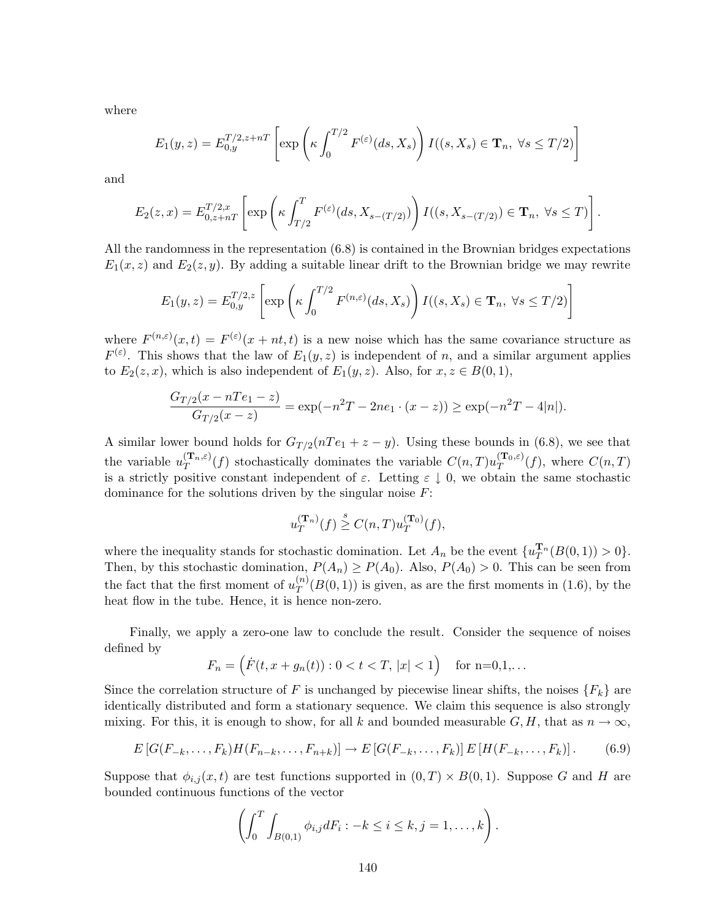where

$$E_1(y,z) = E_{0,y}^{T/2,z+nT}\left[\exp\left(\kappa\int_0^{T/2} F^{(\varepsilon)}(ds, X_s)\right) I((s,X_s)\in \mathbf{T}_n,\ \forall s\le T/2)\right]$$

and

$$E_2(z,x) = E_{0,z+nT}^{T/2,x}\left[\exp\left(\kappa\int_{T/2}^{T} F^{(\varepsilon)}(ds, X_{s-(T/2)})\right) I((s,X_{s-(T/2)})\in \mathbf{T}_n,\ \forall s\le T)\right].$$

All the randomness in the representation (6.8) is contained in the Brownian bridges expectations $E_1(x,z)$ and $E_2(z,y)$. By adding a suitable linear drift to the Brownian bridge we may rewrite

$$E_1(y,z) = E_{0,y}^{T/2,z}\left[\exp\left(\kappa\int_0^{T/2} F^{(n,\varepsilon)}(ds, X_s)\right) I((s,X_s)\in \mathbf{T}_n,\ \forall s\le T/2)\right]$$

where $F^{(n,\varepsilon)}(x,t) = F^{(\varepsilon)}(x+nt,t)$ is a new noise which has the same covariance structure as $F^{(\varepsilon)}$. This shows that the law of $E_1(y,z)$ is independent of $n$, and a similar argument applies to $E_2(z,x)$, which is also independent of $E_1(y,z)$. Also, for $x,z\in B(0,1)$,

$$\frac{G_{T/2}(x-nTe_1-z)}{G_{T/2}(x-z)} = \exp(-n^2T - 2ne_1\cdot(x-z)) \ge \exp(-n^2T-4|n|).$$

A similar lower bound holds for $G_{T/2}(nTe_1+z-y)$. Using these bounds in (6.8), we see that the variable $u_T^{(\mathbf{T}_n,\varepsilon)}(f)$ stochastically dominates the variable $C(n,T)u_T^{(\mathbf{T}_0,\varepsilon)}(f)$, where $C(n,T)$ is a strictly positive constant independent of $\varepsilon$. Letting $\varepsilon\downarrow 0$, we obtain the same stochastic dominance for the solutions driven by the singular noise $F$:

$$u_T^{(\mathbf{T}_n)}(f) \overset{s}{\ge} C(n,T)u_T^{(\mathbf{T}_0)}(f),$$

where the inequality stands for stochastic domination. Let $A_n$ be the event $\{u_T^{\mathbf{T}_n}(B(0,1))>0\}$. Then, by this stochastic domination, $P(A_n)\ge P(A_0)$. Also, $P(A_0)>0$. This can be seen from the fact that the first moment of $u_T^{(n)}(B(0,1))$ is given, as are the first moments in (1.6), by the heat flow in the tube. Hence, it is hence non-zero.

Finally, we apply a zero-one law to conclude the result. Consider the sequence of noises defined by

$$F_n = \left(\dot F(t,x+g_n(t)) : 0<t<T,\ |x|<1\right) \quad \text{for n=0,1,...}$$

Since the correlation structure of $F$ is unchanged by piecewise linear shifts, the noises $\{F_k\}$ are identically distributed and form a stationary sequence. We claim this sequence is also strongly mixing. For this, it is enough to show, for all $k$ and bounded measurable $G,H$, that as $n\to\infty$,

$$E\left[G(F_{-k},\dots,F_k)H(F_{n-k},\dots,F_{n+k})\right] \to E\left[G(F_{-k},\dots,F_k)\right]E\left[H(F_{-k},\dots,F_k)\right]. \tag{6.9}$$

Suppose that $\phi_{i,j}(x,t)$ are test functions supported in $(0,T)\times B(0,1)$. Suppose $G$ and $H$ are bounded continuous functions of the vector

$$\left(\int_0^T\int_{B(0,1)}\phi_{i,j}dF_i : -k\le i\le k,\, j=1,\dots,k\right).$$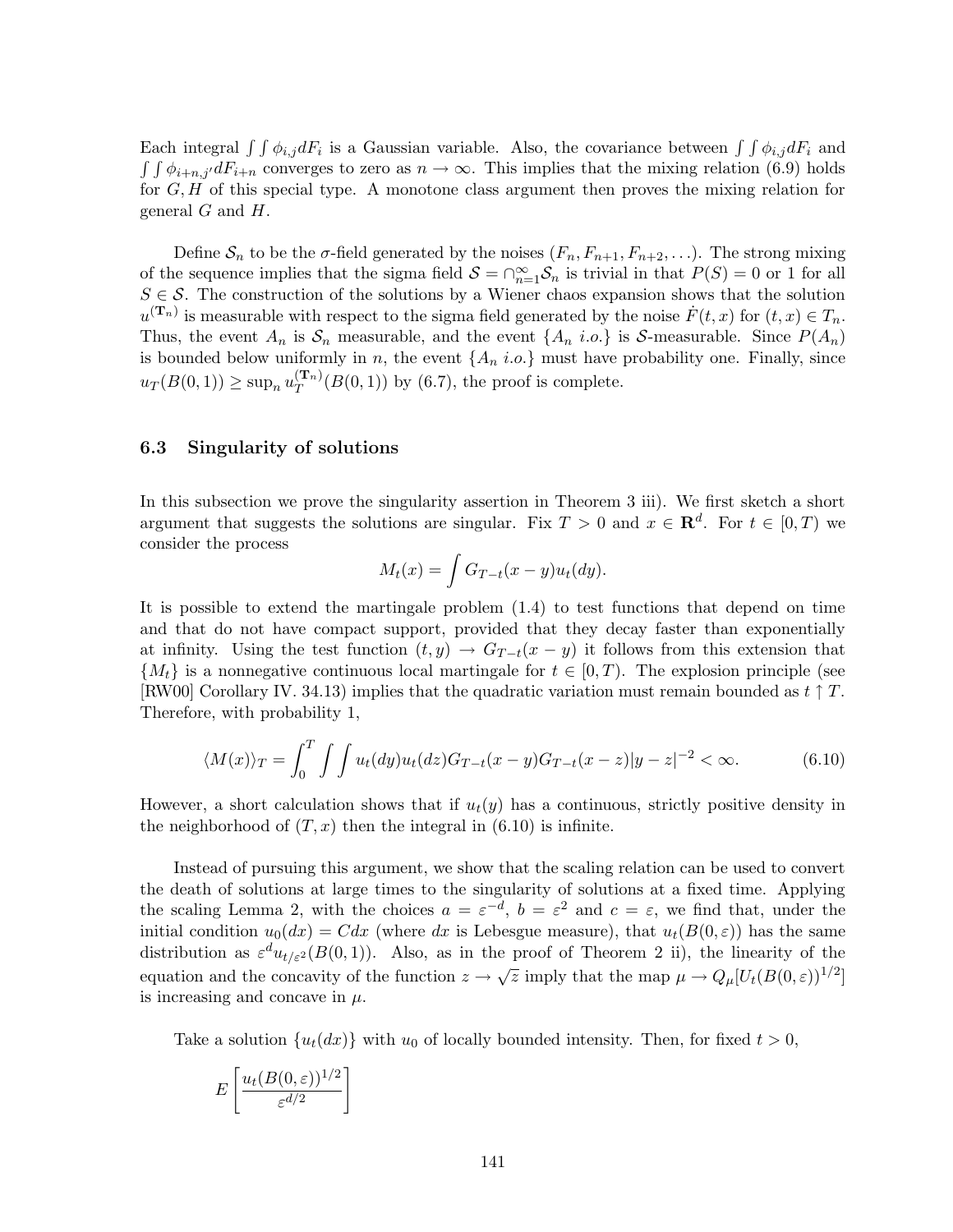Each integral $\int\int \phi_{i,j} dF_i$ is a Gaussian variable. Also, the covariance between $\int\int \phi_{i,j} dF_i$ and $\int\int \phi_{i+n,j'} dF_{i+n}$ converges to zero as $n \to \infty$. This implies that the mixing relation (6.9) holds for $G, H$ of this special type. A monotone class argument then proves the mixing relation for general $G$ and $H$.

Define $\mathcal{S}_n$ to be the $\sigma$-field generated by the noises $(F_n, F_{n+1}, F_{n+2}, \ldots)$. The strong mixing of the sequence implies that the sigma field $\mathcal{S} = \cap_{n=1}^{\infty} \mathcal{S}_n$ is trivial in that $P(S) = 0$ or $1$ for all $S \in \mathcal{S}$. The construction of the solutions by a Wiener chaos expansion shows that the solution $u^{(\mathbf{T}_n)}$ is measurable with respect to the sigma field generated by the noise $\dot{F}(t,x)$ for $(t,x) \in T_n$. Thus, the event $A_n$ is $\mathcal{S}_n$ measurable, and the event $\{A_n \ i.o.\}$ is $\mathcal{S}$-measurable. Since $P(A_n)$ is bounded below uniformly in $n$, the event $\{A_n \ i.o.\}$ must have probability one. Finally, since $u_T(B(0,1)) \geq \sup_n u_T^{(\mathbf{T}_n)}(B(0,1))$ by (6.7), the proof is complete.

### 6.3 Singularity of solutions

In this subsection we prove the singularity assertion in Theorem 3 iii). We first sketch a short argument that suggests the solutions are singular. Fix $T > 0$ and $x \in \mathbf{R}^d$. For $t \in [0,T)$ we consider the process

$$M_t(x) = \int G_{T-t}(x-y) u_t(dy).$$

It is possible to extend the martingale problem (1.4) to test functions that depend on time and that do not have compact support, provided that they decay faster than exponentially at infinity. Using the test function $(t,y) \to G_{T-t}(x-y)$ it follows from this extension that $\{M_t\}$ is a nonnegative continuous local martingale for $t \in [0,T)$. The explosion principle (see [RW00] Corollary IV. 34.13) implies that the quadratic variation must remain bounded as $t \uparrow T$. Therefore, with probability 1,

$$\langle M(x) \rangle_T = \int_0^T \int\int u_t(dy) u_t(dz) G_{T-t}(x-y) G_{T-t}(x-z) |y-z|^{-2} < \infty. \tag{6.10}$$

However, a short calculation shows that if $u_t(y)$ has a continuous, strictly positive density in the neighborhood of $(T,x)$ then the integral in (6.10) is infinite.

Instead of pursuing this argument, we show that the scaling relation can be used to convert the death of solutions at large times to the singularity of solutions at a fixed time. Applying the scaling Lemma 2, with the choices $a = \varepsilon^{-d}$, $b = \varepsilon^2$ and $c = \varepsilon$, we find that, under the initial condition $u_0(dx) = C dx$ (where $dx$ is Lebesgue measure), that $u_t(B(0,\varepsilon))$ has the same distribution as $\varepsilon^d u_{t/\varepsilon^2}(B(0,1))$. Also, as in the proof of Theorem 2 ii), the linearity of the equation and the concavity of the function $z \to \sqrt{z}$ imply that the map $\mu \to Q_\mu[U_t(B(0,\varepsilon))^{1/2}]$ is increasing and concave in $\mu$.

Take a solution $\{u_t(dx)\}$ with $u_0$ of locally bounded intensity. Then, for fixed $t > 0$,

$$E\left[\frac{u_t(B(0,\varepsilon))^{1/2}}{\varepsilon^{d/2}}\right]$$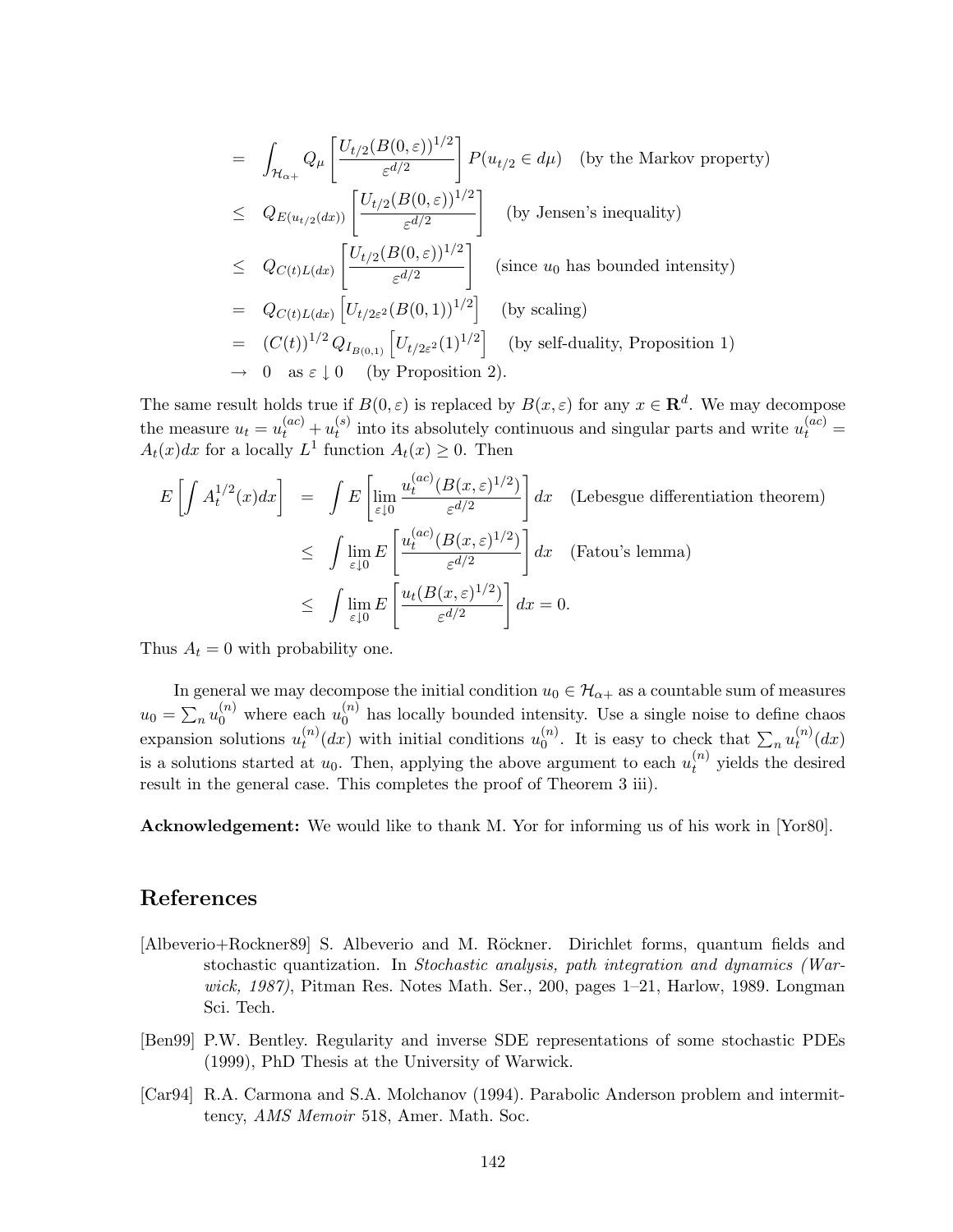$$
\begin{aligned}
&= \int_{\mathcal{H}_{\alpha+}} Q_\mu \left[ \frac{U_{t/2}(B(0,\varepsilon))^{1/2}}{\varepsilon^{d/2}} \right] P(u_{t/2} \in d\mu) \quad \text{(by the Markov property)} \\
&\le Q_{E(u_{t/2}(dx))} \left[ \frac{U_{t/2}(B(0,\varepsilon))^{1/2}}{\varepsilon^{d/2}} \right] \quad \text{(by Jensen's inequality)} \\
&\le Q_{C(t)L(dx)} \left[ \frac{U_{t/2}(B(0,\varepsilon))^{1/2}}{\varepsilon^{d/2}} \right] \quad \text{(since } u_0 \text{ has bounded intensity)} \\
&= Q_{C(t)L(dx)} \left[ U_{t/2\varepsilon^2}(B(0,1))^{1/2} \right] \quad \text{(by scaling)} \\
&= (C(t))^{1/2} Q_{I_{B(0,1)}} \left[ U_{t/2\varepsilon^2}(1)^{1/2} \right] \quad \text{(by self-duality, Proposition 1)} \\
&\to 0 \quad \text{as } \varepsilon \downarrow 0 \quad \text{(by Proposition 2).}
\end{aligned}
$$

The same result holds true if $B(0,\varepsilon)$ is replaced by $B(x,\varepsilon)$ for any $x \in \mathbf{R}^d$. We may decompose the measure $u_t = u_t^{(ac)} + u_t^{(s)}$ into its absolutely continuous and singular parts and write $u_t^{(ac)} = A_t(x)dx$ for a locally $L^1$ function $A_t(x) \ge 0$. Then

$$
\begin{aligned}
E\left[ \int A_t^{1/2}(x)dx \right] &= \int E\left[ \lim_{\varepsilon \downarrow 0} \frac{u_t^{(ac)}(B(x,\varepsilon)^{1/2})}{\varepsilon^{d/2}} \right] dx \quad \text{(Lebesgue differentiation theorem)} \\
&\le \int \lim_{\varepsilon \downarrow 0} E\left[ \frac{u_t^{(ac)}(B(x,\varepsilon)^{1/2})}{\varepsilon^{d/2}} \right] dx \quad \text{(Fatou's lemma)} \\
&\le \int \lim_{\varepsilon \downarrow 0} E\left[ \frac{u_t(B(x,\varepsilon)^{1/2})}{\varepsilon^{d/2}} \right] dx = 0.
\end{aligned}
$$

Thus $A_t = 0$ with probability one.

In general we may decompose the initial condition $u_0 \in \mathcal{H}_{\alpha+}$ as a countable sum of measures $u_0 = \sum_n u_0^{(n)}$ where each $u_0^{(n)}$ has locally bounded intensity. Use a single noise to define chaos expansion solutions $u_t^{(n)}(dx)$ with initial conditions $u_0^{(n)}$. It is easy to check that $\sum_n u_t^{(n)}(dx)$ is a solutions started at $u_0$. Then, applying the above argument to each $u_t^{(n)}$ yields the desired result in the general case. This completes the proof of Theorem 3 iii).

**Acknowledgement:** We would like to thank M. Yor for informing us of his work in [Yor80].

# References

[Albeverio+Rockner89] S. Albeverio and M. Röckner. Dirichlet forms, quantum fields and stochastic quantization. In *Stochastic analysis, path integration and dynamics (Warwick, 1987)*, Pitman Res. Notes Math. Ser., 200, pages 1–21, Harlow, 1989. Longman Sci. Tech.

[Ben99] P.W. Bentley. Regularity and inverse SDE representations of some stochastic PDEs (1999), PhD Thesis at the University of Warwick.

[Car94] R.A. Carmona and S.A. Molchanov (1994). Parabolic Anderson problem and intermittency, *AMS Memoir* 518, Amer. Math. Soc.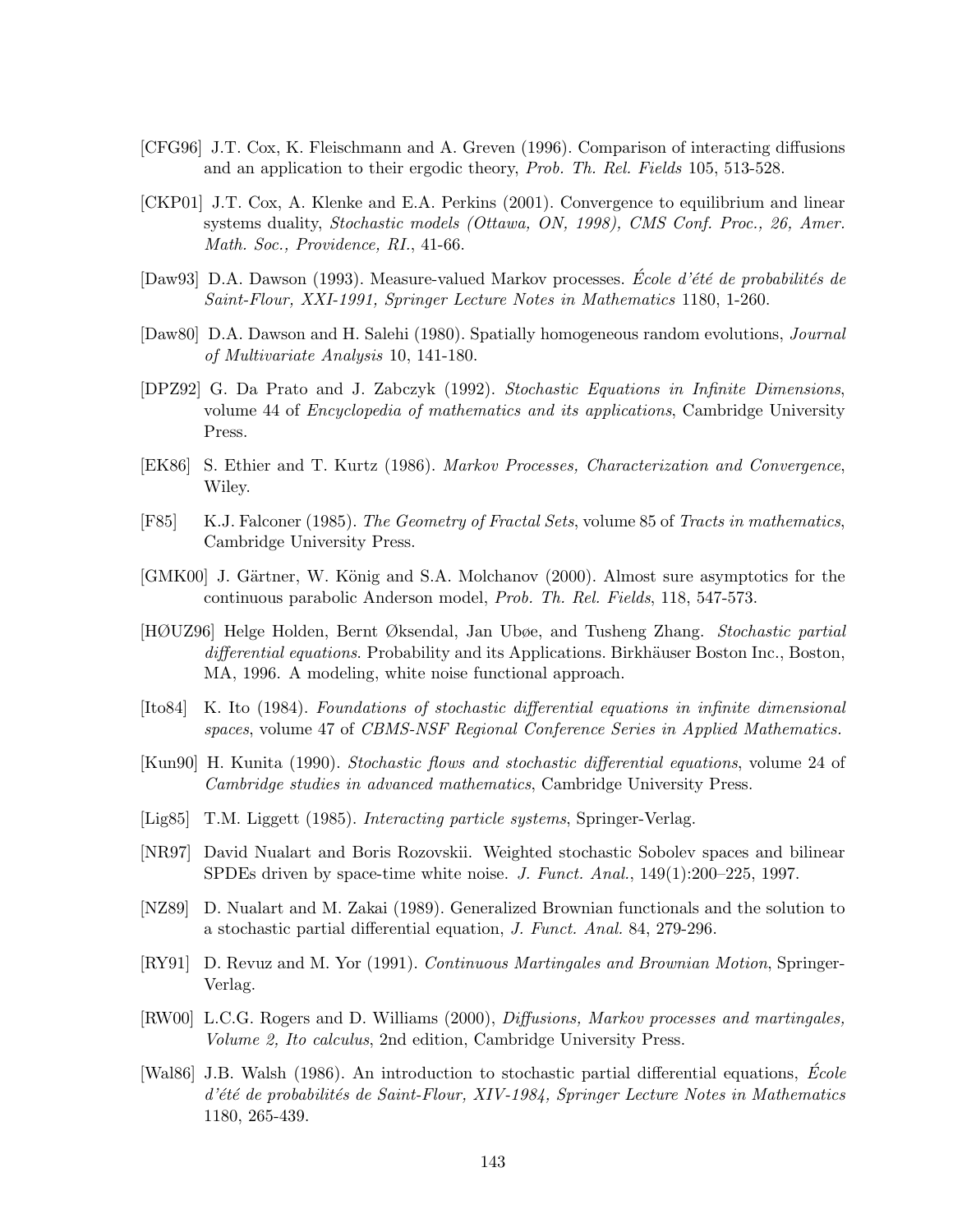[CFG96] J.T. Cox, K. Fleischmann and A. Greven (1996). Comparison of interacting diffusions and an application to their ergodic theory, *Prob. Th. Rel. Fields* 105, 513-528.

[CKP01] J.T. Cox, A. Klenke and E.A. Perkins (2001). Convergence to equilibrium and linear systems duality, *Stochastic models (Ottawa, ON, 1998), CMS Conf. Proc., 26, Amer. Math. Soc., Providence, RI.*, 41-66.

[Daw93] D.A. Dawson (1993). Measure-valued Markov processes. *École d'été de probabilités de Saint-Flour, XXI-1991, Springer Lecture Notes in Mathematics* 1180, 1-260.

[Daw80] D.A. Dawson and H. Salehi (1980). Spatially homogeneous random evolutions, *Journal of Multivariate Analysis* 10, 141-180.

[DPZ92] G. Da Prato and J. Zabczyk (1992). *Stochastic Equations in Infinite Dimensions*, volume 44 of *Encyclopedia of mathematics and its applications*, Cambridge University Press.

[EK86] S. Ethier and T. Kurtz (1986). *Markov Processes, Characterization and Convergence*, Wiley.

[F85] K.J. Falconer (1985). *The Geometry of Fractal Sets*, volume 85 of *Tracts in mathematics*, Cambridge University Press.

[GMK00] J. Gärtner, W. König and S.A. Molchanov (2000). Almost sure asymptotics for the continuous parabolic Anderson model, *Prob. Th. Rel. Fields*, 118, 547-573.

[HØUZ96] Helge Holden, Bernt Øksendal, Jan Ubøe, and Tusheng Zhang. *Stochastic partial differential equations*. Probability and its Applications. Birkhäuser Boston Inc., Boston, MA, 1996. A modeling, white noise functional approach.

[Ito84] K. Ito (1984). *Foundations of stochastic differential equations in infinite dimensional spaces*, volume 47 of *CBMS-NSF Regional Conference Series in Applied Mathematics.*

[Kun90] H. Kunita (1990). *Stochastic flows and stochastic differential equations*, volume 24 of *Cambridge studies in advanced mathematics*, Cambridge University Press.

[Lig85] T.M. Liggett (1985). *Interacting particle systems*, Springer-Verlag.

[NR97] David Nualart and Boris Rozovskii. Weighted stochastic Sobolev spaces and bilinear SPDEs driven by space-time white noise. *J. Funct. Anal.*, 149(1):200–225, 1997.

[NZ89] D. Nualart and M. Zakai (1989). Generalized Brownian functionals and the solution to a stochastic partial differential equation, *J. Funct. Anal.* 84, 279-296.

[RY91] D. Revuz and M. Yor (1991). *Continuous Martingales and Brownian Motion*, Springer-Verlag.

[RW00] L.C.G. Rogers and D. Williams (2000), *Diffusions, Markov processes and martingales, Volume 2, Ito calculus*, 2nd edition, Cambridge University Press.

[Wal86] J.B. Walsh (1986). An introduction to stochastic partial differential equations, *École d'été de probabilités de Saint-Flour, XIV-1984, Springer Lecture Notes in Mathematics* 1180, 265-439.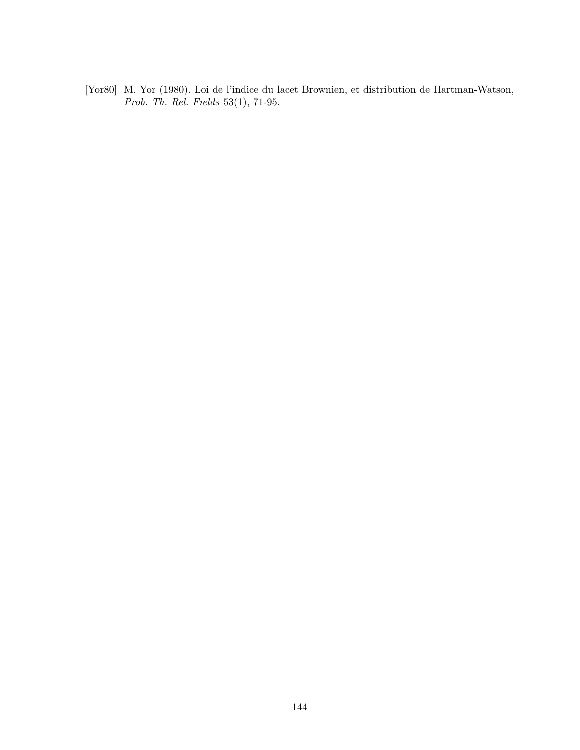[Yor80] M. Yor (1980). Loi de l'indice du lacet Brownien, et distribution de Hartman-Watson, *Prob. Th. Rel. Fields* 53(1), 71-95.